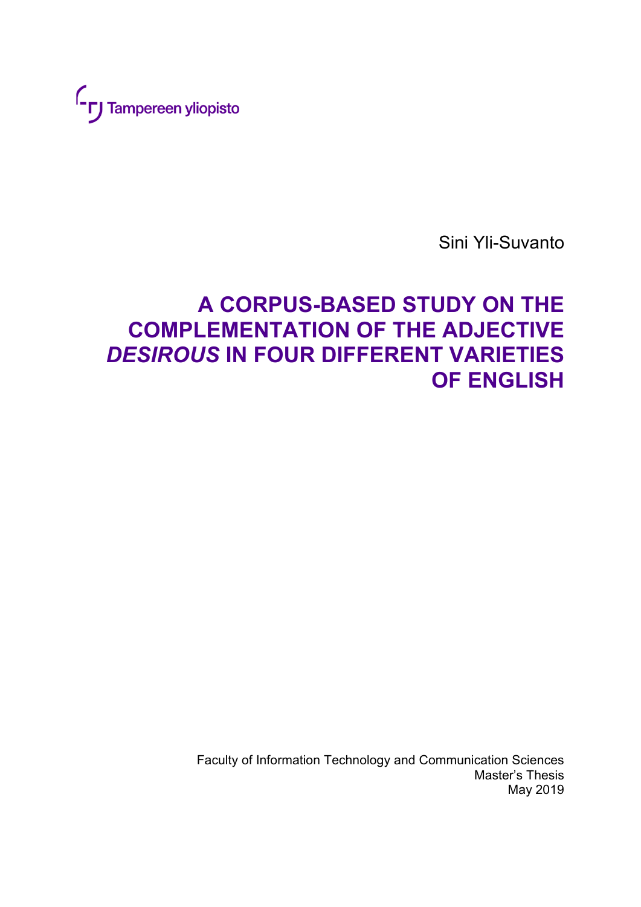Tampereen yliopisto

Sini Yli-Suvanto

# A CORPUS-BASED STUDY ON THE COMPLEMENTATION OF THE ADJECTIVE *DESIROUS* IN FOUR DIFFERENT VARIETIES OF ENGLISH

Faculty of Information Technology and Communication Sciences
Master's Thesis
May 2019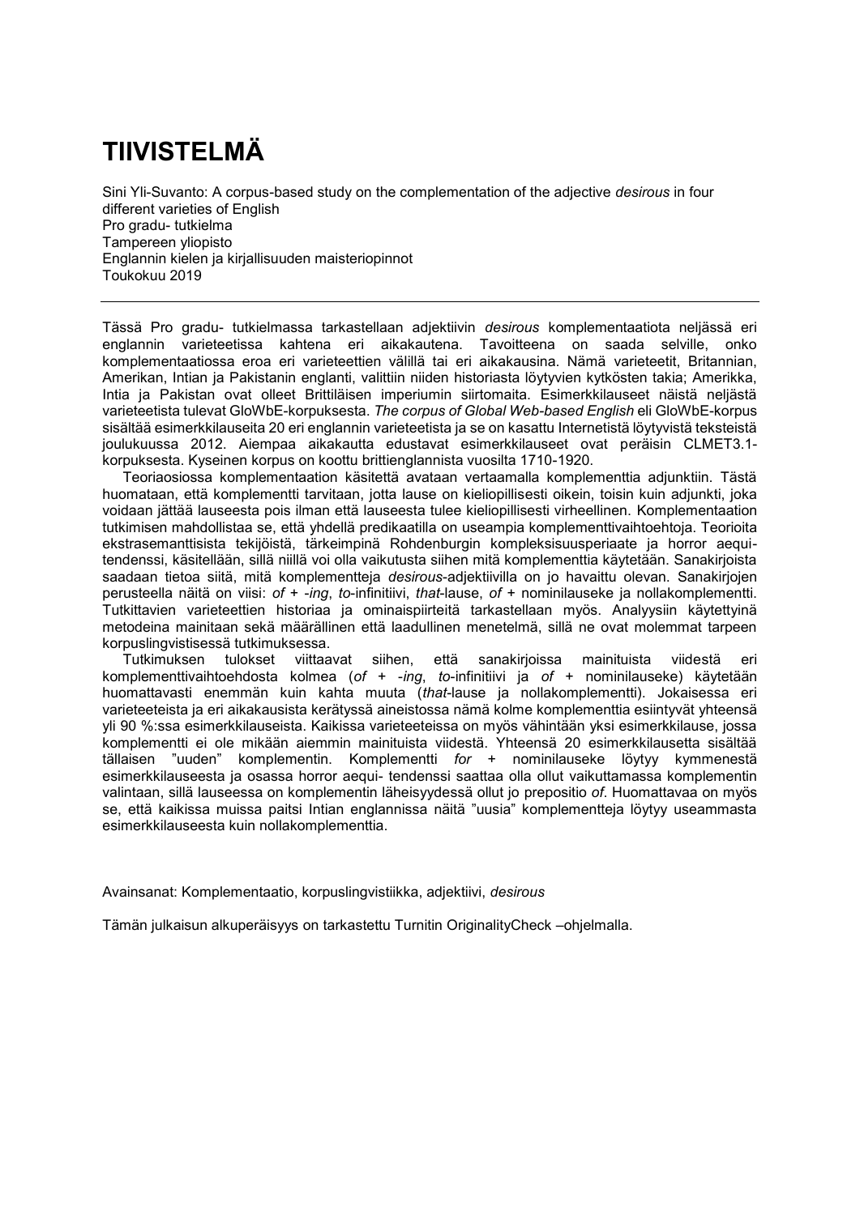# TIIVISTELMÄ

Sini Yli-Suvanto: A corpus-based study on the complementation of the adjective *desirous* in four different varieties of English
Pro gradu- tutkielma
Tampereen yliopisto
Englannin kielen ja kirjallisuuden maisteriopinnot
Toukokuu 2019

---

Tässä Pro gradu- tutkielmassa tarkastellaan adjektiivin *desirous* komplementaatiota neljässä eri englannin varieteetissa kahtena eri aikakautena. Tavoitteena on saada selville, onko komplementaatiossa eroa eri varieteettien välillä tai eri aikakausina. Nämä varieteetit, Britannian, Amerikan, Intian ja Pakistanin englanti, valittiin niiden historiasta löytyvien kytkösten takia; Amerikka, Intia ja Pakistan ovat olleet Brittiläisen imperiumin siirtomaita. Esimerkkilauseet näistä neljästä varieteetista tulevat GloWbE-korpuksesta. *The corpus of Global Web-based English* eli GloWbE-korpus sisältää esimerkkilauseita 20 eri englannin varieteetista ja se on kasattu Internetistä löytyvistä teksteistä joulukuussa 2012. Aiempaa aikakautta edustavat esimerkkilauseet ovat peräisin CLMET3.1-korpuksesta. Kyseinen korpus on koottu brittienglannista vuosilta 1710-1920.

Teoriaosiossa komplementaation käsitettä avataan vertaamalla komplementtia adjunktiin. Tästä huomataan, että komplementti tarvitaan, jotta lause on kieliopillisesti oikein, toisin kuin adjunkti, joka voidaan jättää lauseesta pois ilman että lauseesta tulee kieliopillisesti virheellinen. Komplementaation tutkimisen mahdollistaa se, että yhdellä predikaatilla on useampia komplementtivaihtoehtoja. Teorioita ekstrasemanttisista tekijöistä, tärkeimpinä Rohdenburgin kompleksisuusperiaate ja horror aequi-tendenssi, käsitellään, sillä niillä voi olla vaikutusta siihen mitä komplementtia käytetään. Sanakirjoista saadaan tietoa siitä, mitä komplementteja *desirous*-adjektiivilla on jo havaittu olevan. Sanakirjojen perusteella näitä on viisi: *of* + *-ing*, *to*-infinitiivi, *that*-lause, *of* + nominilauseke ja nollakomplementti. Tutkittavien varieteettien historiaa ja ominaispiirteitä tarkastellaan myös. Analyysiin käytettyinä metodeina mainitaan sekä määrällinen että laadullinen menetelmä, sillä ne ovat molemmat tarpeen korpuslingvistisessä tutkimuksessa.

Tutkimuksen tulokset viittaavat siihen, että sanakirjoissa mainituista viidestä eri komplementtivaihtoehdosta kolmea (*of* + *-ing*, *to*-infinitiivi ja *of* + nominilauseke) käytetään huomattavasti enemmän kuin kahta muuta (*that*-lause ja nollakomplementti). Jokaisessa eri varieteeteista ja eri aikakausista kerätyssä aineistossa nämä kolme komplementtia esiintyvät yhteensä yli 90 %:ssa esimerkkilauseista. Kaikissa varieteeteissa on myös vähintään yksi esimerkkilause, jossa komplementti ei ole mikään aiemmin mainituista viidestä. Yhteensä 20 esimerkkilausetta sisältää tällaisen "uuden" komplementin. Komplementti *for* + nominilauseke löytyy kymmenestä esimerkkilauseesta ja osassa horror aequi- tendenssi saattaa olla ollut vaikuttamassa komplementin valintaan, sillä lauseessa on komplementin läheisyydessä ollut jo prepositio *of*. Huomattavaa on myös se, että kaikissa muissa paitsi Intian englannissa näitä "uusia" komplementteja löytyy useammasta esimerkkilauseesta kuin nollakomplementtia.

Avainsanat: Komplementaatio, korpuslingvistiikka, adjektiivi, *desirous*

Tämän julkaisun alkuperäisyys on tarkastettu Turnitin OriginalityCheck –ohjelmalla.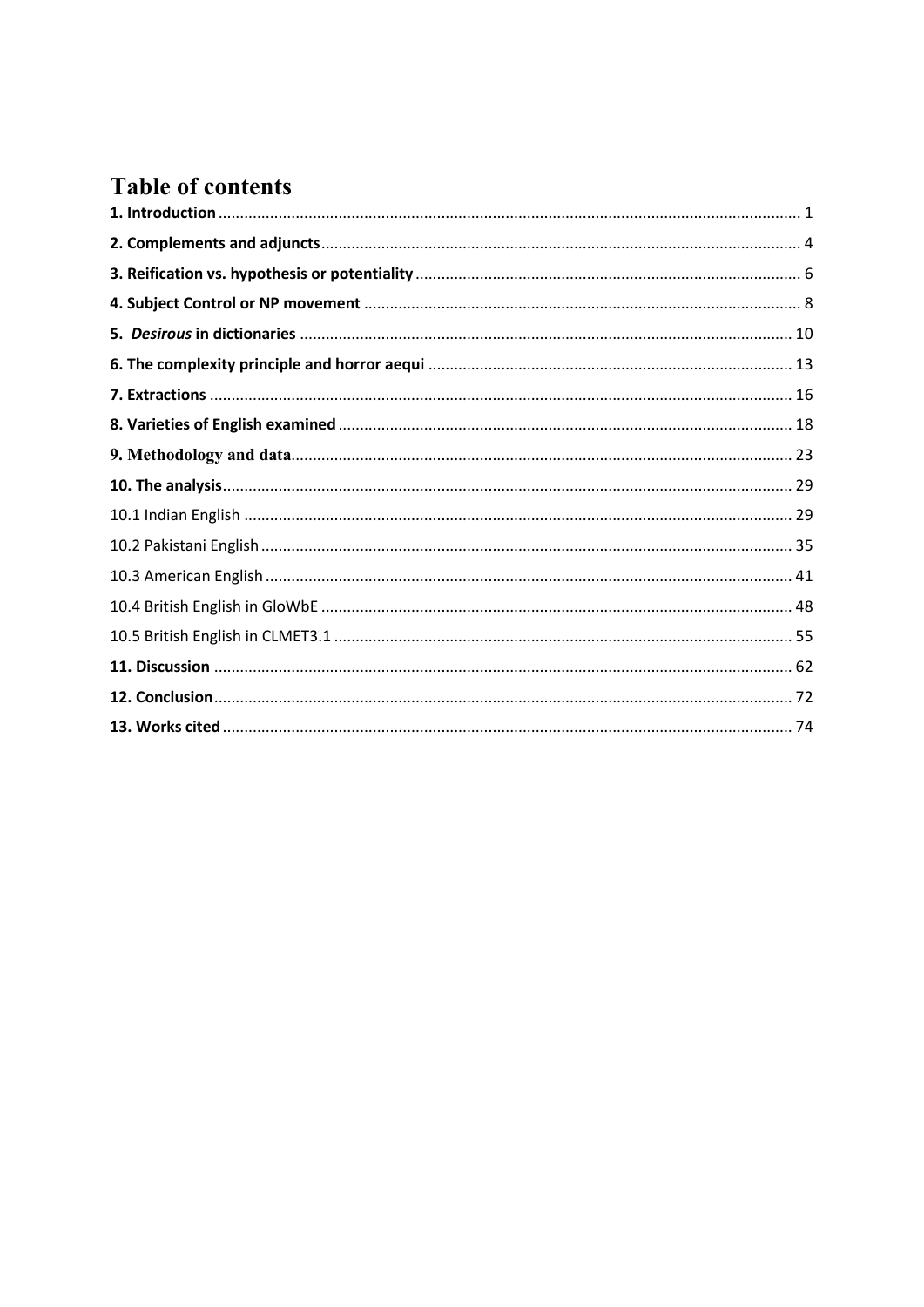# Table of contents

**1. Introduction** ........................................................................ 1
**2. Complements and adjuncts** ........................................................................ 4
**3. Reification vs. hypothesis or potentiality** ........................................................................ 6
**4. Subject Control or NP movement** ........................................................................ 8
**5. *Desirous* in dictionaries** ........................................................................ 10
**6. The complexity principle and horror aequi** ........................................................................ 13
**7. Extractions** ........................................................................ 16
**8. Varieties of English examined** ........................................................................ 18
**9. Methodology and data** ........................................................................ 23
**10. The analysis** ........................................................................ 29
10.1 Indian English ........................................................................ 29
10.2 Pakistani English ........................................................................ 35
10.3 American English ........................................................................ 41
10.4 British English in GloWbE ........................................................................ 48
10.5 British English in CLMET3.1 ........................................................................ 55
**11. Discussion** ........................................................................ 62
**12. Conclusion** ........................................................................ 72
**13. Works cited** ........................................................................ 74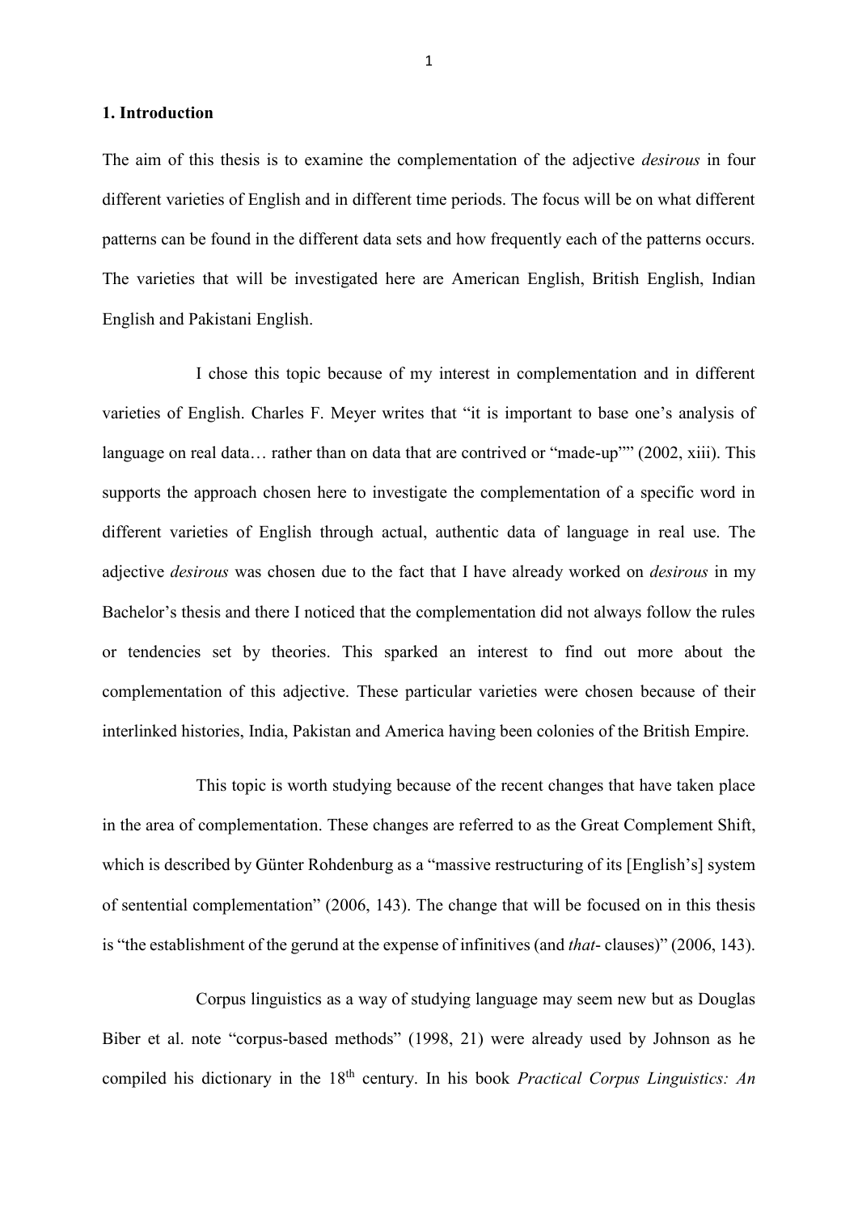## 1. Introduction

The aim of this thesis is to examine the complementation of the adjective *desirous* in four different varieties of English and in different time periods. The focus will be on what different patterns can be found in the different data sets and how frequently each of the patterns occurs. The varieties that will be investigated here are American English, British English, Indian English and Pakistani English.

I chose this topic because of my interest in complementation and in different varieties of English. Charles F. Meyer writes that "it is important to base one's analysis of language on real data… rather than on data that are contrived or "made-up"" (2002, xiii). This supports the approach chosen here to investigate the complementation of a specific word in different varieties of English through actual, authentic data of language in real use. The adjective *desirous* was chosen due to the fact that I have already worked on *desirous* in my Bachelor's thesis and there I noticed that the complementation did not always follow the rules or tendencies set by theories. This sparked an interest to find out more about the complementation of this adjective. These particular varieties were chosen because of their interlinked histories, India, Pakistan and America having been colonies of the British Empire.

This topic is worth studying because of the recent changes that have taken place in the area of complementation. These changes are referred to as the Great Complement Shift, which is described by Günter Rohdenburg as a "massive restructuring of its [English's] system of sentential complementation" (2006, 143). The change that will be focused on in this thesis is "the establishment of the gerund at the expense of infinitives (and *that*- clauses)" (2006, 143).

Corpus linguistics as a way of studying language may seem new but as Douglas Biber et al. note "corpus-based methods" (1998, 21) were already used by Johnson as he compiled his dictionary in the 18th century. In his book *Practical Corpus Linguistics: An*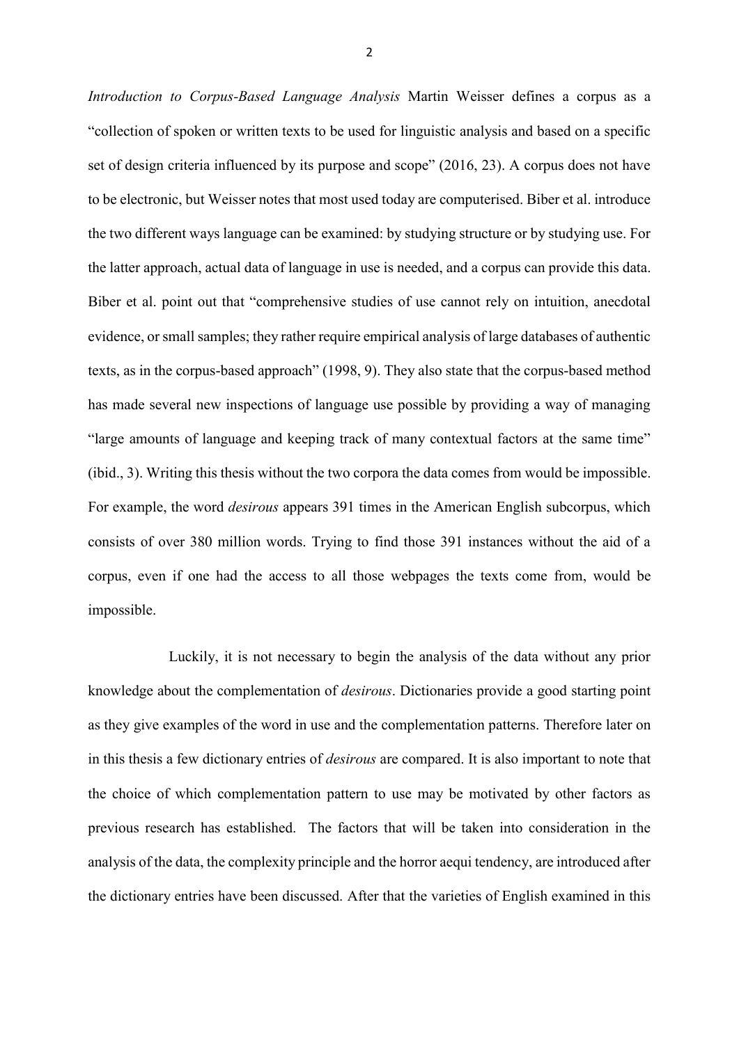*Introduction to Corpus-Based Language Analysis* Martin Weisser defines a corpus as a "collection of spoken or written texts to be used for linguistic analysis and based on a specific set of design criteria influenced by its purpose and scope" (2016, 23). A corpus does not have to be electronic, but Weisser notes that most used today are computerised. Biber et al. introduce the two different ways language can be examined: by studying structure or by studying use. For the latter approach, actual data of language in use is needed, and a corpus can provide this data. Biber et al. point out that "comprehensive studies of use cannot rely on intuition, anecdotal evidence, or small samples; they rather require empirical analysis of large databases of authentic texts, as in the corpus-based approach" (1998, 9). They also state that the corpus-based method has made several new inspections of language use possible by providing a way of managing "large amounts of language and keeping track of many contextual factors at the same time" (ibid., 3). Writing this thesis without the two corpora the data comes from would be impossible. For example, the word *desirous* appears 391 times in the American English subcorpus, which consists of over 380 million words. Trying to find those 391 instances without the aid of a corpus, even if one had the access to all those webpages the texts come from, would be impossible.

Luckily, it is not necessary to begin the analysis of the data without any prior knowledge about the complementation of *desirous*. Dictionaries provide a good starting point as they give examples of the word in use and the complementation patterns. Therefore later on in this thesis a few dictionary entries of *desirous* are compared. It is also important to note that the choice of which complementation pattern to use may be motivated by other factors as previous research has established. The factors that will be taken into consideration in the analysis of the data, the complexity principle and the horror aequi tendency, are introduced after the dictionary entries have been discussed. After that the varieties of English examined in this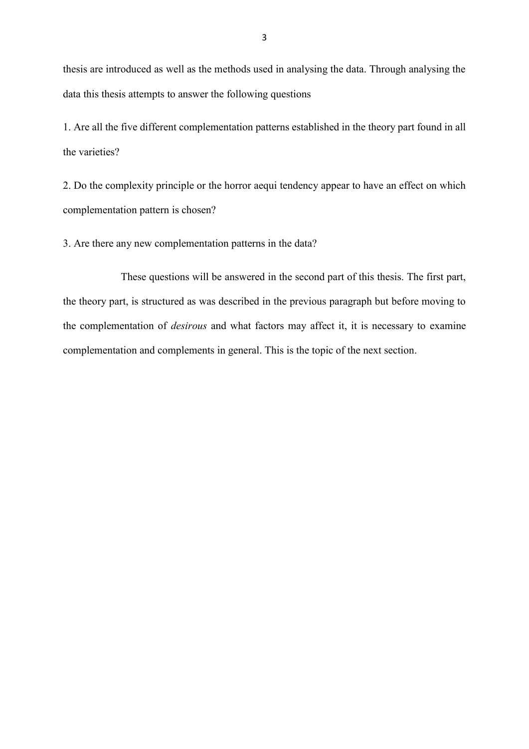thesis are introduced as well as the methods used in analysing the data. Through analysing the data this thesis attempts to answer the following questions

1. Are all the five different complementation patterns established in the theory part found in all the varieties?

2. Do the complexity principle or the horror aequi tendency appear to have an effect on which complementation pattern is chosen?

3. Are there any new complementation patterns in the data?

These questions will be answered in the second part of this thesis. The first part, the theory part, is structured as was described in the previous paragraph but before moving to the complementation of *desirous* and what factors may affect it, it is necessary to examine complementation and complements in general. This is the topic of the next section.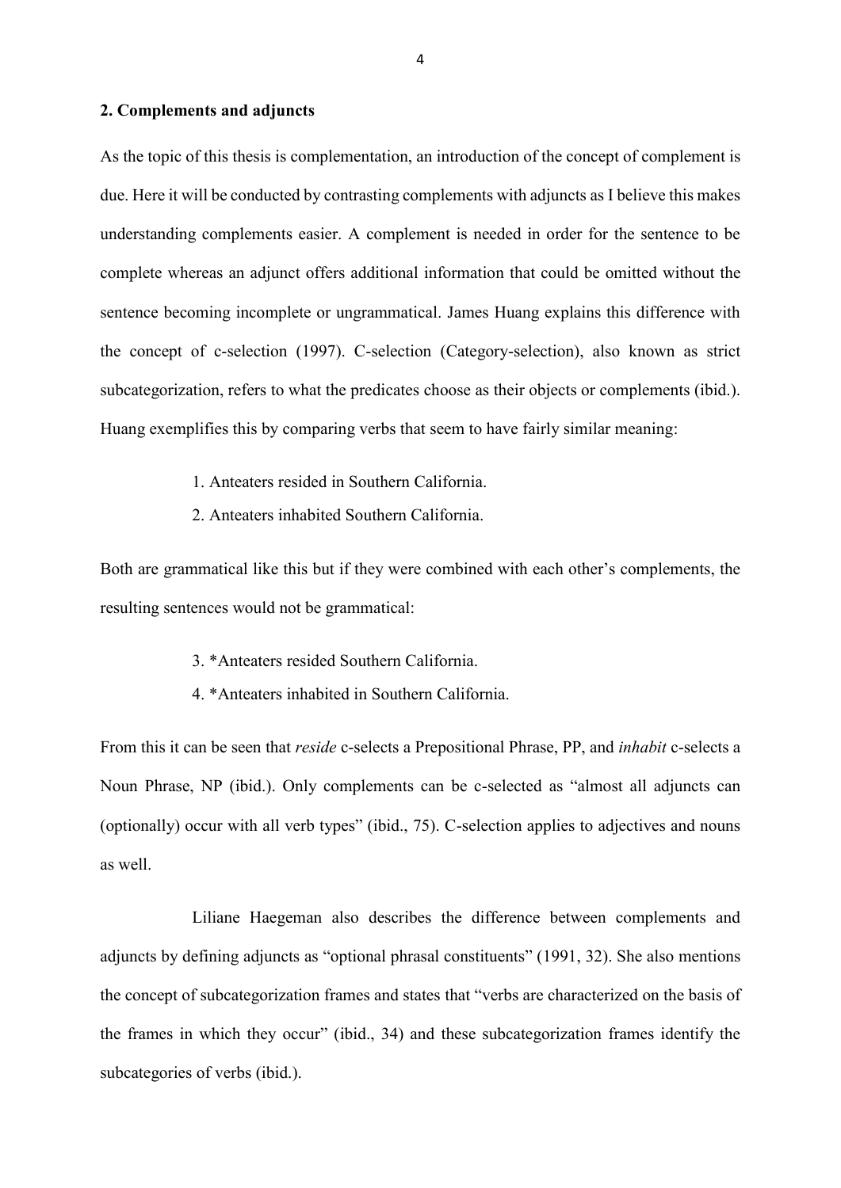## 2. Complements and adjuncts

As the topic of this thesis is complementation, an introduction of the concept of complement is due. Here it will be conducted by contrasting complements with adjuncts as I believe this makes understanding complements easier. A complement is needed in order for the sentence to be complete whereas an adjunct offers additional information that could be omitted without the sentence becoming incomplete or ungrammatical. James Huang explains this difference with the concept of c-selection (1997). C-selection (Category-selection), also known as strict subcategorization, refers to what the predicates choose as their objects or complements (ibid.). Huang exemplifies this by comparing verbs that seem to have fairly similar meaning:

1. Anteaters resided in Southern California.
2. Anteaters inhabited Southern California.

Both are grammatical like this but if they were combined with each other's complements, the resulting sentences would not be grammatical:

3. *Anteaters resided Southern California.
4. *Anteaters inhabited in Southern California.

From this it can be seen that *reside* c-selects a Prepositional Phrase, PP, and *inhabit* c-selects a Noun Phrase, NP (ibid.). Only complements can be c-selected as "almost all adjuncts can (optionally) occur with all verb types" (ibid., 75). C-selection applies to adjectives and nouns as well.

Liliane Haegeman also describes the difference between complements and adjuncts by defining adjuncts as "optional phrasal constituents" (1991, 32). She also mentions the concept of subcategorization frames and states that "verbs are characterized on the basis of the frames in which they occur" (ibid., 34) and these subcategorization frames identify the subcategories of verbs (ibid.).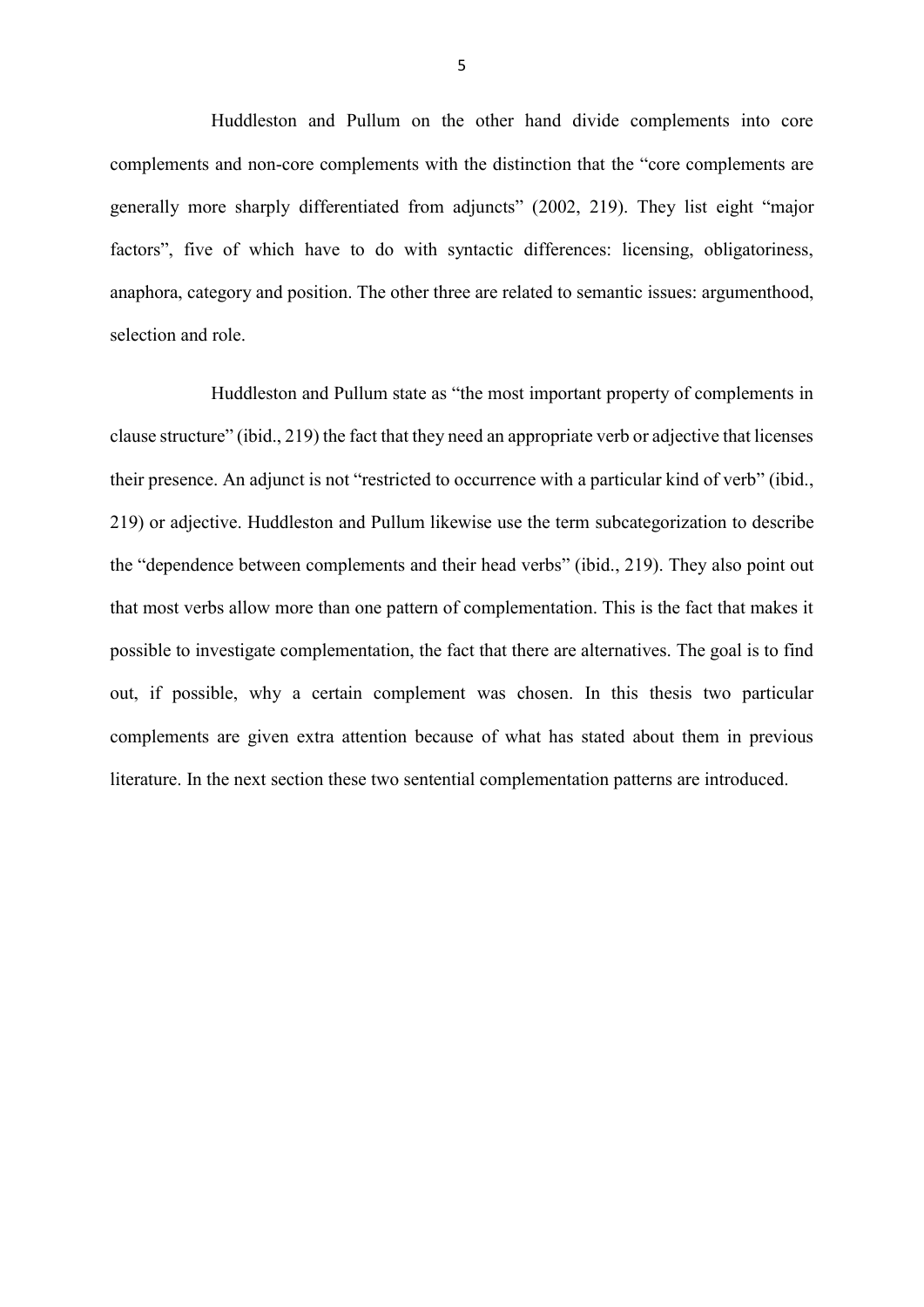Huddleston and Pullum on the other hand divide complements into core complements and non-core complements with the distinction that the "core complements are generally more sharply differentiated from adjuncts" (2002, 219). They list eight "major factors", five of which have to do with syntactic differences: licensing, obligatoriness, anaphora, category and position. The other three are related to semantic issues: argumenthood, selection and role.

Huddleston and Pullum state as "the most important property of complements in clause structure" (ibid., 219) the fact that they need an appropriate verb or adjective that licenses their presence. An adjunct is not "restricted to occurrence with a particular kind of verb" (ibid., 219) or adjective. Huddleston and Pullum likewise use the term subcategorization to describe the "dependence between complements and their head verbs" (ibid., 219). They also point out that most verbs allow more than one pattern of complementation. This is the fact that makes it possible to investigate complementation, the fact that there are alternatives. The goal is to find out, if possible, why a certain complement was chosen. In this thesis two particular complements are given extra attention because of what has stated about them in previous literature. In the next section these two sentential complementation patterns are introduced.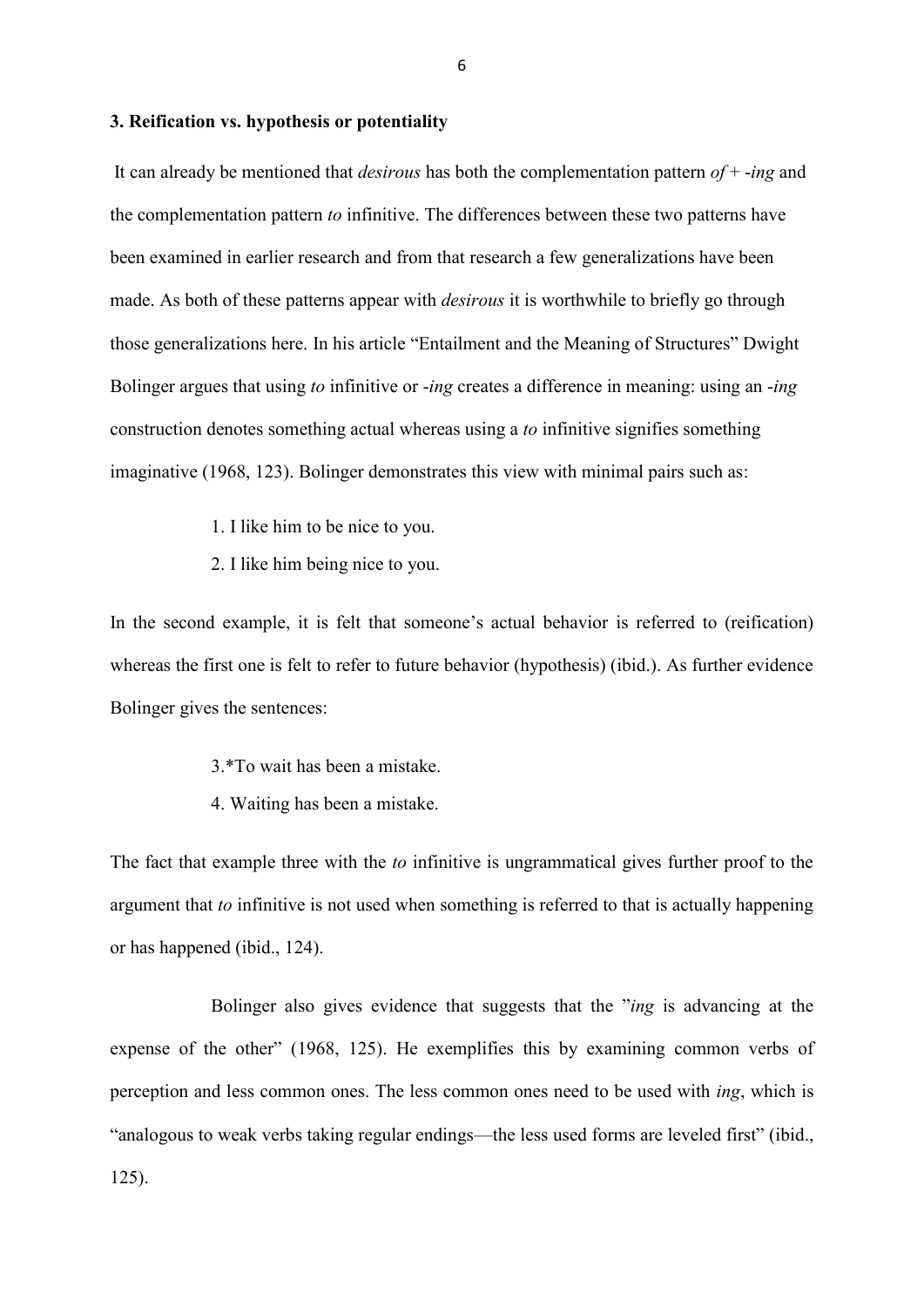### 3. Reification vs. hypothesis or potentiality

It can already be mentioned that *desirous* has both the complementation pattern *of* + -*ing* and the complementation pattern *to* infinitive. The differences between these two patterns have been examined in earlier research and from that research a few generalizations have been made. As both of these patterns appear with *desirous* it is worthwhile to briefly go through those generalizations here. In his article "Entailment and the Meaning of Structures" Dwight Bolinger argues that using *to* infinitive or -*ing* creates a difference in meaning: using an -*ing* construction denotes something actual whereas using a *to* infinitive signifies something imaginative (1968, 123). Bolinger demonstrates this view with minimal pairs such as:

1. I like him to be nice to you.
2. I like him being nice to you.

In the second example, it is felt that someone's actual behavior is referred to (reification) whereas the first one is felt to refer to future behavior (hypothesis) (ibid.). As further evidence Bolinger gives the sentences:

3.*To wait has been a mistake.
4. Waiting has been a mistake.

The fact that example three with the *to* infinitive is ungrammatical gives further proof to the argument that *to* infinitive is not used when something is referred to that is actually happening or has happened (ibid., 124).

Bolinger also gives evidence that suggests that the "*ing* is advancing at the expense of the other" (1968, 125). He exemplifies this by examining common verbs of perception and less common ones. The less common ones need to be used with *ing*, which is "analogous to weak verbs taking regular endings—the less used forms are leveled first" (ibid., 125).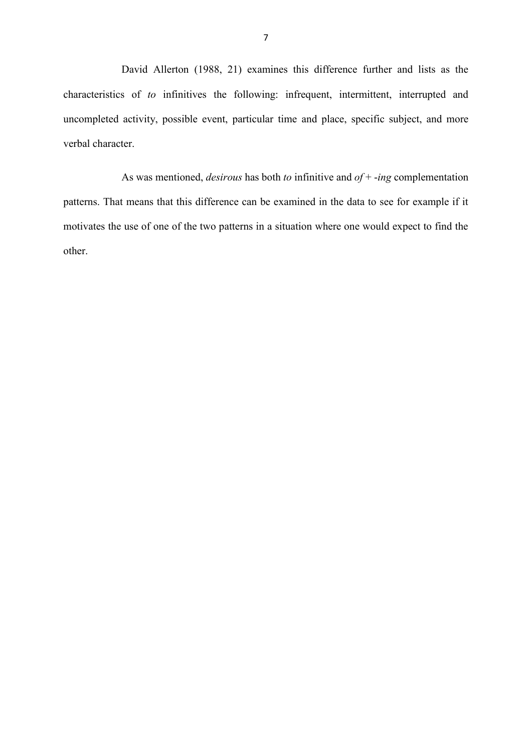David Allerton (1988, 21) examines this difference further and lists as the characteristics of *to* infinitives the following: infrequent, intermittent, interrupted and uncompleted activity, possible event, particular time and place, specific subject, and more verbal character.

As was mentioned, *desirous* has both *to* infinitive and *of* + -*ing* complementation patterns. That means that this difference can be examined in the data to see for example if it motivates the use of one of the two patterns in a situation where one would expect to find the other.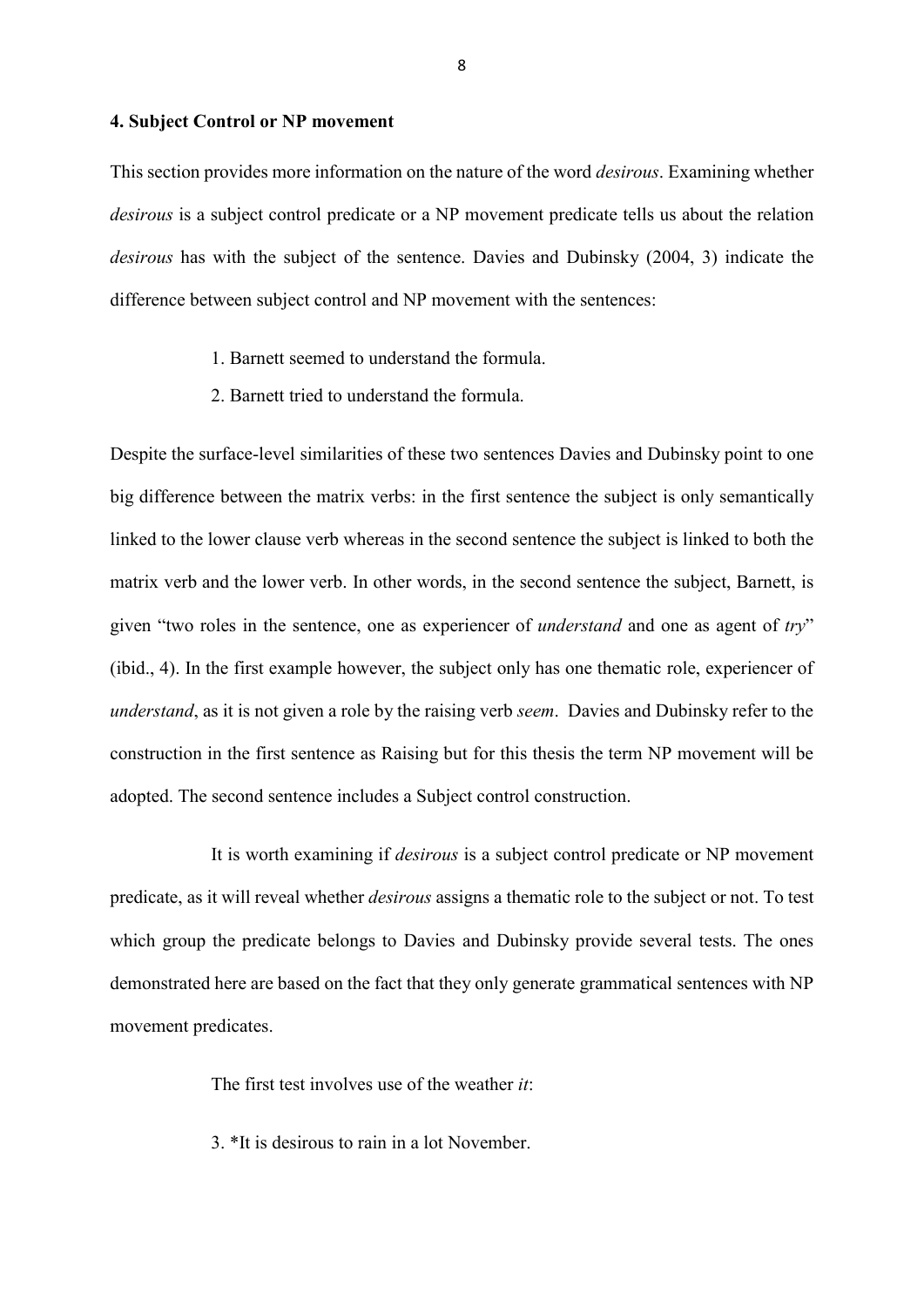**4. Subject Control or NP movement**

This section provides more information on the nature of the word *desirous*. Examining whether *desirous* is a subject control predicate or a NP movement predicate tells us about the relation *desirous* has with the subject of the sentence. Davies and Dubinsky (2004, 3) indicate the difference between subject control and NP movement with the sentences:

1. Barnett seemed to understand the formula.
2. Barnett tried to understand the formula.

Despite the surface-level similarities of these two sentences Davies and Dubinsky point to one big difference between the matrix verbs: in the first sentence the subject is only semantically linked to the lower clause verb whereas in the second sentence the subject is linked to both the matrix verb and the lower verb. In other words, in the second sentence the subject, Barnett, is given "two roles in the sentence, one as experiencer of *understand* and one as agent of *try*" (ibid., 4). In the first example however, the subject only has one thematic role, experiencer of *understand*, as it is not given a role by the raising verb *seem*. Davies and Dubinsky refer to the construction in the first sentence as Raising but for this thesis the term NP movement will be adopted. The second sentence includes a Subject control construction.

It is worth examining if *desirous* is a subject control predicate or NP movement predicate, as it will reveal whether *desirous* assigns a thematic role to the subject or not. To test which group the predicate belongs to Davies and Dubinsky provide several tests. The ones demonstrated here are based on the fact that they only generate grammatical sentences with NP movement predicates.

The first test involves use of the weather *it*:

3. *It is desirous to rain in a lot November.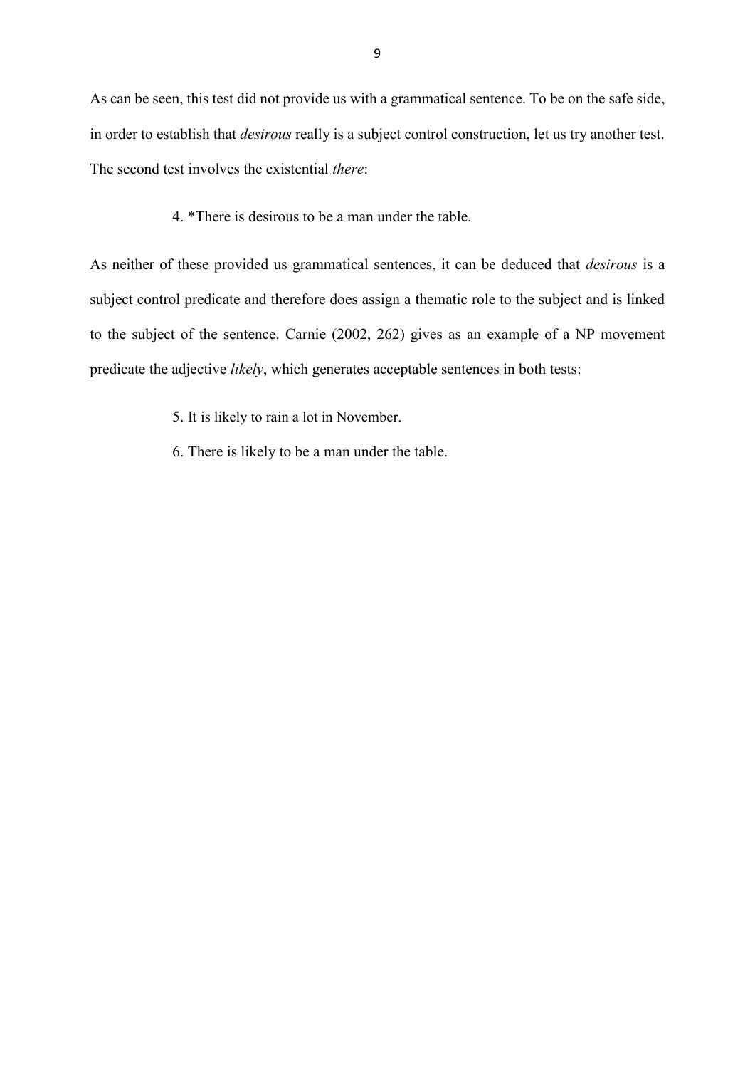As can be seen, this test did not provide us with a grammatical sentence. To be on the safe side, in order to establish that *desirous* really is a subject control construction, let us try another test. The second test involves the existential *there*:

4. *There is desirous to be a man under the table.

As neither of these provided us grammatical sentences, it can be deduced that *desirous* is a subject control predicate and therefore does assign a thematic role to the subject and is linked to the subject of the sentence. Carnie (2002, 262) gives as an example of a NP movement predicate the adjective *likely*, which generates acceptable sentences in both tests:

5. It is likely to rain a lot in November.

6. There is likely to be a man under the table.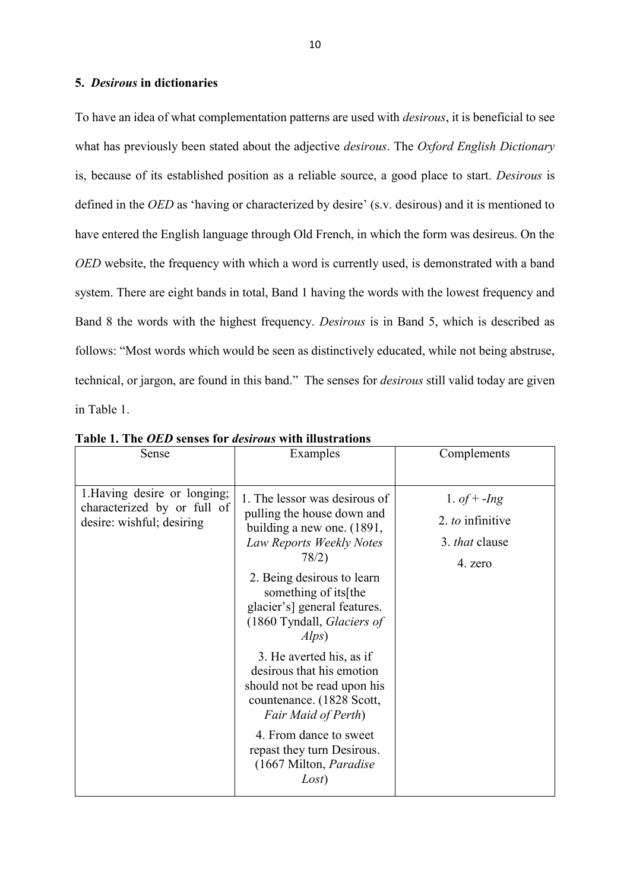## 5. *Desirous* in dictionaries

To have an idea of what complementation patterns are used with *desirous*, it is beneficial to see what has previously been stated about the adjective *desirous*. The *Oxford English Dictionary* is, because of its established position as a reliable source, a good place to start. *Desirous* is defined in the *OED* as 'having or characterized by desire' (s.v. desirous) and it is mentioned to have entered the English language through Old French, in which the form was desireus. On the *OED* website, the frequency with which a word is currently used, is demonstrated with a band system. There are eight bands in total, Band 1 having the words with the lowest frequency and Band 8 the words with the highest frequency. *Desirous* is in Band 5, which is described as follows: "Most words which would be seen as distinctively educated, while not being abstruse, technical, or jargon, are found in this band." The senses for *desirous* still valid today are given in Table 1.

**Table 1. The *OED* senses for *desirous* with illustrations**

| Sense | Examples | Complements |
|---|---|---|
| 1.Having desire or longing; characterized by or full of desire: wishful; desiring | 1. The lessor was desirous of pulling the house down and building a new one. (1891, *Law Reports Weekly Notes* 78/2)<br>2. Being desirous to learn something of its[the glacier's] general features. (1860 Tyndall, *Glaciers of Alps*)<br>3. He averted his, as if desirous that his emotion should not be read upon his countenance. (1828 Scott, *Fair Maid of Perth*)<br>4. From dance to sweet repast they turn Desirous. (1667 Milton, *Paradise Lost*) | 1. *of* + *-Ing*<br>2. *to* infinitive<br>3. *that* clause<br>4. zero |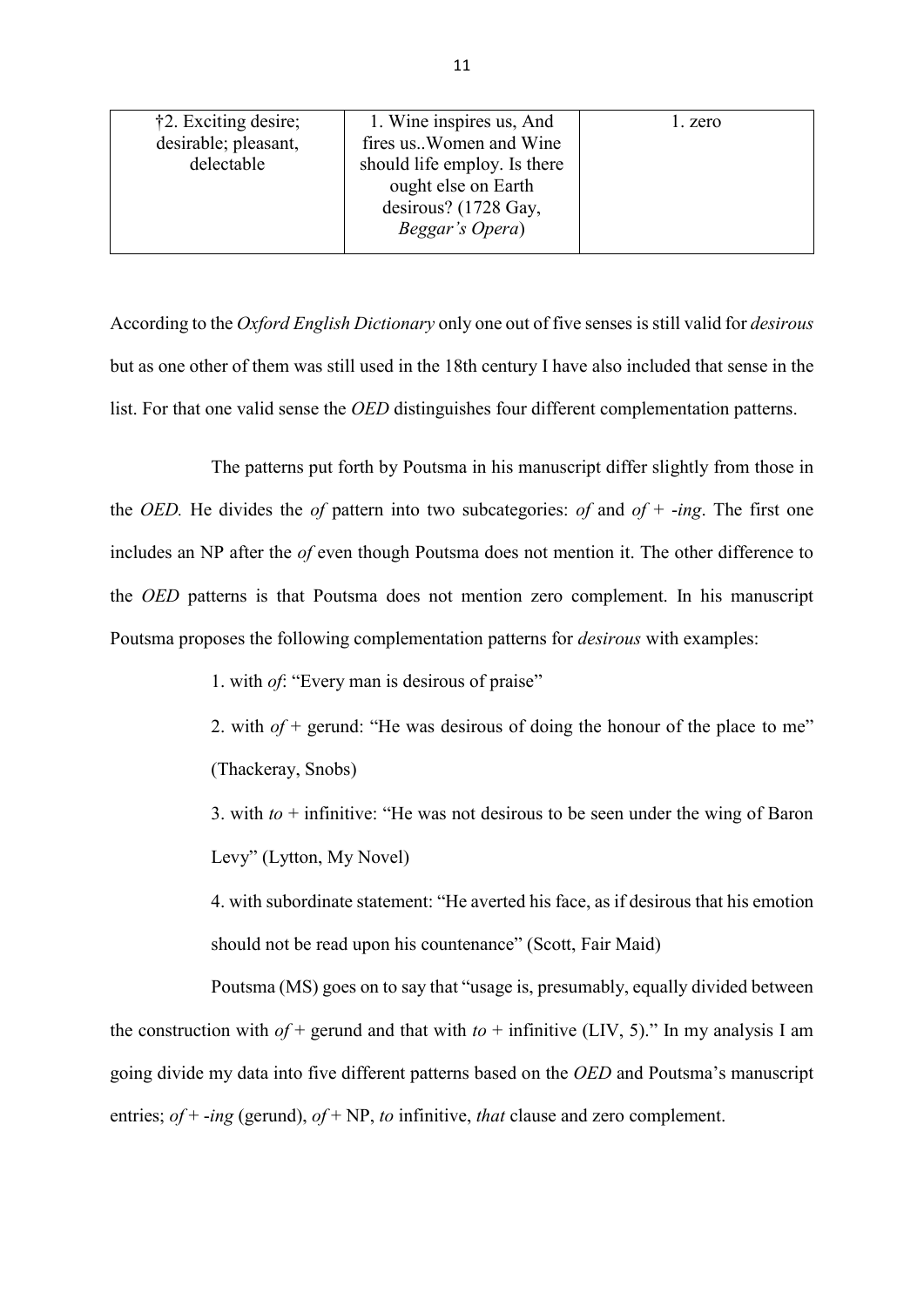| †2. Exciting desire; desirable; pleasant, delectable | 1. Wine inspires us, And fires us..Women and Wine should life employ. Is there ought else on Earth desirous? (1728 Gay, *Beggar's Opera*) | 1. zero |
|---|---|---|

According to the *Oxford English Dictionary* only one out of five senses is still valid for *desirous* but as one other of them was still used in the 18th century I have also included that sense in the list. For that one valid sense the *OED* distinguishes four different complementation patterns.

The patterns put forth by Poutsma in his manuscript differ slightly from those in the *OED.* He divides the *of* pattern into two subcategories: *of* and *of* + *-ing*. The first one includes an NP after the *of* even though Poutsma does not mention it. The other difference to the *OED* patterns is that Poutsma does not mention zero complement. In his manuscript Poutsma proposes the following complementation patterns for *desirous* with examples:

1. with *of*: "Every man is desirous of praise"

2. with *of* + gerund: "He was desirous of doing the honour of the place to me" (Thackeray, Snobs)

3. with *to* + infinitive: "He was not desirous to be seen under the wing of Baron Levy" (Lytton, My Novel)

4. with subordinate statement: "He averted his face, as if desirous that his emotion should not be read upon his countenance" (Scott, Fair Maid)

Poutsma (MS) goes on to say that "usage is, presumably, equally divided between the construction with *of* + gerund and that with *to* + infinitive (LIV, 5)." In my analysis I am going divide my data into five different patterns based on the *OED* and Poutsma's manuscript entries; *of* + *-ing* (gerund), *of* + NP, *to* infinitive, *that* clause and zero complement.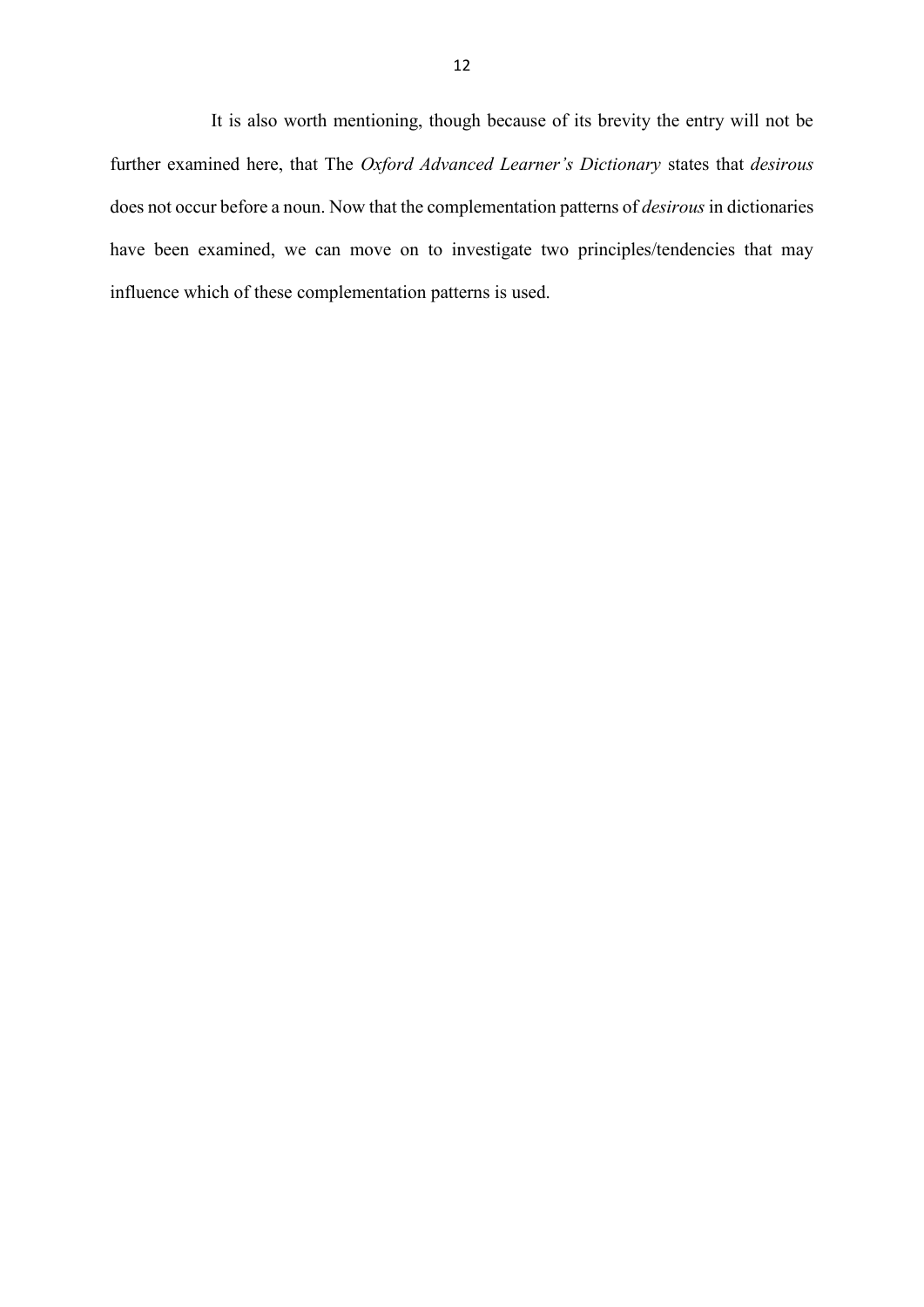It is also worth mentioning, though because of its brevity the entry will not be further examined here, that The *Oxford Advanced Learner's Dictionary* states that *desirous* does not occur before a noun. Now that the complementation patterns of *desirous* in dictionaries have been examined, we can move on to investigate two principles/tendencies that may influence which of these complementation patterns is used.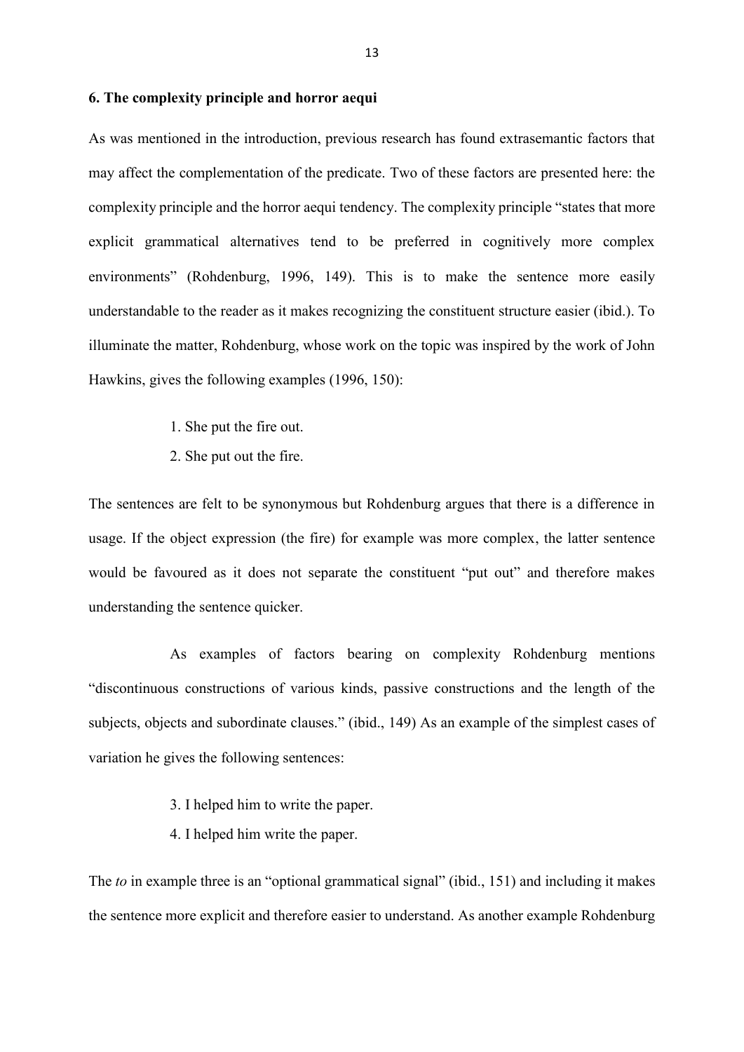## 6. The complexity principle and horror aequi

As was mentioned in the introduction, previous research has found extrasemantic factors that may affect the complementation of the predicate. Two of these factors are presented here: the complexity principle and the horror aequi tendency. The complexity principle "states that more explicit grammatical alternatives tend to be preferred in cognitively more complex environments" (Rohdenburg, 1996, 149). This is to make the sentence more easily understandable to the reader as it makes recognizing the constituent structure easier (ibid.). To illuminate the matter, Rohdenburg, whose work on the topic was inspired by the work of John Hawkins, gives the following examples (1996, 150):

1. She put the fire out.
2. She put out the fire.

The sentences are felt to be synonymous but Rohdenburg argues that there is a difference in usage. If the object expression (the fire) for example was more complex, the latter sentence would be favoured as it does not separate the constituent "put out" and therefore makes understanding the sentence quicker.

As examples of factors bearing on complexity Rohdenburg mentions "discontinuous constructions of various kinds, passive constructions and the length of the subjects, objects and subordinate clauses." (ibid., 149) As an example of the simplest cases of variation he gives the following sentences:

3. I helped him to write the paper.
4. I helped him write the paper.

The *to* in example three is an "optional grammatical signal" (ibid., 151) and including it makes the sentence more explicit and therefore easier to understand. As another example Rohdenburg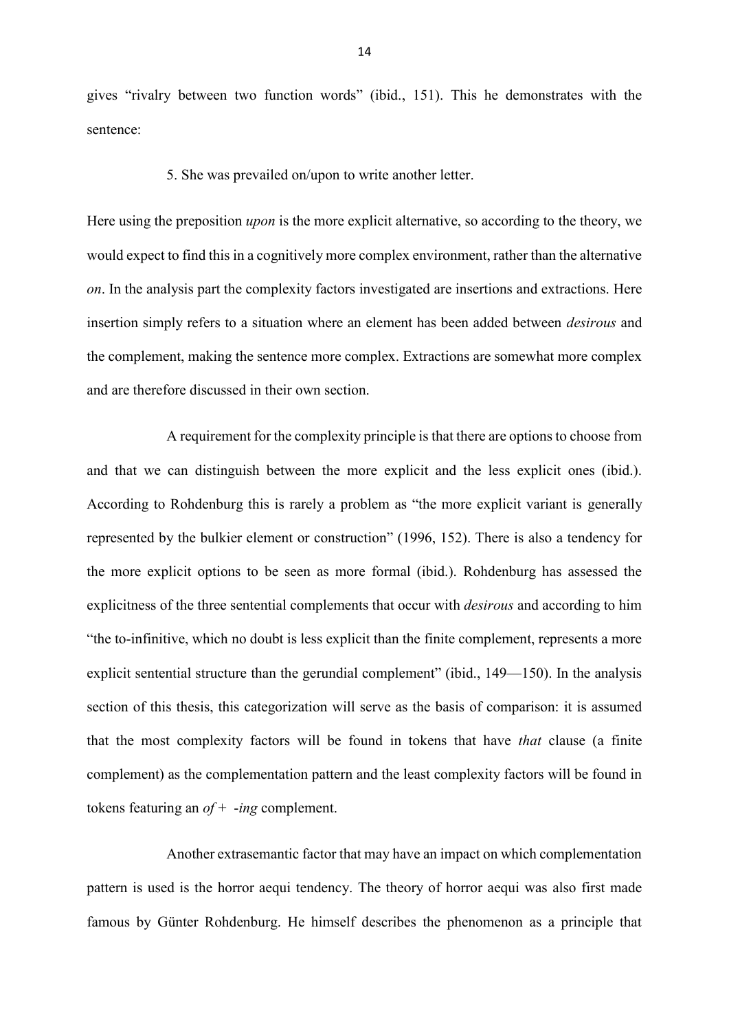gives “rivalry between two function words” (ibid., 151). This he demonstrates with the sentence:

5. She was prevailed on/upon to write another letter.

Here using the preposition *upon* is the more explicit alternative, so according to the theory, we would expect to find this in a cognitively more complex environment, rather than the alternative *on*. In the analysis part the complexity factors investigated are insertions and extractions. Here insertion simply refers to a situation where an element has been added between *desirous* and the complement, making the sentence more complex. Extractions are somewhat more complex and are therefore discussed in their own section.

A requirement for the complexity principle is that there are options to choose from and that we can distinguish between the more explicit and the less explicit ones (ibid.). According to Rohdenburg this is rarely a problem as “the more explicit variant is generally represented by the bulkier element or construction” (1996, 152). There is also a tendency for the more explicit options to be seen as more formal (ibid.). Rohdenburg has assessed the explicitness of the three sentential complements that occur with *desirous* and according to him “the to-infinitive, which no doubt is less explicit than the finite complement, represents a more explicit sentential structure than the gerundial complement” (ibid., 149—150). In the analysis section of this thesis, this categorization will serve as the basis of comparison: it is assumed that the most complexity factors will be found in tokens that have *that* clause (a finite complement) as the complementation pattern and the least complexity factors will be found in tokens featuring an *of* + *-ing* complement.

Another extrasemantic factor that may have an impact on which complementation pattern is used is the horror aequi tendency. The theory of horror aequi was also first made famous by Günter Rohdenburg. He himself describes the phenomenon as a principle that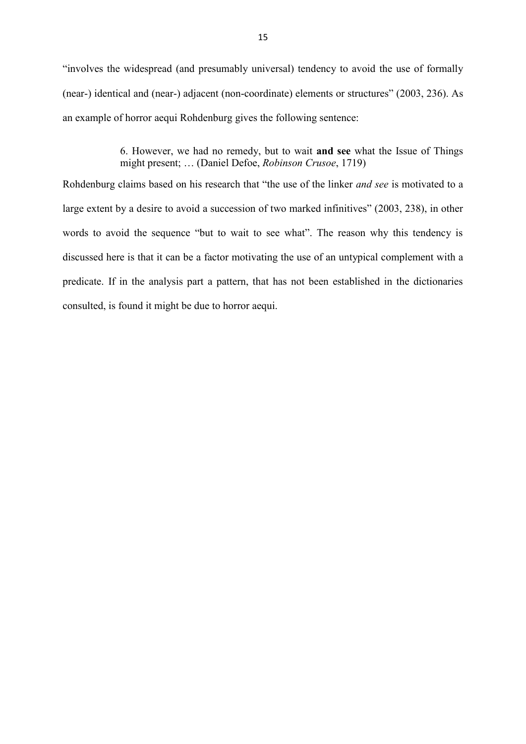"involves the widespread (and presumably universal) tendency to avoid the use of formally (near-) identical and (near-) adjacent (non-coordinate) elements or structures" (2003, 236). As an example of horror aequi Rohdenburg gives the following sentence:

> 6. However, we had no remedy, but to wait **and see** what the Issue of Things might present; … (Daniel Defoe, *Robinson Crusoe*, 1719)

Rohdenburg claims based on his research that "the use of the linker *and see* is motivated to a large extent by a desire to avoid a succession of two marked infinitives" (2003, 238), in other words to avoid the sequence "but to wait to see what". The reason why this tendency is discussed here is that it can be a factor motivating the use of an untypical complement with a predicate. If in the analysis part a pattern, that has not been established in the dictionaries consulted, is found it might be due to horror aequi.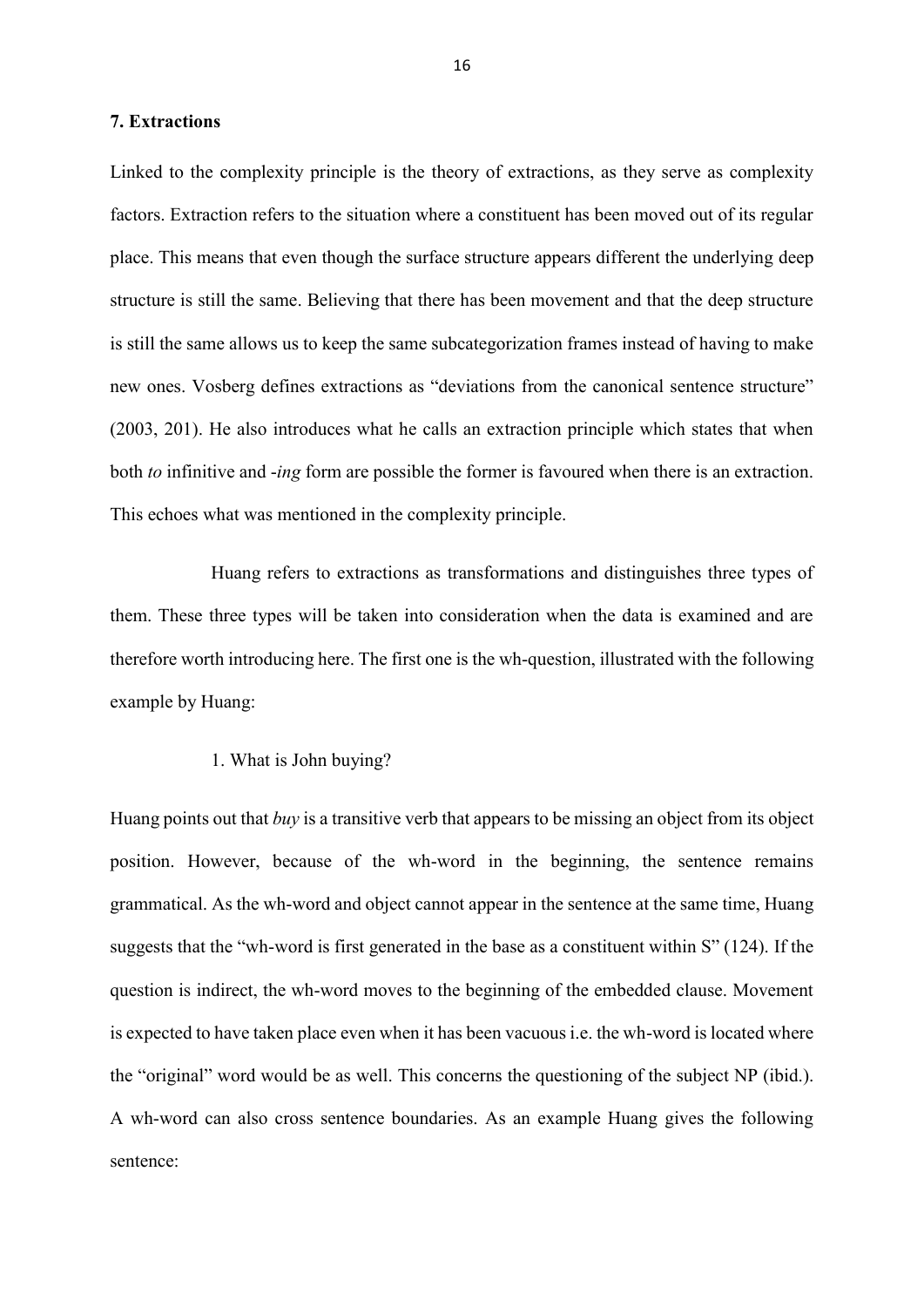### 7. Extractions

Linked to the complexity principle is the theory of extractions, as they serve as complexity factors. Extraction refers to the situation where a constituent has been moved out of its regular place. This means that even though the surface structure appears different the underlying deep structure is still the same. Believing that there has been movement and that the deep structure is still the same allows us to keep the same subcategorization frames instead of having to make new ones. Vosberg defines extractions as "deviations from the canonical sentence structure" (2003, 201). He also introduces what he calls an extraction principle which states that when both *to* infinitive and *-ing* form are possible the former is favoured when there is an extraction. This echoes what was mentioned in the complexity principle.

Huang refers to extractions as transformations and distinguishes three types of them. These three types will be taken into consideration when the data is examined and are therefore worth introducing here. The first one is the wh-question, illustrated with the following example by Huang:

1. What is John buying?

Huang points out that *buy* is a transitive verb that appears to be missing an object from its object position. However, because of the wh-word in the beginning, the sentence remains grammatical. As the wh-word and object cannot appear in the sentence at the same time, Huang suggests that the "wh-word is first generated in the base as a constituent within S" (124). If the question is indirect, the wh-word moves to the beginning of the embedded clause. Movement is expected to have taken place even when it has been vacuous i.e. the wh-word is located where the "original" word would be as well. This concerns the questioning of the subject NP (ibid.). A wh-word can also cross sentence boundaries. As an example Huang gives the following sentence: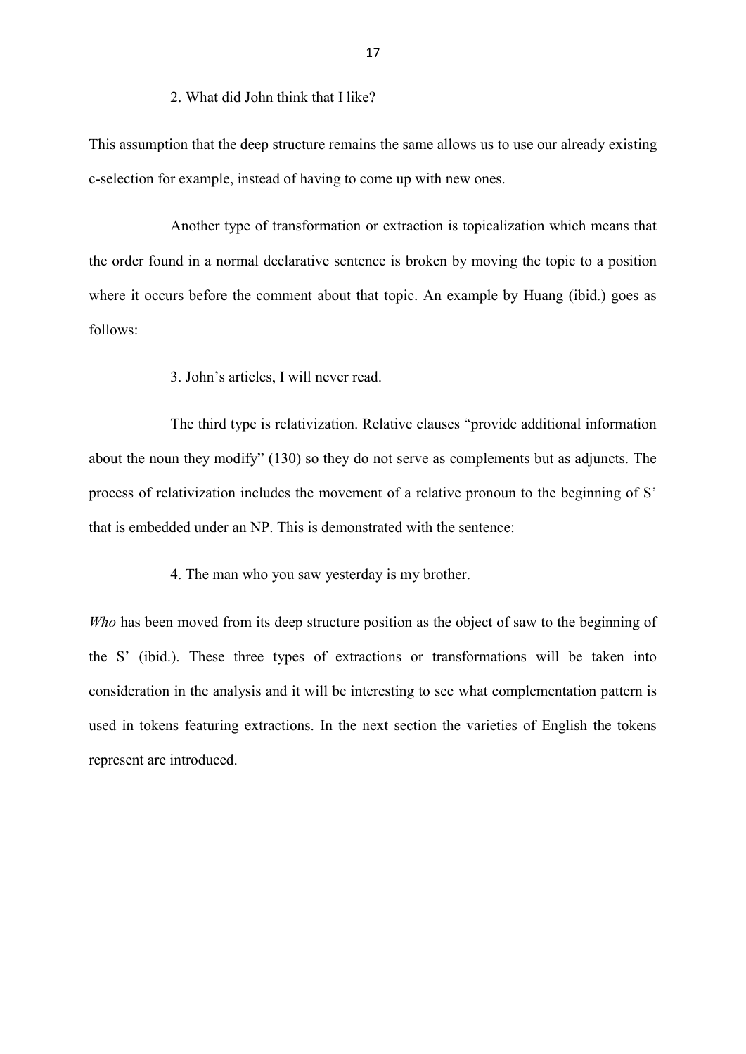2. What did John think that I like?

This assumption that the deep structure remains the same allows us to use our already existing c-selection for example, instead of having to come up with new ones.

Another type of transformation or extraction is topicalization which means that the order found in a normal declarative sentence is broken by moving the topic to a position where it occurs before the comment about that topic. An example by Huang (ibid.) goes as follows:

3. John's articles, I will never read.

The third type is relativization. Relative clauses "provide additional information about the noun they modify" (130) so they do not serve as complements but as adjuncts. The process of relativization includes the movement of a relative pronoun to the beginning of S' that is embedded under an NP. This is demonstrated with the sentence:

4. The man who you saw yesterday is my brother.

*Who* has been moved from its deep structure position as the object of saw to the beginning of the S' (ibid.). These three types of extractions or transformations will be taken into consideration in the analysis and it will be interesting to see what complementation pattern is used in tokens featuring extractions. In the next section the varieties of English the tokens represent are introduced.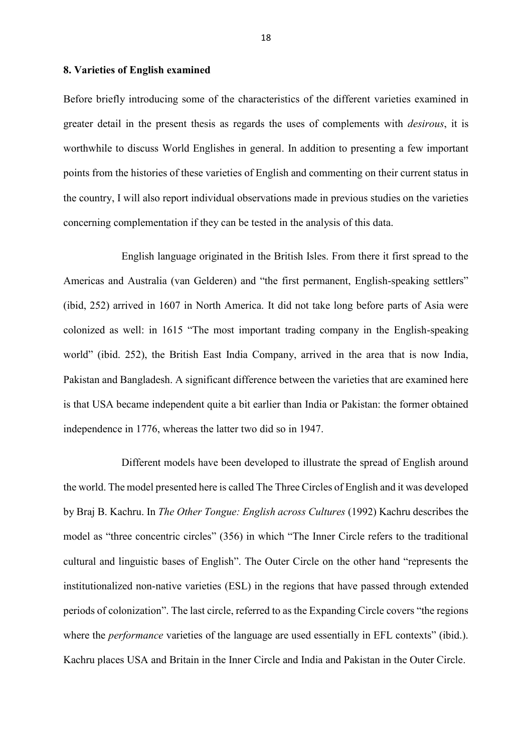## 8. Varieties of English examined

Before briefly introducing some of the characteristics of the different varieties examined in greater detail in the present thesis as regards the uses of complements with *desirous*, it is worthwhile to discuss World Englishes in general. In addition to presenting a few important points from the histories of these varieties of English and commenting on their current status in the country, I will also report individual observations made in previous studies on the varieties concerning complementation if they can be tested in the analysis of this data.

English language originated in the British Isles. From there it first spread to the Americas and Australia (van Gelderen) and "the first permanent, English-speaking settlers" (ibid, 252) arrived in 1607 in North America. It did not take long before parts of Asia were colonized as well: in 1615 "The most important trading company in the English-speaking world" (ibid. 252), the British East India Company, arrived in the area that is now India, Pakistan and Bangladesh. A significant difference between the varieties that are examined here is that USA became independent quite a bit earlier than India or Pakistan: the former obtained independence in 1776, whereas the latter two did so in 1947.

Different models have been developed to illustrate the spread of English around the world. The model presented here is called The Three Circles of English and it was developed by Braj B. Kachru. In *The Other Tongue: English across Cultures* (1992) Kachru describes the model as "three concentric circles" (356) in which "The Inner Circle refers to the traditional cultural and linguistic bases of English". The Outer Circle on the other hand "represents the institutionalized non-native varieties (ESL) in the regions that have passed through extended periods of colonization". The last circle, referred to as the Expanding Circle covers "the regions where the *performance* varieties of the language are used essentially in EFL contexts" (ibid.). Kachru places USA and Britain in the Inner Circle and India and Pakistan in the Outer Circle.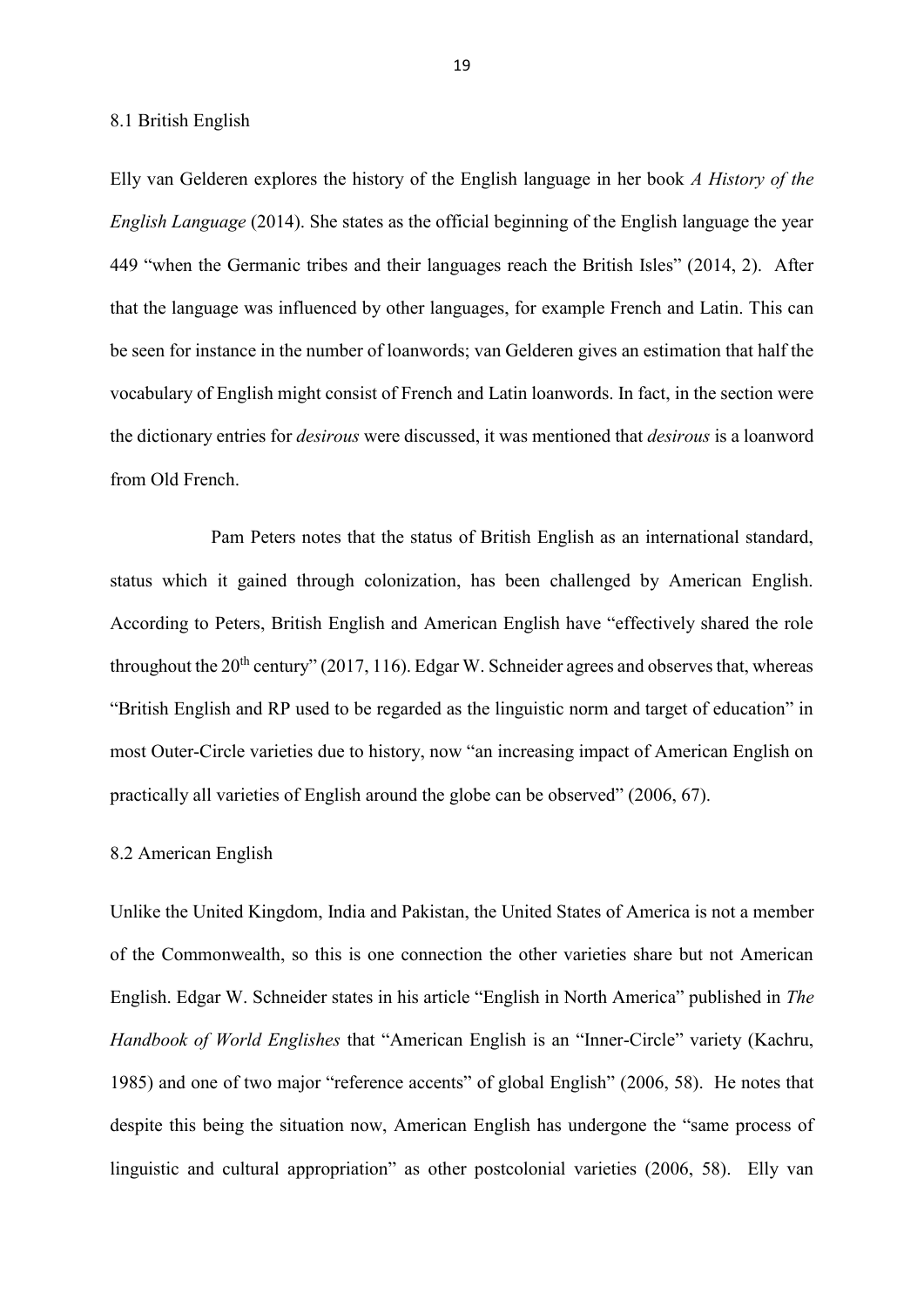## 8.1 British English

Elly van Gelderen explores the history of the English language in her book *A History of the English Language* (2014). She states as the official beginning of the English language the year 449 "when the Germanic tribes and their languages reach the British Isles" (2014, 2). After that the language was influenced by other languages, for example French and Latin. This can be seen for instance in the number of loanwords; van Gelderen gives an estimation that half the vocabulary of English might consist of French and Latin loanwords. In fact, in the section were the dictionary entries for *desirous* were discussed, it was mentioned that *desirous* is a loanword from Old French.

Pam Peters notes that the status of British English as an international standard, status which it gained through colonization, has been challenged by American English. According to Peters, British English and American English have "effectively shared the role throughout the 20th century" (2017, 116). Edgar W. Schneider agrees and observes that, whereas "British English and RP used to be regarded as the linguistic norm and target of education" in most Outer-Circle varieties due to history, now "an increasing impact of American English on practically all varieties of English around the globe can be observed" (2006, 67).

## 8.2 American English

Unlike the United Kingdom, India and Pakistan, the United States of America is not a member of the Commonwealth, so this is one connection the other varieties share but not American English. Edgar W. Schneider states in his article "English in North America" published in *The Handbook of World Englishes* that "American English is an "Inner-Circle" variety (Kachru, 1985) and one of two major "reference accents" of global English" (2006, 58). He notes that despite this being the situation now, American English has undergone the "same process of linguistic and cultural appropriation" as other postcolonial varieties (2006, 58). Elly van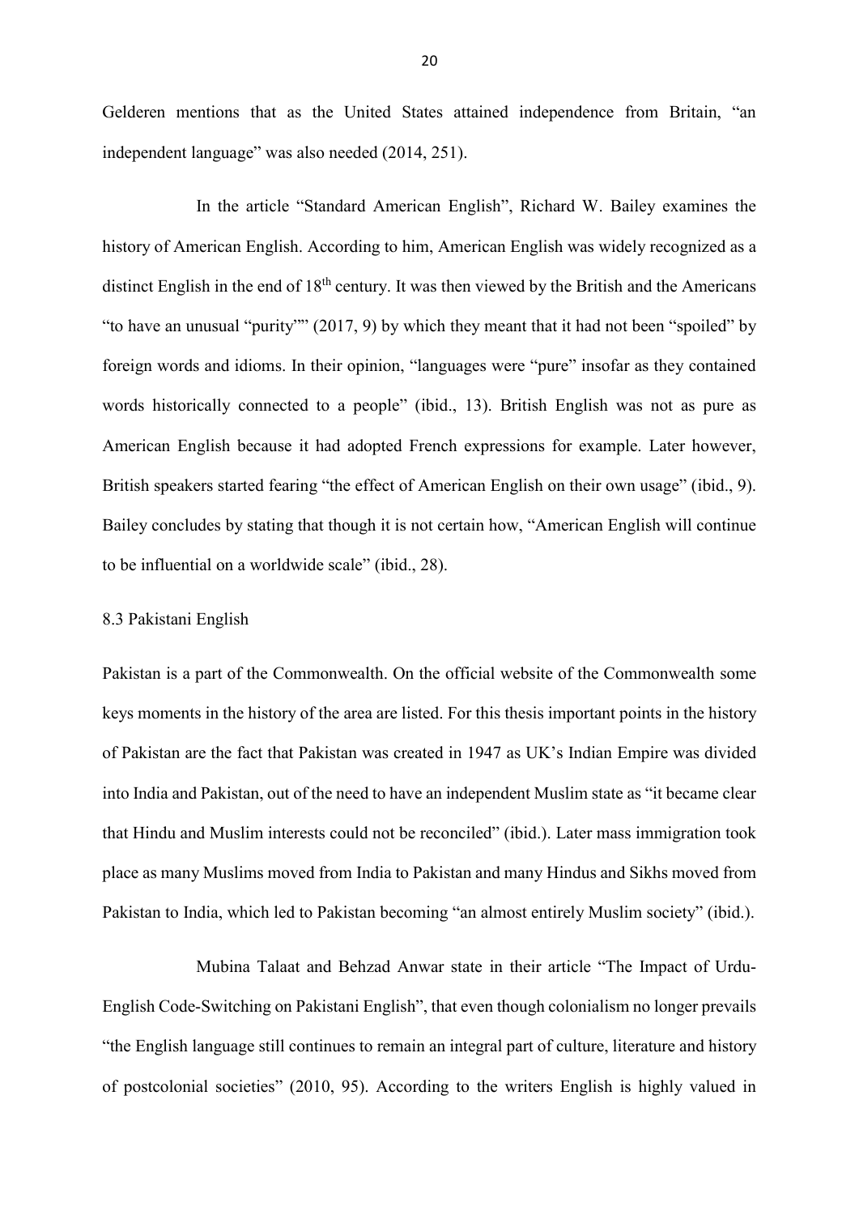Gelderen mentions that as the United States attained independence from Britain, "an independent language" was also needed (2014, 251).

In the article "Standard American English", Richard W. Bailey examines the history of American English. According to him, American English was widely recognized as a distinct English in the end of 18th century. It was then viewed by the British and the Americans "to have an unusual "purity"" (2017, 9) by which they meant that it had not been "spoiled" by foreign words and idioms. In their opinion, "languages were "pure" insofar as they contained words historically connected to a people" (ibid., 13). British English was not as pure as American English because it had adopted French expressions for example. Later however, British speakers started fearing "the effect of American English on their own usage" (ibid., 9). Bailey concludes by stating that though it is not certain how, "American English will continue to be influential on a worldwide scale" (ibid., 28).

### 8.3 Pakistani English

Pakistan is a part of the Commonwealth. On the official website of the Commonwealth some keys moments in the history of the area are listed. For this thesis important points in the history of Pakistan are the fact that Pakistan was created in 1947 as UK's Indian Empire was divided into India and Pakistan, out of the need to have an independent Muslim state as "it became clear that Hindu and Muslim interests could not be reconciled" (ibid.). Later mass immigration took place as many Muslims moved from India to Pakistan and many Hindus and Sikhs moved from Pakistan to India, which led to Pakistan becoming "an almost entirely Muslim society" (ibid.).

Mubina Talaat and Behzad Anwar state in their article "The Impact of Urdu-English Code-Switching on Pakistani English", that even though colonialism no longer prevails "the English language still continues to remain an integral part of culture, literature and history of postcolonial societies" (2010, 95). According to the writers English is highly valued in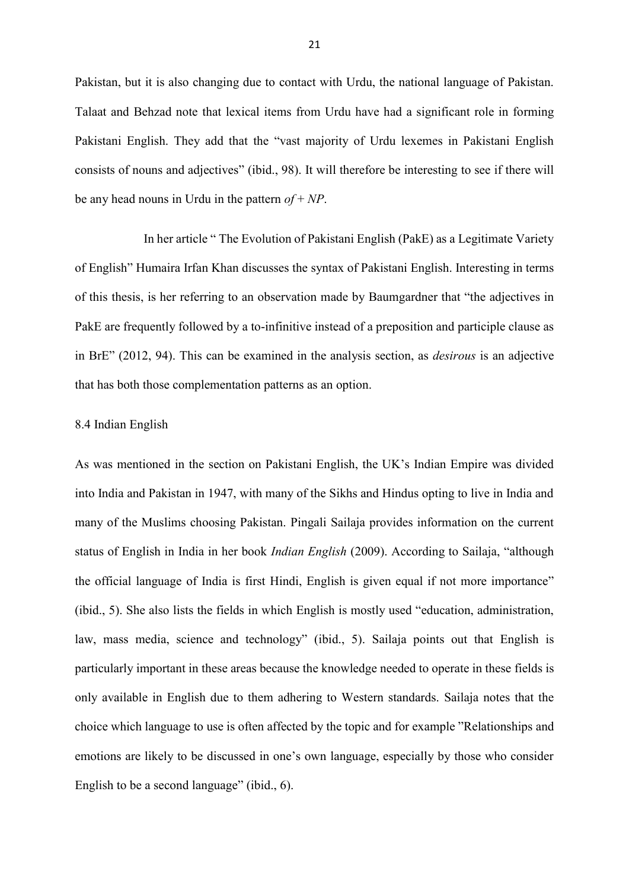Pakistan, but it is also changing due to contact with Urdu, the national language of Pakistan. Talaat and Behzad note that lexical items from Urdu have had a significant role in forming Pakistani English. They add that the "vast majority of Urdu lexemes in Pakistani English consists of nouns and adjectives" (ibid., 98). It will therefore be interesting to see if there will be any head nouns in Urdu in the pattern *of + NP*.

In her article " The Evolution of Pakistani English (PakE) as a Legitimate Variety of English" Humaira Irfan Khan discusses the syntax of Pakistani English. Interesting in terms of this thesis, is her referring to an observation made by Baumgardner that "the adjectives in PakE are frequently followed by a to-infinitive instead of a preposition and participle clause as in BrE" (2012, 94). This can be examined in the analysis section, as *desirous* is an adjective that has both those complementation patterns as an option.

## 8.4 Indian English

As was mentioned in the section on Pakistani English, the UK's Indian Empire was divided into India and Pakistan in 1947, with many of the Sikhs and Hindus opting to live in India and many of the Muslims choosing Pakistan. Pingali Sailaja provides information on the current status of English in India in her book *Indian English* (2009). According to Sailaja, "although the official language of India is first Hindi, English is given equal if not more importance" (ibid., 5). She also lists the fields in which English is mostly used "education, administration, law, mass media, science and technology" (ibid., 5). Sailaja points out that English is particularly important in these areas because the knowledge needed to operate in these fields is only available in English due to them adhering to Western standards. Sailaja notes that the choice which language to use is often affected by the topic and for example "Relationships and emotions are likely to be discussed in one's own language, especially by those who consider English to be a second language" (ibid., 6).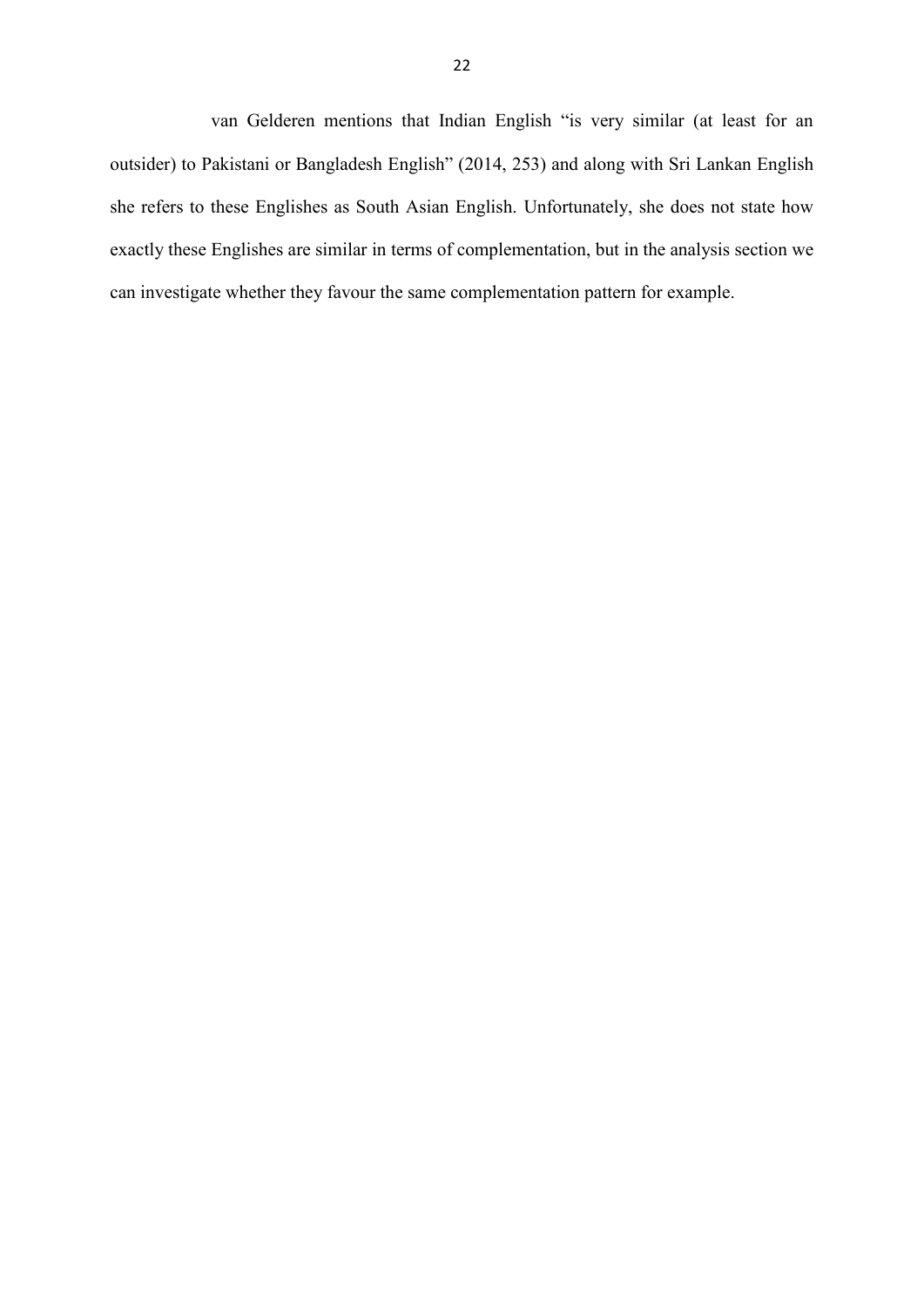van Gelderen mentions that Indian English “is very similar (at least for an outsider) to Pakistani or Bangladesh English” (2014, 253) and along with Sri Lankan English she refers to these Englishes as South Asian English. Unfortunately, she does not state how exactly these Englishes are similar in terms of complementation, but in the analysis section we can investigate whether they favour the same complementation pattern for example.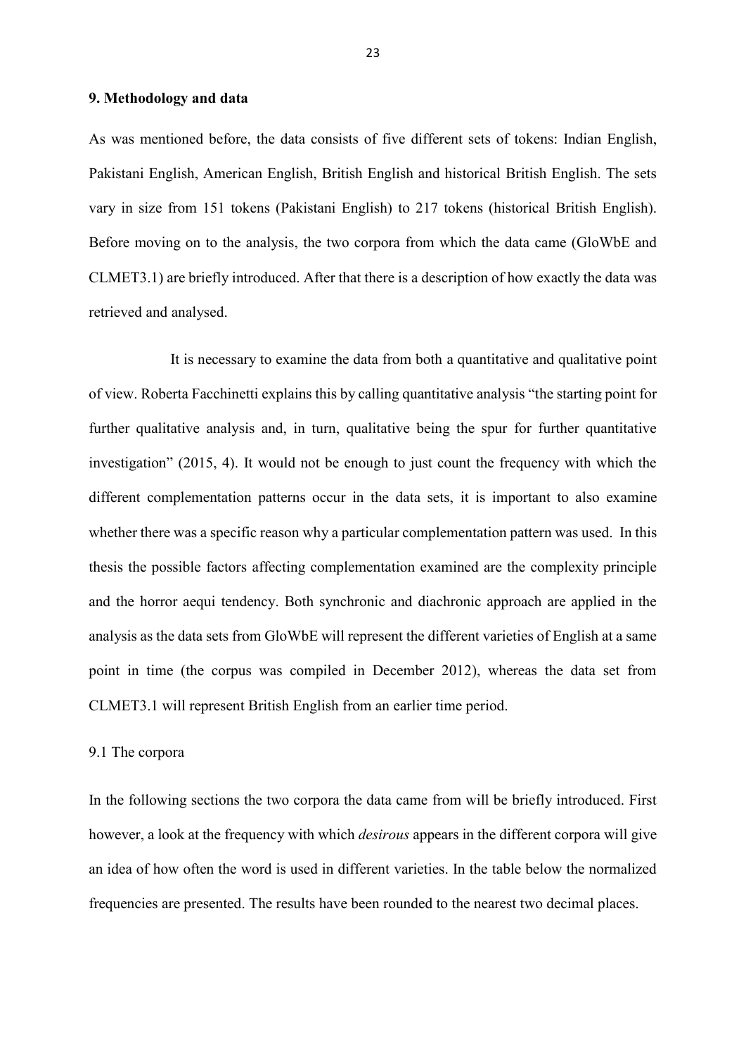## 9. Methodology and data

As was mentioned before, the data consists of five different sets of tokens: Indian English, Pakistani English, American English, British English and historical British English. The sets vary in size from 151 tokens (Pakistani English) to 217 tokens (historical British English). Before moving on to the analysis, the two corpora from which the data came (GloWbE and CLMET3.1) are briefly introduced. After that there is a description of how exactly the data was retrieved and analysed.

It is necessary to examine the data from both a quantitative and qualitative point of view. Roberta Facchinetti explains this by calling quantitative analysis "the starting point for further qualitative analysis and, in turn, qualitative being the spur for further quantitative investigation" (2015, 4). It would not be enough to just count the frequency with which the different complementation patterns occur in the data sets, it is important to also examine whether there was a specific reason why a particular complementation pattern was used. In this thesis the possible factors affecting complementation examined are the complexity principle and the horror aequi tendency. Both synchronic and diachronic approach are applied in the analysis as the data sets from GloWbE will represent the different varieties of English at a same point in time (the corpus was compiled in December 2012), whereas the data set from CLMET3.1 will represent British English from an earlier time period.

### 9.1 The corpora

In the following sections the two corpora the data came from will be briefly introduced. First however, a look at the frequency with which *desirous* appears in the different corpora will give an idea of how often the word is used in different varieties. In the table below the normalized frequencies are presented. The results have been rounded to the nearest two decimal places.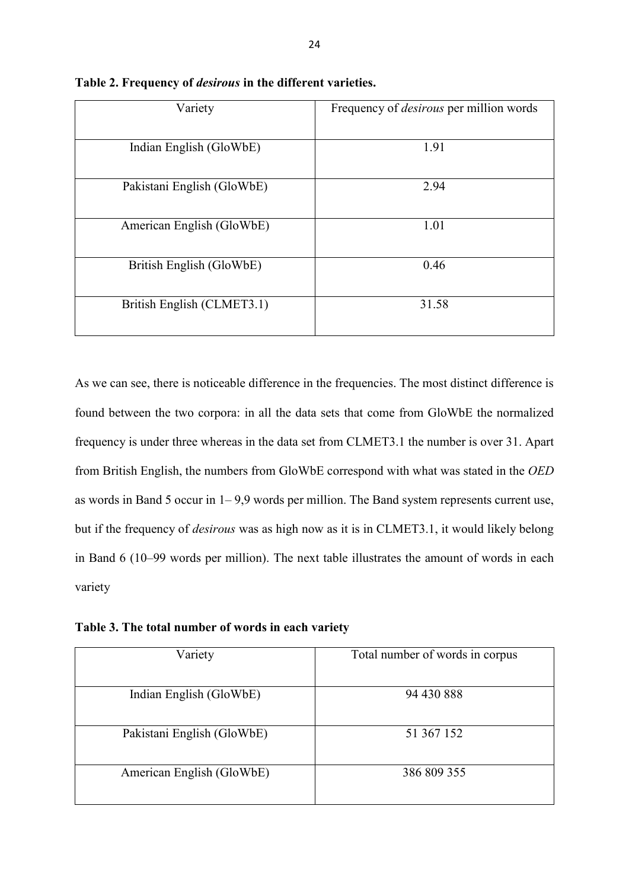**Table 2. Frequency of *desirous* in the different varieties.**

| Variety | Frequency of *desirous* per million words |
|---|---|
| Indian English (GloWbE) | 1.91 |
| Pakistani English (GloWbE) | 2.94 |
| American English (GloWbE) | 1.01 |
| British English (GloWbE) | 0.46 |
| British English (CLMET3.1) | 31.58 |

As we can see, there is noticeable difference in the frequencies. The most distinct difference is found between the two corpora: in all the data sets that come from GloWbE the normalized frequency is under three whereas in the data set from CLMET3.1 the number is over 31. Apart from British English, the numbers from GloWbE correspond with what was stated in the *OED* as words in Band 5 occur in 1– 9,9 words per million. The Band system represents current use, but if the frequency of *desirous* was as high now as it is in CLMET3.1, it would likely belong in Band 6 (10–99 words per million). The next table illustrates the amount of words in each variety

**Table 3. The total number of words in each variety**

| Variety | Total number of words in corpus |
|---|---|
| Indian English (GloWbE) | 94 430 888 |
| Pakistani English (GloWbE) | 51 367 152 |
| American English (GloWbE) | 386 809 355 |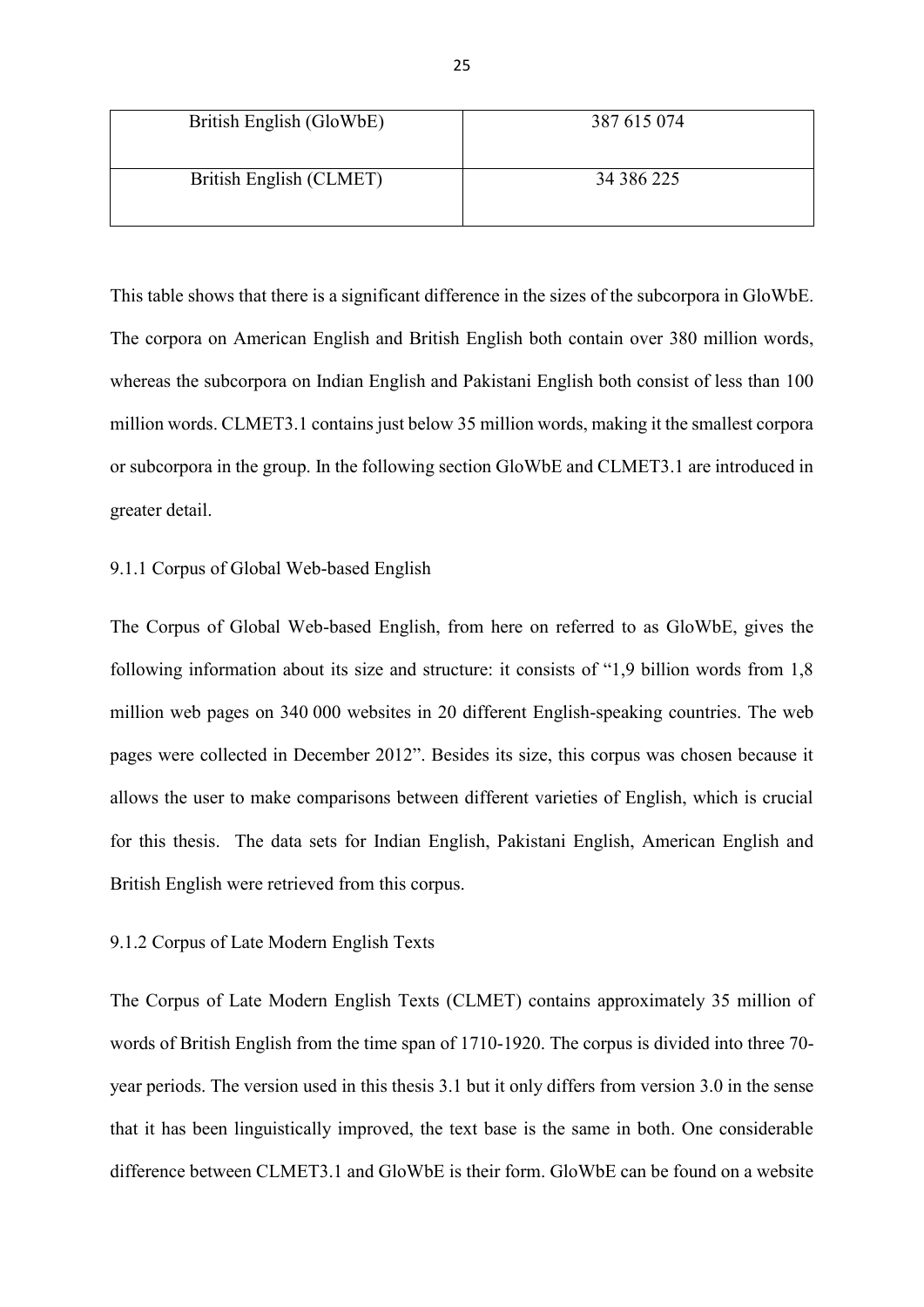| British English (GloWbE) | 387 615 074 |
| --- | --- |
| British English (CLMET) | 34 386 225 |

This table shows that there is a significant difference in the sizes of the subcorpora in GloWbE. The corpora on American English and British English both contain over 380 million words, whereas the subcorpora on Indian English and Pakistani English both consist of less than 100 million words. CLMET3.1 contains just below 35 million words, making it the smallest corpora or subcorpora in the group. In the following section GloWbE and CLMET3.1 are introduced in greater detail.

### 9.1.1 Corpus of Global Web-based English

The Corpus of Global Web-based English, from here on referred to as GloWbE, gives the following information about its size and structure: it consists of "1,9 billion words from 1,8 million web pages on 340 000 websites in 20 different English-speaking countries. The web pages were collected in December 2012". Besides its size, this corpus was chosen because it allows the user to make comparisons between different varieties of English, which is crucial for this thesis. The data sets for Indian English, Pakistani English, American English and British English were retrieved from this corpus.

### 9.1.2 Corpus of Late Modern English Texts

The Corpus of Late Modern English Texts (CLMET) contains approximately 35 million of words of British English from the time span of 1710-1920. The corpus is divided into three 70-year periods. The version used in this thesis 3.1 but it only differs from version 3.0 in the sense that it has been linguistically improved, the text base is the same in both. One considerable difference between CLMET3.1 and GloWbE is their form. GloWbE can be found on a website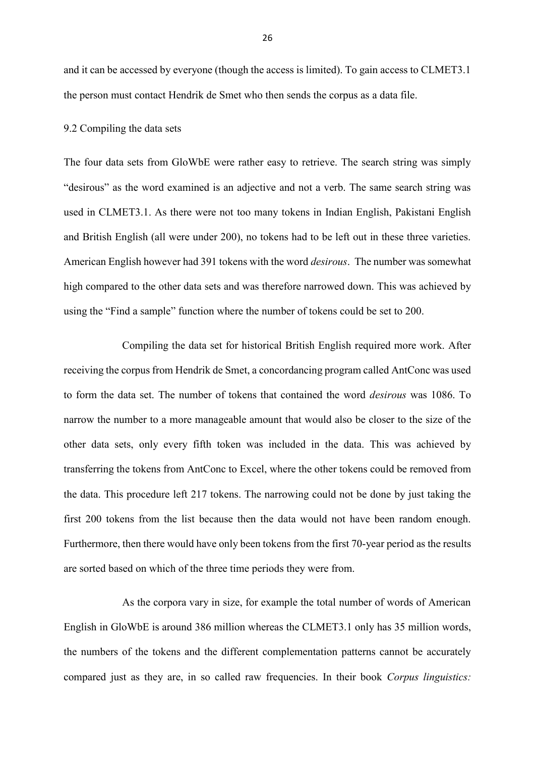and it can be accessed by everyone (though the access is limited). To gain access to CLMET3.1 the person must contact Hendrik de Smet who then sends the corpus as a data file.

## 9.2 Compiling the data sets

The four data sets from GloWbE were rather easy to retrieve. The search string was simply "desirous" as the word examined is an adjective and not a verb. The same search string was used in CLMET3.1. As there were not too many tokens in Indian English, Pakistani English and British English (all were under 200), no tokens had to be left out in these three varieties. American English however had 391 tokens with the word *desirous*. The number was somewhat high compared to the other data sets and was therefore narrowed down. This was achieved by using the "Find a sample" function where the number of tokens could be set to 200.

Compiling the data set for historical British English required more work. After receiving the corpus from Hendrik de Smet, a concordancing program called AntConc was used to form the data set. The number of tokens that contained the word *desirous* was 1086. To narrow the number to a more manageable amount that would also be closer to the size of the other data sets, only every fifth token was included in the data. This was achieved by transferring the tokens from AntConc to Excel, where the other tokens could be removed from the data. This procedure left 217 tokens. The narrowing could not be done by just taking the first 200 tokens from the list because then the data would not have been random enough. Furthermore, then there would have only been tokens from the first 70-year period as the results are sorted based on which of the three time periods they were from.

As the corpora vary in size, for example the total number of words of American English in GloWbE is around 386 million whereas the CLMET3.1 only has 35 million words, the numbers of the tokens and the different complementation patterns cannot be accurately compared just as they are, in so called raw frequencies. In their book *Corpus linguistics:*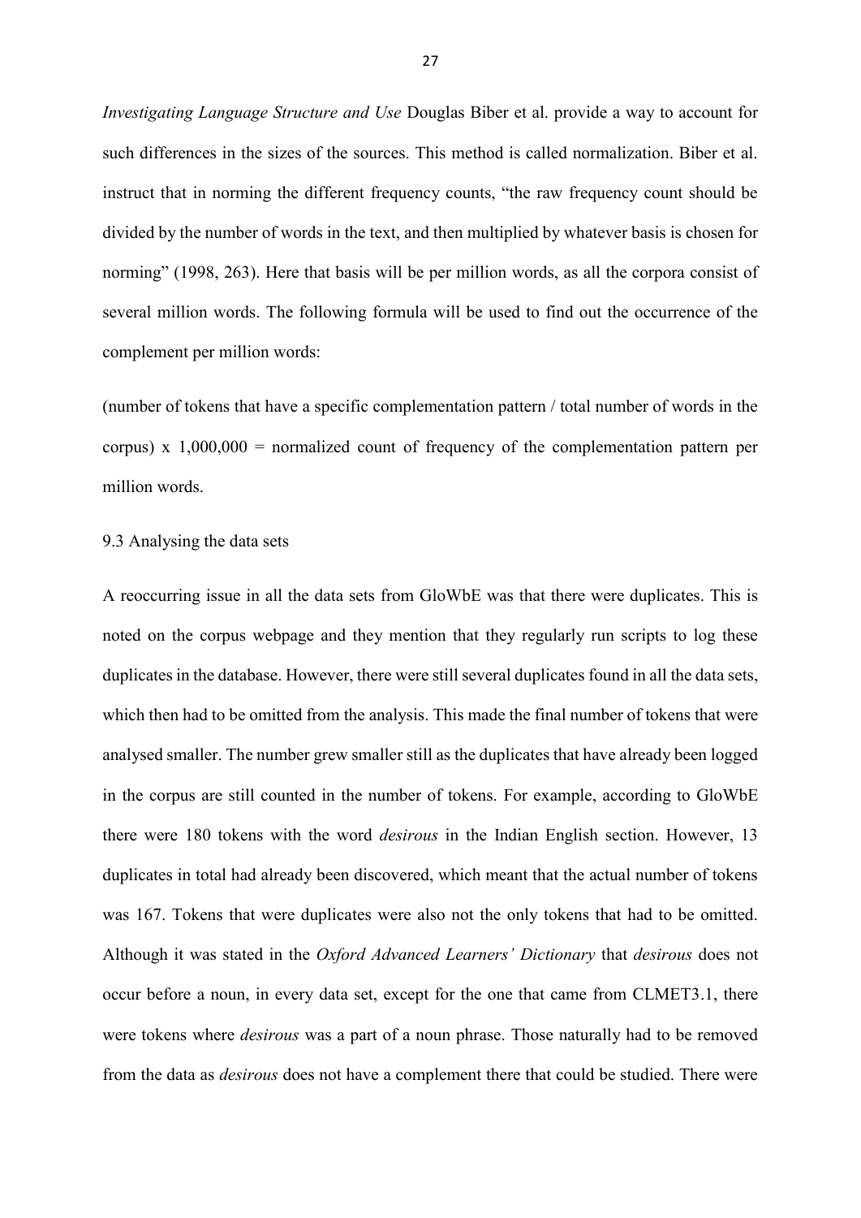*Investigating Language Structure and Use* Douglas Biber et al. provide a way to account for such differences in the sizes of the sources. This method is called normalization. Biber et al. instruct that in norming the different frequency counts, "the raw frequency count should be divided by the number of words in the text, and then multiplied by whatever basis is chosen for norming" (1998, 263). Here that basis will be per million words, as all the corpora consist of several million words. The following formula will be used to find out the occurrence of the complement per million words:

(number of tokens that have a specific complementation pattern / total number of words in the corpus) x 1,000,000 = normalized count of frequency of the complementation pattern per million words.

### 9.3 Analysing the data sets

A reoccurring issue in all the data sets from GloWbE was that there were duplicates. This is noted on the corpus webpage and they mention that they regularly run scripts to log these duplicates in the database. However, there were still several duplicates found in all the data sets, which then had to be omitted from the analysis. This made the final number of tokens that were analysed smaller. The number grew smaller still as the duplicates that have already been logged in the corpus are still counted in the number of tokens. For example, according to GloWbE there were 180 tokens with the word *desirous* in the Indian English section. However, 13 duplicates in total had already been discovered, which meant that the actual number of tokens was 167. Tokens that were duplicates were also not the only tokens that had to be omitted. Although it was stated in the *Oxford Advanced Learners' Dictionary* that *desirous* does not occur before a noun, in every data set, except for the one that came from CLMET3.1, there were tokens where *desirous* was a part of a noun phrase. Those naturally had to be removed from the data as *desirous* does not have a complement there that could be studied. There were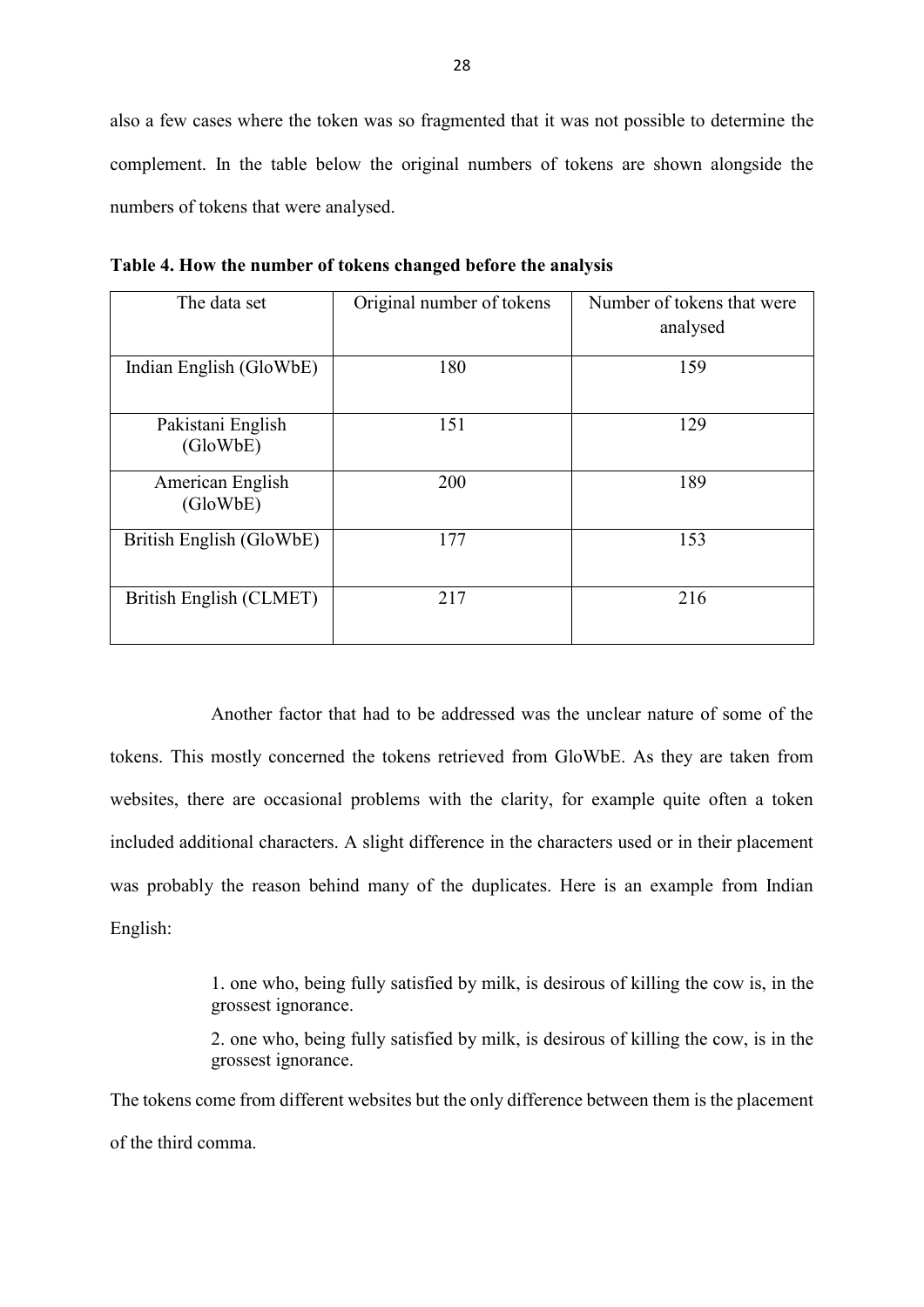also a few cases where the token was so fragmented that it was not possible to determine the complement. In the table below the original numbers of tokens are shown alongside the numbers of tokens that were analysed.

**Table 4. How the number of tokens changed before the analysis**

| The data set | Original number of tokens | Number of tokens that were analysed |
|---|---|---|
| Indian English (GloWbE) | 180 | 159 |
| Pakistani English (GloWbE) | 151 | 129 |
| American English (GloWbE) | 200 | 189 |
| British English (GloWbE) | 177 | 153 |
| British English (CLMET) | 217 | 216 |

Another factor that had to be addressed was the unclear nature of some of the tokens. This mostly concerned the tokens retrieved from GloWbE. As they are taken from websites, there are occasional problems with the clarity, for example quite often a token included additional characters. A slight difference in the characters used or in their placement was probably the reason behind many of the duplicates. Here is an example from Indian English:

> 1. one who, being fully satisfied by milk, is desirous of killing the cow is, in the grossest ignorance.
>
> 2. one who, being fully satisfied by milk, is desirous of killing the cow, is in the grossest ignorance.

The tokens come from different websites but the only difference between them is the placement of the third comma.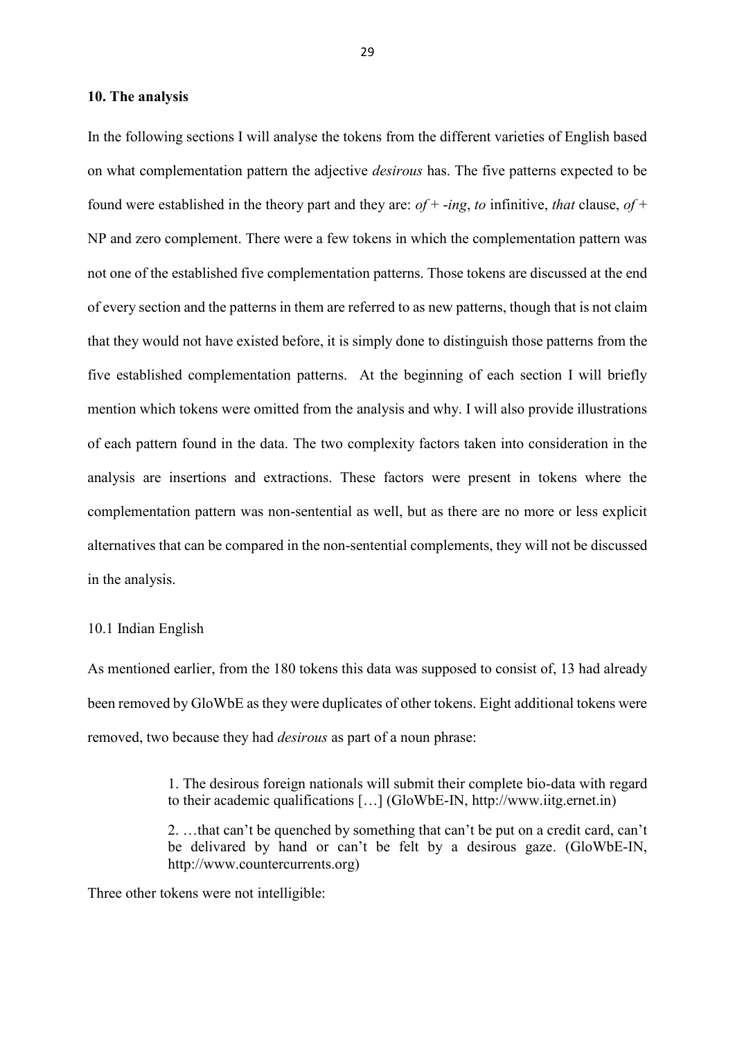## 10. The analysis

In the following sections I will analyse the tokens from the different varieties of English based on what complementation pattern the adjective *desirous* has. The five patterns expected to be found were established in the theory part and they are: *of* + *-ing*, *to* infinitive, *that* clause, *of* + NP and zero complement. There were a few tokens in which the complementation pattern was not one of the established five complementation patterns. Those tokens are discussed at the end of every section and the patterns in them are referred to as new patterns, though that is not claim that they would not have existed before, it is simply done to distinguish those patterns from the five established complementation patterns. At the beginning of each section I will briefly mention which tokens were omitted from the analysis and why. I will also provide illustrations of each pattern found in the data. The two complexity factors taken into consideration in the analysis are insertions and extractions. These factors were present in tokens where the complementation pattern was non-sentential as well, but as there are no more or less explicit alternatives that can be compared in the non-sentential complements, they will not be discussed in the analysis.

### 10.1 Indian English

As mentioned earlier, from the 180 tokens this data was supposed to consist of, 13 had already been removed by GloWbE as they were duplicates of other tokens. Eight additional tokens were removed, two because they had *desirous* as part of a noun phrase:

> 1. The desirous foreign nationals will submit their complete bio-data with regard to their academic qualifications […] (GloWbE-IN, http://www.iitg.ernet.in)
>
> 2. …that can't be quenched by something that can't be put on a credit card, can't be delivared by hand or can't be felt by a desirous gaze. (GloWbE-IN, http://www.countercurrents.org)

Three other tokens were not intelligible: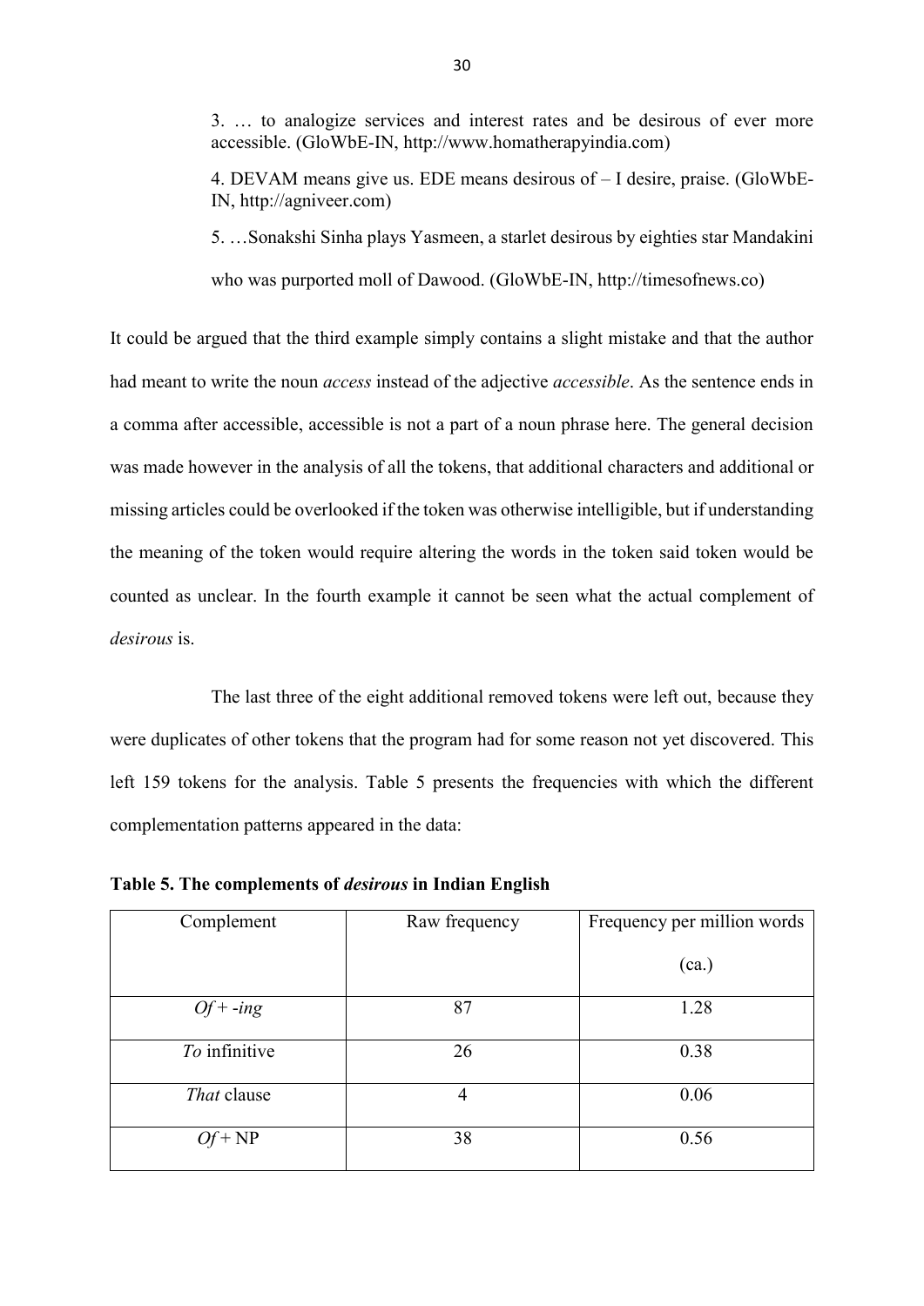3. … to analogize services and interest rates and be desirous of ever more accessible. (GloWbE-IN, http://www.homatherapyindia.com)

4. DEVAM means give us. EDE means desirous of – I desire, praise. (GloWbE-IN, http://agniveer.com)

5. …Sonakshi Sinha plays Yasmeen, a starlet desirous by eighties star Mandakini who was purported moll of Dawood. (GloWbE-IN, http://timesofnews.co)

It could be argued that the third example simply contains a slight mistake and that the author had meant to write the noun *access* instead of the adjective *accessible*. As the sentence ends in a comma after accessible, accessible is not a part of a noun phrase here. The general decision was made however in the analysis of all the tokens, that additional characters and additional or missing articles could be overlooked if the token was otherwise intelligible, but if understanding the meaning of the token would require altering the words in the token said token would be counted as unclear. In the fourth example it cannot be seen what the actual complement of *desirous* is.

The last three of the eight additional removed tokens were left out, because they were duplicates of other tokens that the program had for some reason not yet discovered. This left 159 tokens for the analysis. Table 5 presents the frequencies with which the different complementation patterns appeared in the data:

**Table 5. The complements of *desirous* in Indian English**

| Complement | Raw frequency | Frequency per million words (ca.) |
|---|---|---|
| *Of* + *-ing* | 87 | 1.28 |
| *To* infinitive | 26 | 0.38 |
| *That* clause | 4 | 0.06 |
| *Of* + NP | 38 | 0.56 |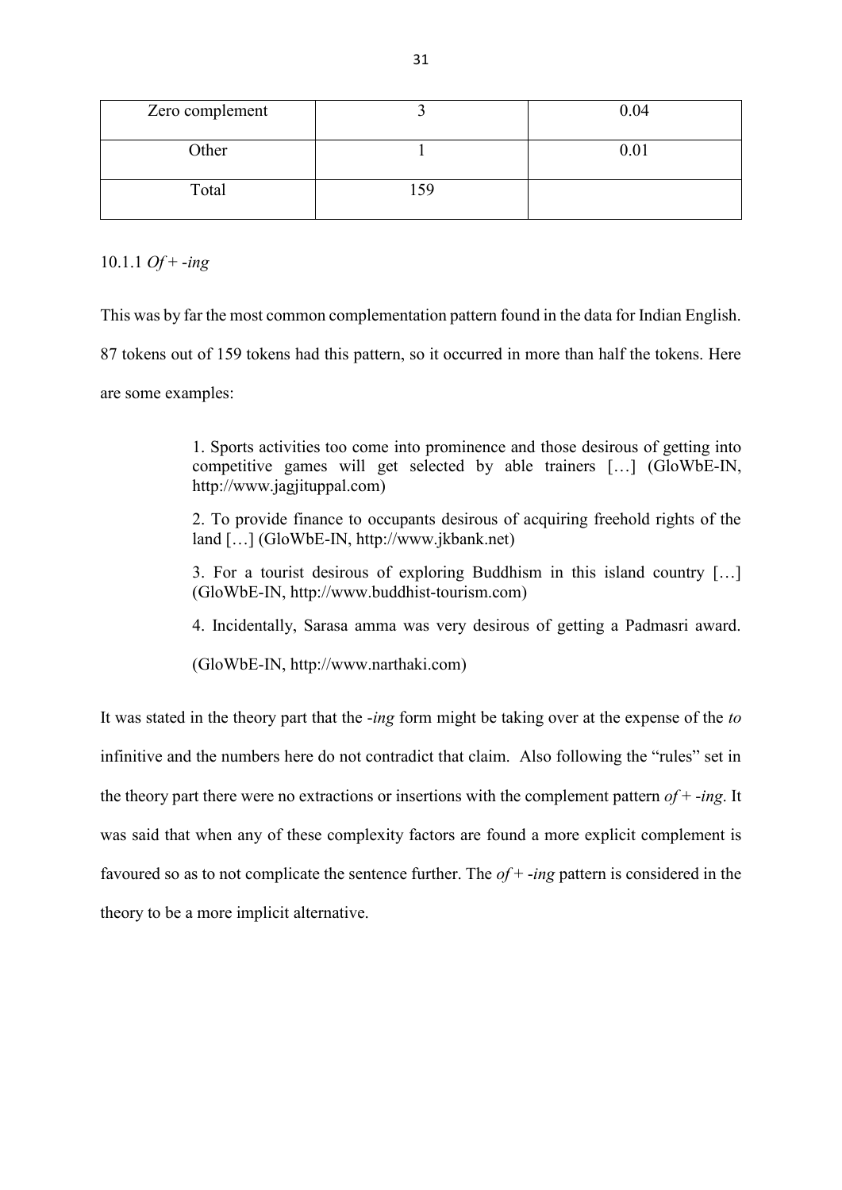| Zero complement | 3 | 0.04 |
|---|---|---|
| Other | 1 | 0.01 |
| Total | 159 | |

10.1.1 *Of* + -*ing*

This was by far the most common complementation pattern found in the data for Indian English. 87 tokens out of 159 tokens had this pattern, so it occurred in more than half the tokens. Here are some examples:

> 1. Sports activities too come into prominence and those desirous of getting into competitive games will get selected by able trainers […] (GloWbE-IN, http://www.jagjituppal.com)
>
> 2. To provide finance to occupants desirous of acquiring freehold rights of the land […] (GloWbE-IN, http://www.jkbank.net)
>
> 3. For a tourist desirous of exploring Buddhism in this island country […] (GloWbE-IN, http://www.buddhist-tourism.com)
>
> 4. Incidentally, Sarasa amma was very desirous of getting a Padmasri award. (GloWbE-IN, http://www.narthaki.com)

It was stated in the theory part that the -*ing* form might be taking over at the expense of the *to* infinitive and the numbers here do not contradict that claim. Also following the "rules" set in the theory part there were no extractions or insertions with the complement pattern *of* + -*ing*. It was said that when any of these complexity factors are found a more explicit complement is favoured so as to not complicate the sentence further. The *of* + -*ing* pattern is considered in the theory to be a more implicit alternative.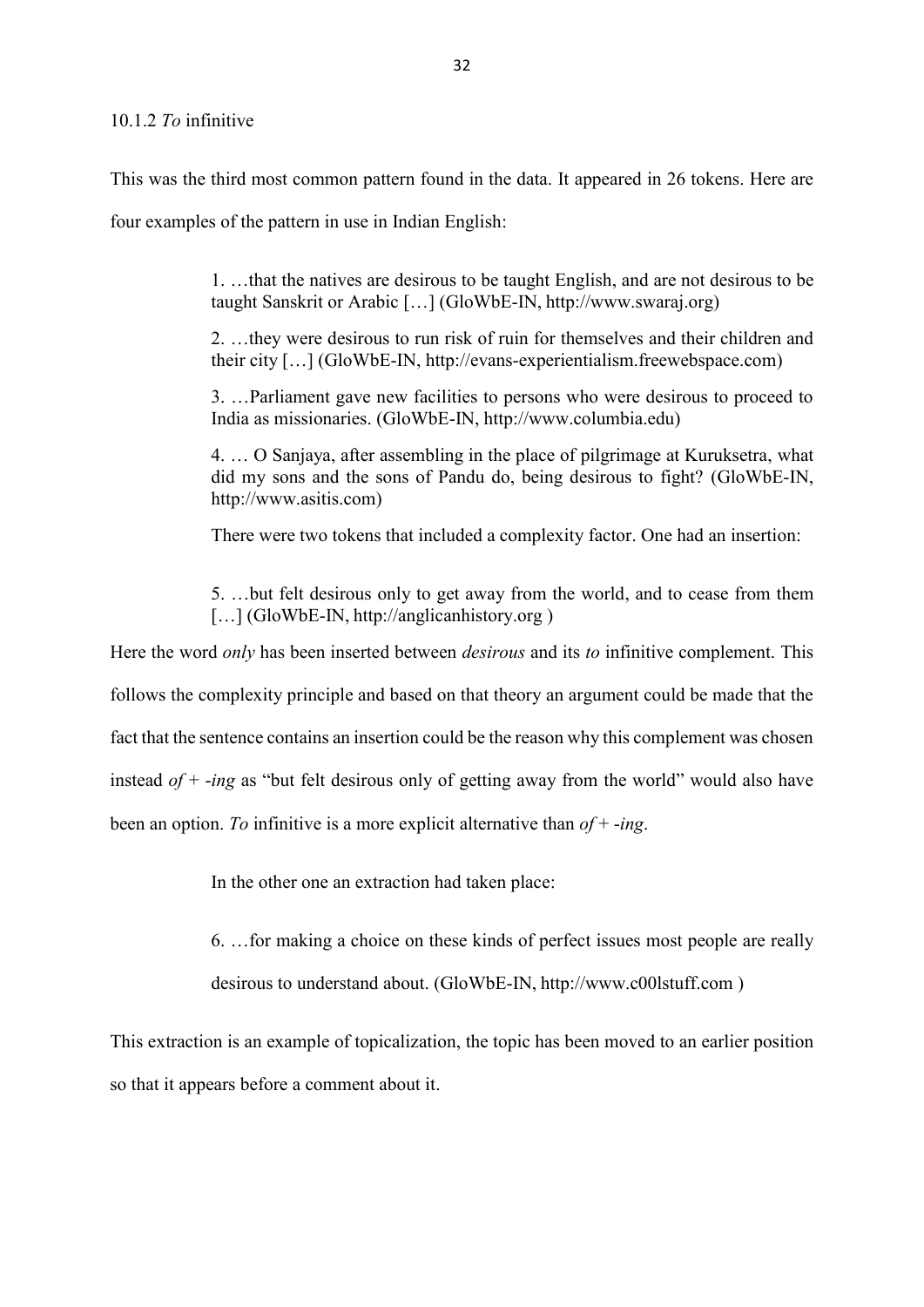#### 10.1.2 *To* infinitive

This was the third most common pattern found in the data. It appeared in 26 tokens. Here are four examples of the pattern in use in Indian English:

> 1. …that the natives are desirous to be taught English, and are not desirous to be taught Sanskrit or Arabic […] (GloWbE-IN, http://www.swaraj.org)
>
> 2. …they were desirous to run risk of ruin for themselves and their children and their city […] (GloWbE-IN, http://evans-experientialism.freewebspace.com)
>
> 3. …Parliament gave new facilities to persons who were desirous to proceed to India as missionaries. (GloWbE-IN, http://www.columbia.edu)
>
> 4. … O Sanjaya, after assembling in the place of pilgrimage at Kuruksetra, what did my sons and the sons of Pandu do, being desirous to fight? (GloWbE-IN, http://www.asitis.com)
>
> There were two tokens that included a complexity factor. One had an insertion:
>
> 5. …but felt desirous only to get away from the world, and to cease from them […] (GloWbE-IN, http://anglicanhistory.org )

Here the word *only* has been inserted between *desirous* and its *to* infinitive complement. This follows the complexity principle and based on that theory an argument could be made that the fact that the sentence contains an insertion could be the reason why this complement was chosen instead *of* + *-ing* as "but felt desirous only of getting away from the world" would also have been an option. *To* infinitive is a more explicit alternative than *of* + *-ing*.

> In the other one an extraction had taken place:
>
> 6. …for making a choice on these kinds of perfect issues most people are really desirous to understand about. (GloWbE-IN, http://www.c00lstuff.com )

This extraction is an example of topicalization, the topic has been moved to an earlier position so that it appears before a comment about it.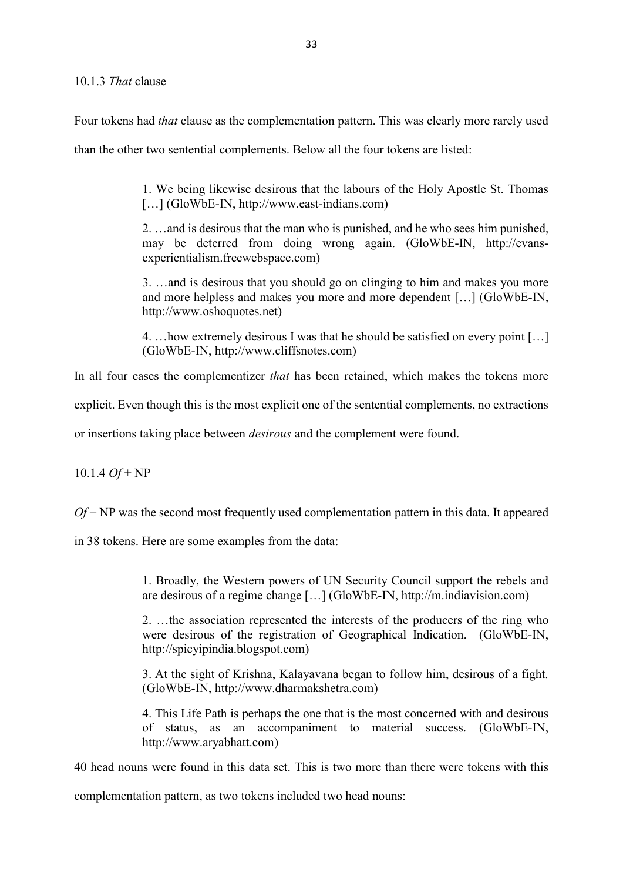### 10.1.3 *That* clause

Four tokens had *that* clause as the complementation pattern. This was clearly more rarely used than the other two sentential complements. Below all the four tokens are listed:

> 1. We being likewise desirous that the labours of the Holy Apostle St. Thomas […] (GloWbE-IN, http://www.east-indians.com)
>
> 2. …and is desirous that the man who is punished, and he who sees him punished, may be deterred from doing wrong again. (GloWbE-IN, http://evans-experientialism.freewebspace.com)
>
> 3. …and is desirous that you should go on clinging to him and makes you more and more helpless and makes you more and more dependent […] (GloWbE-IN, http://www.oshoquotes.net)
>
> 4. …how extremely desirous I was that he should be satisfied on every point […] (GloWbE-IN, http://www.cliffsnotes.com)

In all four cases the complementizer *that* has been retained, which makes the tokens more explicit. Even though this is the most explicit one of the sentential complements, no extractions or insertions taking place between *desirous* and the complement were found.

### 10.1.4 *Of* + NP

*Of* + NP was the second most frequently used complementation pattern in this data. It appeared in 38 tokens. Here are some examples from the data:

> 1. Broadly, the Western powers of UN Security Council support the rebels and are desirous of a regime change […] (GloWbE-IN, http://m.indiavision.com)
>
> 2. …the association represented the interests of the producers of the ring who were desirous of the registration of Geographical Indication. (GloWbE-IN, http://spicyipindia.blogspot.com)
>
> 3. At the sight of Krishna, Kalayavana began to follow him, desirous of a fight. (GloWbE-IN, http://www.dharmakshetra.com)
>
> 4. This Life Path is perhaps the one that is the most concerned with and desirous of status, as an accompaniment to material success. (GloWbE-IN, http://www.aryabhatt.com)

40 head nouns were found in this data set. This is two more than there were tokens with this complementation pattern, as two tokens included two head nouns: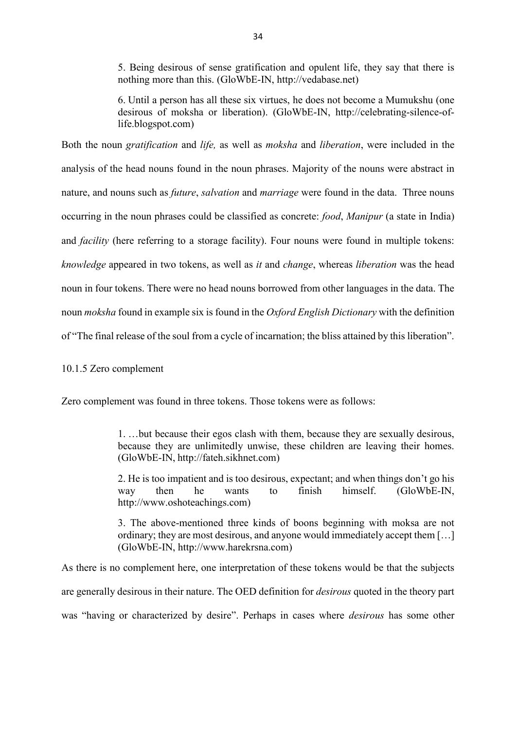> 5. Being desirous of sense gratification and opulent life, they say that there is nothing more than this. (GloWbE-IN, http://vedabase.net)
>
> 6. Until a person has all these six virtues, he does not become a Mumukshu (one desirous of moksha or liberation). (GloWbE-IN, http://celebrating-silence-of-life.blogspot.com)

Both the noun *gratification* and *life,* as well as *moksha* and *liberation*, were included in the analysis of the head nouns found in the noun phrases. Majority of the nouns were abstract in nature, and nouns such as *future*, *salvation* and *marriage* were found in the data. Three nouns occurring in the noun phrases could be classified as concrete: *food*, *Manipur* (a state in India) and *facility* (here referring to a storage facility). Four nouns were found in multiple tokens: *knowledge* appeared in two tokens, as well as *it* and *change*, whereas *liberation* was the head noun in four tokens. There were no head nouns borrowed from other languages in the data. The noun *moksha* found in example six is found in the *Oxford English Dictionary* with the definition of "The final release of the soul from a cycle of incarnation; the bliss attained by this liberation".

10.1.5 Zero complement

Zero complement was found in three tokens. Those tokens were as follows:

> 1. …but because their egos clash with them, because they are sexually desirous, because they are unlimitedly unwise, these children are leaving their homes. (GloWbE-IN, http://fateh.sikhnet.com)
>
> 2. He is too impatient and is too desirous, expectant; and when things don't go his way then he wants to finish himself. (GloWbE-IN, http://www.oshoteachings.com)
>
> 3. The above-mentioned three kinds of boons beginning with moksa are not ordinary; they are most desirous, and anyone would immediately accept them […] (GloWbE-IN, http://www.harekrsna.com)

As there is no complement here, one interpretation of these tokens would be that the subjects are generally desirous in their nature. The OED definition for *desirous* quoted in the theory part was "having or characterized by desire". Perhaps in cases where *desirous* has some other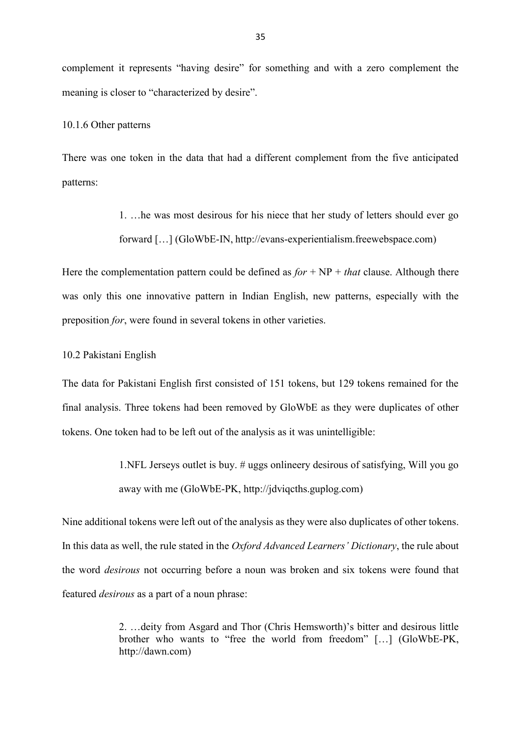complement it represents "having desire" for something and with a zero complement the meaning is closer to "characterized by desire".

### 10.1.6 Other patterns

There was one token in the data that had a different complement from the five anticipated patterns:

> 1. …he was most desirous for his niece that her study of letters should ever go forward […] (GloWbE-IN, http://evans-experientialism.freewebspace.com)

Here the complementation pattern could be defined as *for* + NP + *that* clause. Although there was only this one innovative pattern in Indian English, new patterns, especially with the preposition *for*, were found in several tokens in other varieties.

## 10.2 Pakistani English

The data for Pakistani English first consisted of 151 tokens, but 129 tokens remained for the final analysis. Three tokens had been removed by GloWbE as they were duplicates of other tokens. One token had to be left out of the analysis as it was unintelligible:

> 1.NFL Jerseys outlet is buy. # uggs onlineery desirous of satisfying, Will you go away with me (GloWbE-PK, http://jdviqcths.guplog.com)

Nine additional tokens were left out of the analysis as they were also duplicates of other tokens. In this data as well, the rule stated in the *Oxford Advanced Learners' Dictionary*, the rule about the word *desirous* not occurring before a noun was broken and six tokens were found that featured *desirous* as a part of a noun phrase:

> 2. …deity from Asgard and Thor (Chris Hemsworth)'s bitter and desirous little brother who wants to "free the world from freedom" […] (GloWbE-PK, http://dawn.com)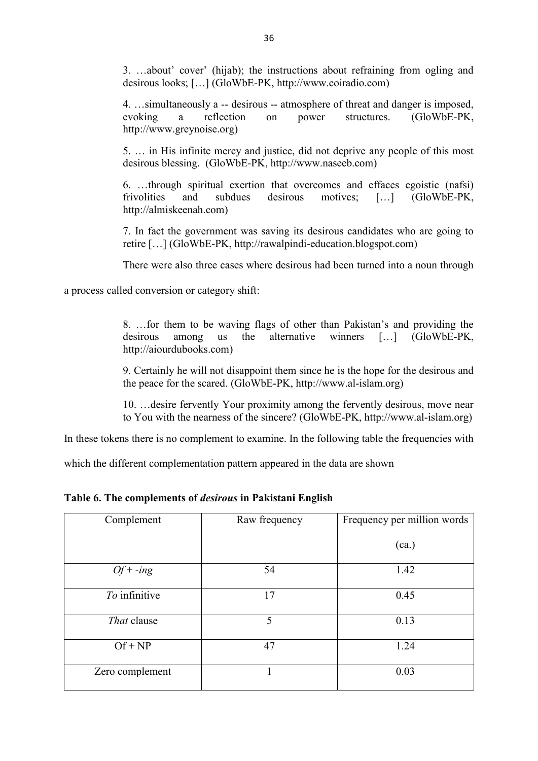> 3. …about' cover' (hijab); the instructions about refraining from ogling and desirous looks; […] (GloWbE-PK, http://www.coiradio.com)
>
> 4. …simultaneously a -- desirous -- atmosphere of threat and danger is imposed, evoking a reflection on power structures. (GloWbE-PK, http://www.greynoise.org)
>
> 5. … in His infinite mercy and justice, did not deprive any people of this most desirous blessing. (GloWbE-PK, http://www.naseeb.com)
>
> 6. …through spiritual exertion that overcomes and effaces egoistic (nafsi) frivolities and subdues desirous motives; […] (GloWbE-PK, http://almiskeenah.com)
>
> 7. In fact the government was saving its desirous candidates who are going to retire […] (GloWbE-PK, http://rawalpindi-education.blogspot.com)

There were also three cases where desirous had been turned into a noun through a process called conversion or category shift:

> 8. …for them to be waving flags of other than Pakistan's and providing the desirous among us the alternative winners […] (GloWbE-PK, http://aiourdubooks.com)
>
> 9. Certainly he will not disappoint them since he is the hope for the desirous and the peace for the scared. (GloWbE-PK, http://www.al-islam.org)
>
> 10. …desire fervently Your proximity among the fervently desirous, move near to You with the nearness of the sincere? (GloWbE-PK, http://www.al-islam.org)

In these tokens there is no complement to examine. In the following table the frequencies with which the different complementation pattern appeared in the data are shown

**Table 6. The complements of *desirous* in Pakistani English**

| Complement | Raw frequency | Frequency per million words (ca.) |
|---|---|---|
| *Of* + *-ing* | 54 | 1.42 |
| *To* infinitive | 17 | 0.45 |
| *That* clause | 5 | 0.13 |
| Of + NP | 47 | 1.24 |
| Zero complement | 1 | 0.03 |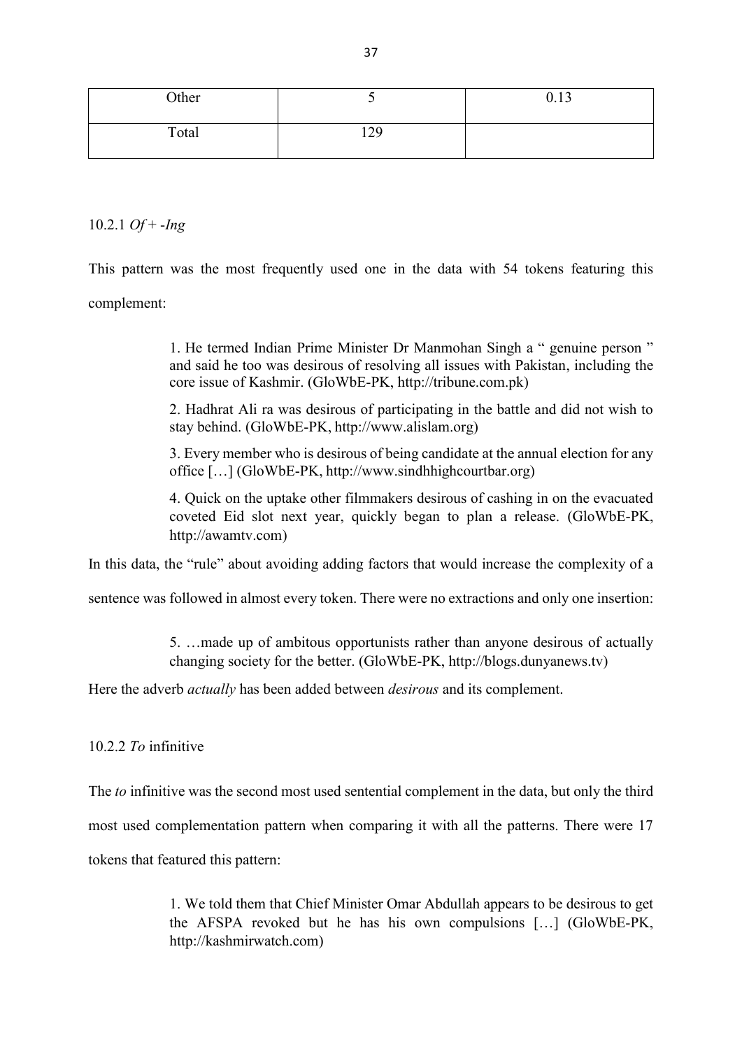| Other | 5 | 0.13 |
|---|---|---|
| Total | 129 | |

### 10.2.1 *Of* + *-Ing*

This pattern was the most frequently used one in the data with 54 tokens featuring this complement:

> 1. He termed Indian Prime Minister Dr Manmohan Singh a " genuine person " and said he too was desirous of resolving all issues with Pakistan, including the core issue of Kashmir. (GloWbE-PK, http://tribune.com.pk)
>
> 2. Hadhrat Ali ra was desirous of participating in the battle and did not wish to stay behind. (GloWbE-PK, http://www.alislam.org)
>
> 3. Every member who is desirous of being candidate at the annual election for any office […] (GloWbE-PK, http://www.sindhhighcourtbar.org)
>
> 4. Quick on the uptake other filmmakers desirous of cashing in on the evacuated coveted Eid slot next year, quickly began to plan a release. (GloWbE-PK, http://awamtv.com)

In this data, the "rule" about avoiding adding factors that would increase the complexity of a sentence was followed in almost every token. There were no extractions and only one insertion:

> 5. …made up of ambitous opportunists rather than anyone desirous of actually changing society for the better. (GloWbE-PK, http://blogs.dunyanews.tv)

Here the adverb *actually* has been added between *desirous* and its complement.

### 10.2.2 *To* infinitive

The *to* infinitive was the second most used sentential complement in the data, but only the third most used complementation pattern when comparing it with all the patterns. There were 17 tokens that featured this pattern:

> 1. We told them that Chief Minister Omar Abdullah appears to be desirous to get the AFSPA revoked but he has his own compulsions […] (GloWbE-PK, http://kashmirwatch.com)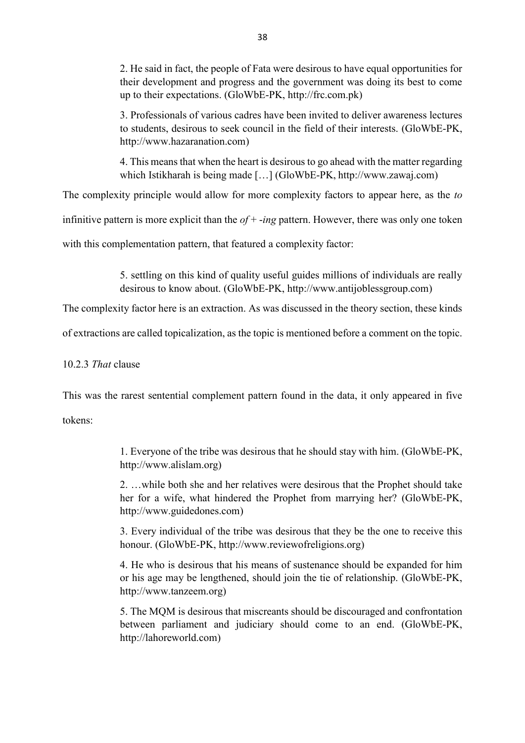2. He said in fact, the people of Fata were desirous to have equal opportunities for their development and progress and the government was doing its best to come up to their expectations. (GloWbE-PK, http://frc.com.pk)

3. Professionals of various cadres have been invited to deliver awareness lectures to students, desirous to seek council in the field of their interests. (GloWbE-PK, http://www.hazaranation.com)

4. This means that when the heart is desirous to go ahead with the matter regarding which Istikharah is being made […] (GloWbE-PK, http://www.zawaj.com)

The complexity principle would allow for more complexity factors to appear here, as the *to* infinitive pattern is more explicit than the *of* + *-ing* pattern. However, there was only one token with this complementation pattern, that featured a complexity factor:

5. settling on this kind of quality useful guides millions of individuals are really desirous to know about. (GloWbE-PK, http://www.antijoblessgroup.com)

The complexity factor here is an extraction. As was discussed in the theory section, these kinds of extractions are called topicalization, as the topic is mentioned before a comment on the topic.

10.2.3 *That* clause

This was the rarest sentential complement pattern found in the data, it only appeared in five tokens:

1. Everyone of the tribe was desirous that he should stay with him. (GloWbE-PK, http://www.alislam.org)

2. …while both she and her relatives were desirous that the Prophet should take her for a wife, what hindered the Prophet from marrying her? (GloWbE-PK, http://www.guidedones.com)

3. Every individual of the tribe was desirous that they be the one to receive this honour. (GloWbE-PK, http://www.reviewofreligions.org)

4. He who is desirous that his means of sustenance should be expanded for him or his age may be lengthened, should join the tie of relationship. (GloWbE-PK, http://www.tanzeem.org)

5. The MQM is desirous that miscreants should be discouraged and confrontation between parliament and judiciary should come to an end. (GloWbE-PK, http://lahoreworld.com)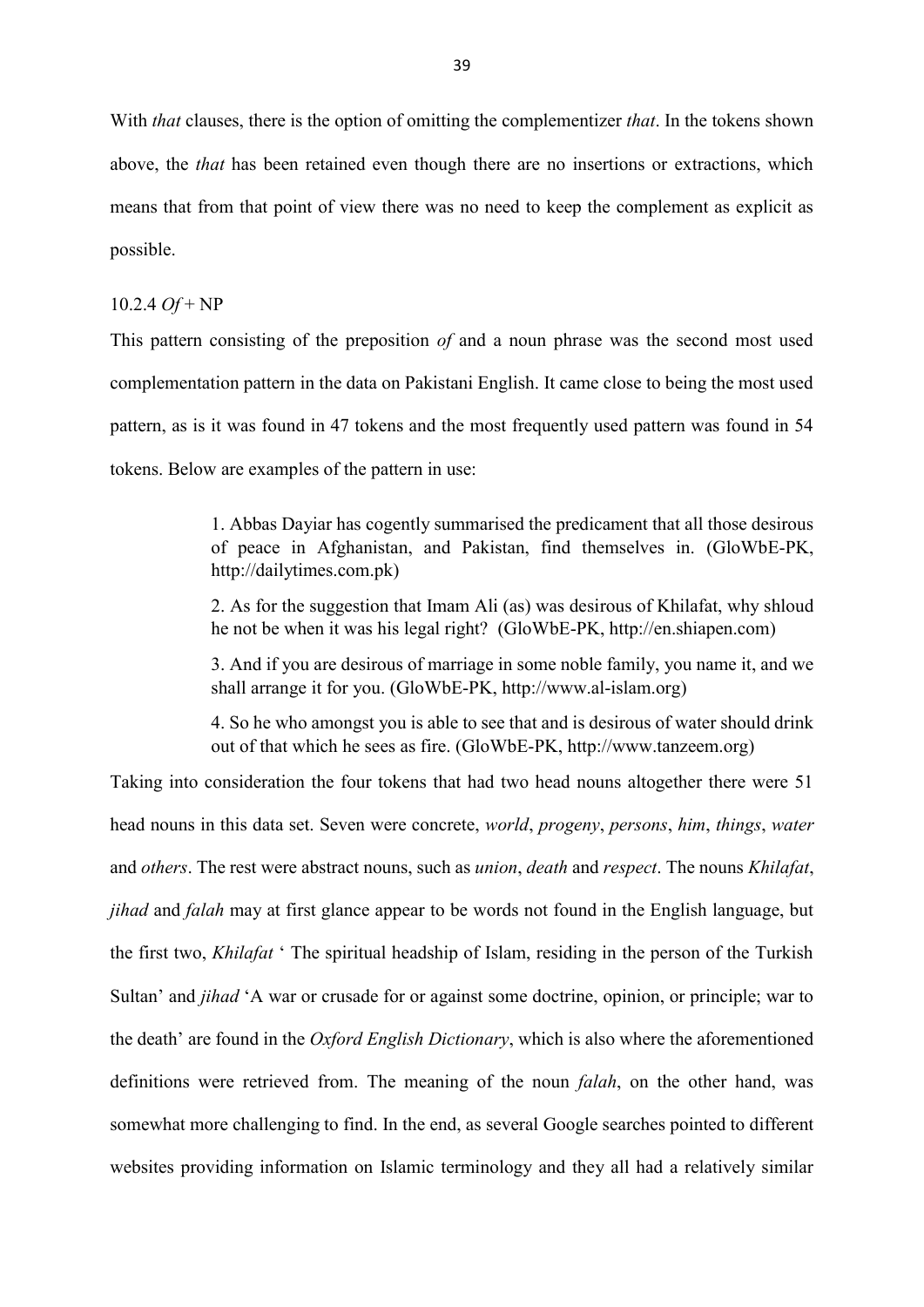With *that* clauses, there is the option of omitting the complementizer *that*. In the tokens shown above, the *that* has been retained even though there are no insertions or extractions, which means that from that point of view there was no need to keep the complement as explicit as possible.

### 10.2.4 *Of* + NP

This pattern consisting of the preposition *of* and a noun phrase was the second most used complementation pattern in the data on Pakistani English. It came close to being the most used pattern, as is it was found in 47 tokens and the most frequently used pattern was found in 54 tokens. Below are examples of the pattern in use:

> 1. Abbas Dayiar has cogently summarised the predicament that all those desirous of peace in Afghanistan, and Pakistan, find themselves in. (GloWbE-PK, http://dailytimes.com.pk)
>
> 2. As for the suggestion that Imam Ali (as) was desirous of Khilafat, why shloud he not be when it was his legal right? (GloWbE-PK, http://en.shiapen.com)
>
> 3. And if you are desirous of marriage in some noble family, you name it, and we shall arrange it for you. (GloWbE-PK, http://www.al-islam.org)
>
> 4. So he who amongst you is able to see that and is desirous of water should drink out of that which he sees as fire. (GloWbE-PK, http://www.tanzeem.org)

Taking into consideration the four tokens that had two head nouns altogether there were 51 head nouns in this data set. Seven were concrete, *world*, *progeny*, *persons*, *him*, *things*, *water* and *others*. The rest were abstract nouns, such as *union*, *death* and *respect*. The nouns *Khilafat*, *jihad* and *falah* may at first glance appear to be words not found in the English language, but the first two, *Khilafat* ' The spiritual headship of Islam, residing in the person of the Turkish Sultan' and *jihad* 'A war or crusade for or against some doctrine, opinion, or principle; war to the death' are found in the *Oxford English Dictionary*, which is also where the aforementioned definitions were retrieved from. The meaning of the noun *falah*, on the other hand, was somewhat more challenging to find. In the end, as several Google searches pointed to different websites providing information on Islamic terminology and they all had a relatively similar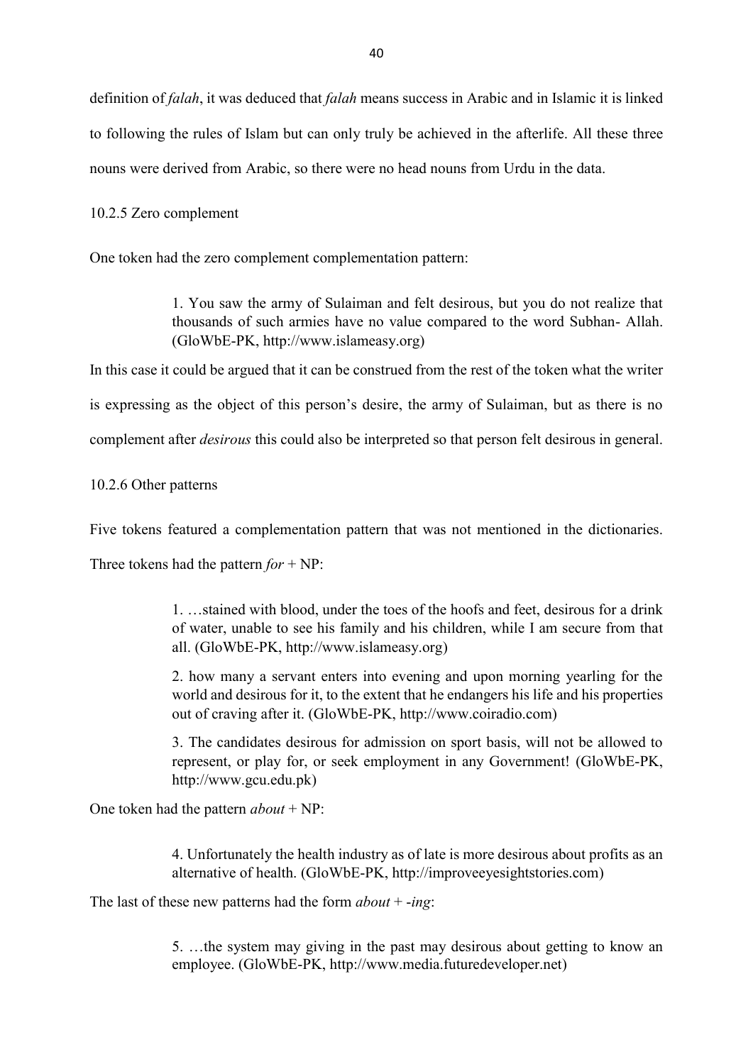definition of *falah*, it was deduced that *falah* means success in Arabic and in Islamic it is linked to following the rules of Islam but can only truly be achieved in the afterlife. All these three nouns were derived from Arabic, so there were no head nouns from Urdu in the data.

10.2.5 Zero complement

One token had the zero complement complementation pattern:

> 1. You saw the army of Sulaiman and felt desirous, but you do not realize that thousands of such armies have no value compared to the word Subhan- Allah. (GloWbE-PK, http://www.islameasy.org)

In this case it could be argued that it can be construed from the rest of the token what the writer is expressing as the object of this person's desire, the army of Sulaiman, but as there is no complement after *desirous* this could also be interpreted so that person felt desirous in general.

10.2.6 Other patterns

Five tokens featured a complementation pattern that was not mentioned in the dictionaries. Three tokens had the pattern *for* + NP:

> 1. …stained with blood, under the toes of the hoofs and feet, desirous for a drink of water, unable to see his family and his children, while I am secure from that all. (GloWbE-PK, http://www.islameasy.org)
>
> 2. how many a servant enters into evening and upon morning yearling for the world and desirous for it, to the extent that he endangers his life and his properties out of craving after it. (GloWbE-PK, http://www.coiradio.com)
>
> 3. The candidates desirous for admission on sport basis, will not be allowed to represent, or play for, or seek employment in any Government! (GloWbE-PK, http://www.gcu.edu.pk)

One token had the pattern *about* + NP:

> 4. Unfortunately the health industry as of late is more desirous about profits as an alternative of health. (GloWbE-PK, http://improveeyesightstories.com)

The last of these new patterns had the form *about* + *-ing*:

> 5. …the system may giving in the past may desirous about getting to know an employee. (GloWbE-PK, http://www.media.futuredeveloper.net)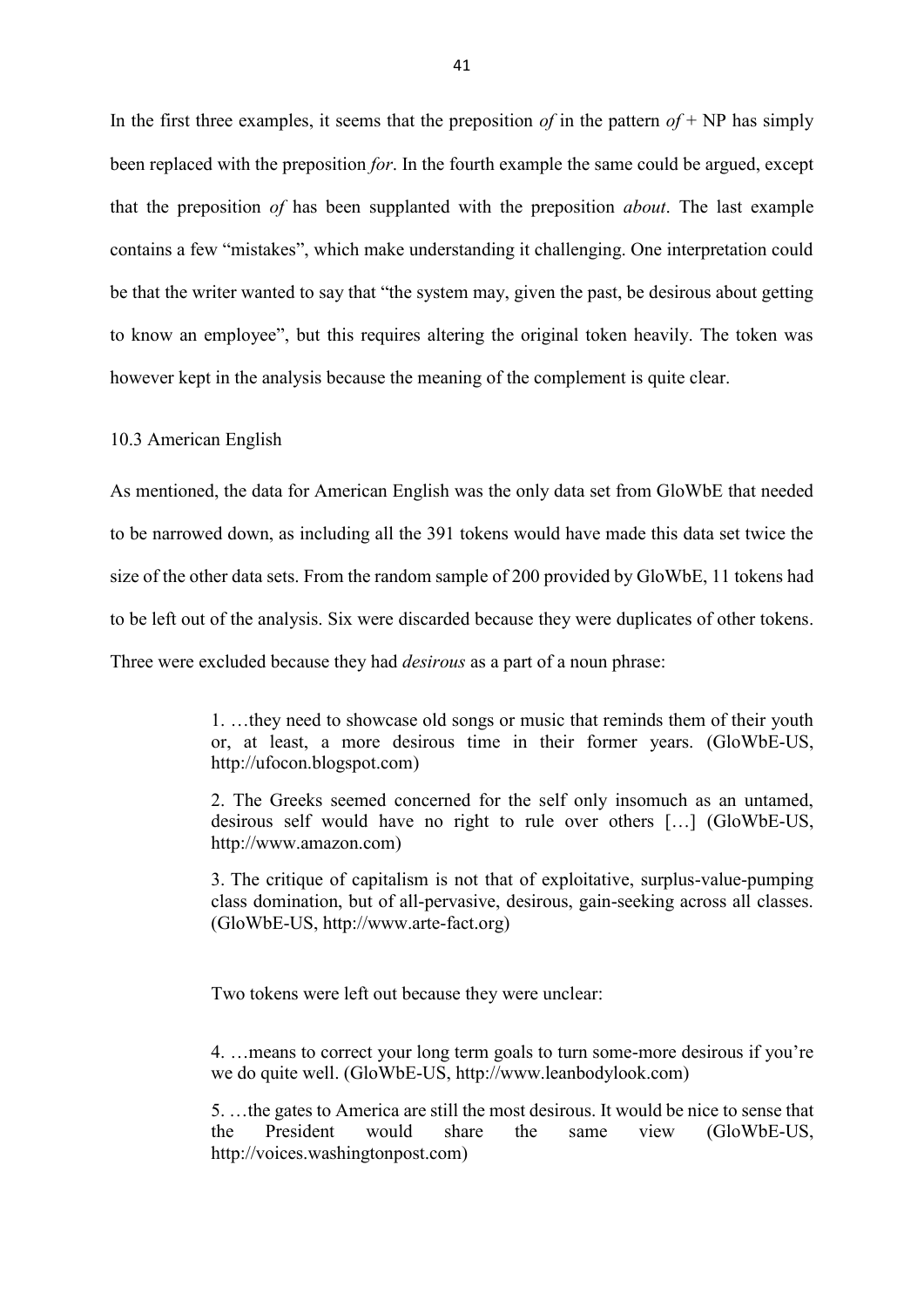In the first three examples, it seems that the preposition *of* in the pattern *of* + NP has simply been replaced with the preposition *for*. In the fourth example the same could be argued, except that the preposition *of* has been supplanted with the preposition *about*. The last example contains a few "mistakes", which make understanding it challenging. One interpretation could be that the writer wanted to say that "the system may, given the past, be desirous about getting to know an employee", but this requires altering the original token heavily. The token was however kept in the analysis because the meaning of the complement is quite clear.

## 10.3 American English

As mentioned, the data for American English was the only data set from GloWbE that needed to be narrowed down, as including all the 391 tokens would have made this data set twice the size of the other data sets. From the random sample of 200 provided by GloWbE, 11 tokens had to be left out of the analysis. Six were discarded because they were duplicates of other tokens. Three were excluded because they had *desirous* as a part of a noun phrase:

> 1. …they need to showcase old songs or music that reminds them of their youth or, at least, a more desirous time in their former years. (GloWbE-US, http://ufocon.blogspot.com)
>
> 2. The Greeks seemed concerned for the self only insomuch as an untamed, desirous self would have no right to rule over others […] (GloWbE-US, http://www.amazon.com)
>
> 3. The critique of capitalism is not that of exploitative, surplus-value-pumping class domination, but of all-pervasive, desirous, gain-seeking across all classes. (GloWbE-US, http://www.arte-fact.org)

Two tokens were left out because they were unclear:

> 4. …means to correct your long term goals to turn some-more desirous if you're we do quite well. (GloWbE-US, http://www.leanbodylook.com)
>
> 5. …the gates to America are still the most desirous. It would be nice to sense that the President would share the same view (GloWbE-US, http://voices.washingtonpost.com)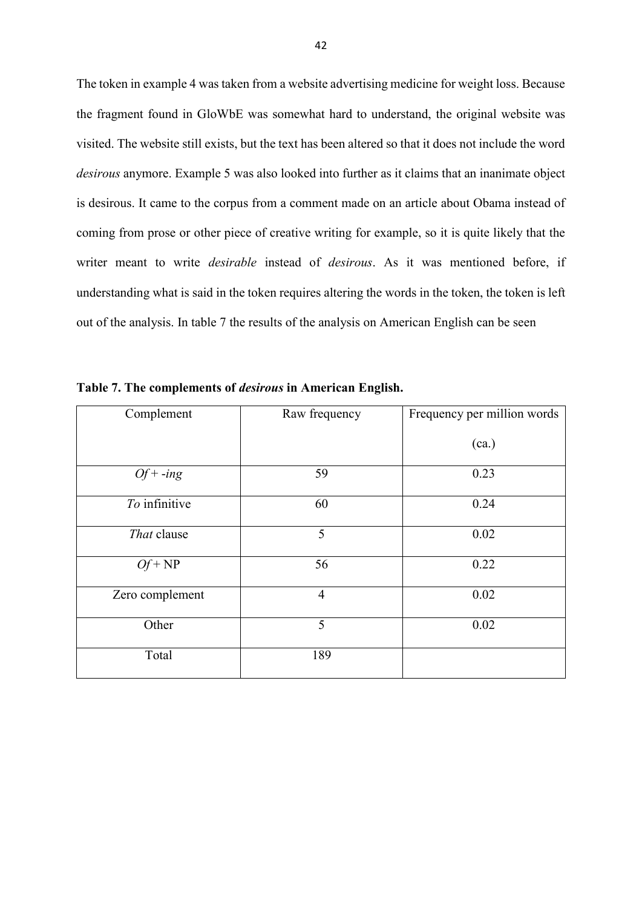The token in example 4 was taken from a website advertising medicine for weight loss. Because the fragment found in GloWbE was somewhat hard to understand, the original website was visited. The website still exists, but the text has been altered so that it does not include the word *desirous* anymore. Example 5 was also looked into further as it claims that an inanimate object is desirous. It came to the corpus from a comment made on an article about Obama instead of coming from prose or other piece of creative writing for example, so it is quite likely that the writer meant to write *desirable* instead of *desirous*. As it was mentioned before, if understanding what is said in the token requires altering the words in the token, the token is left out of the analysis. In table 7 the results of the analysis on American English can be seen

**Table 7. The complements of *desirous* in American English.**

| Complement | Raw frequency | Frequency per million words (ca.) |
|---|---|---|
| *Of* + *-ing* | 59 | 0.23 |
| *To* infinitive | 60 | 0.24 |
| *That* clause | 5 | 0.02 |
| *Of* + NP | 56 | 0.22 |
| Zero complement | 4 | 0.02 |
| Other | 5 | 0.02 |
| Total | 189 | |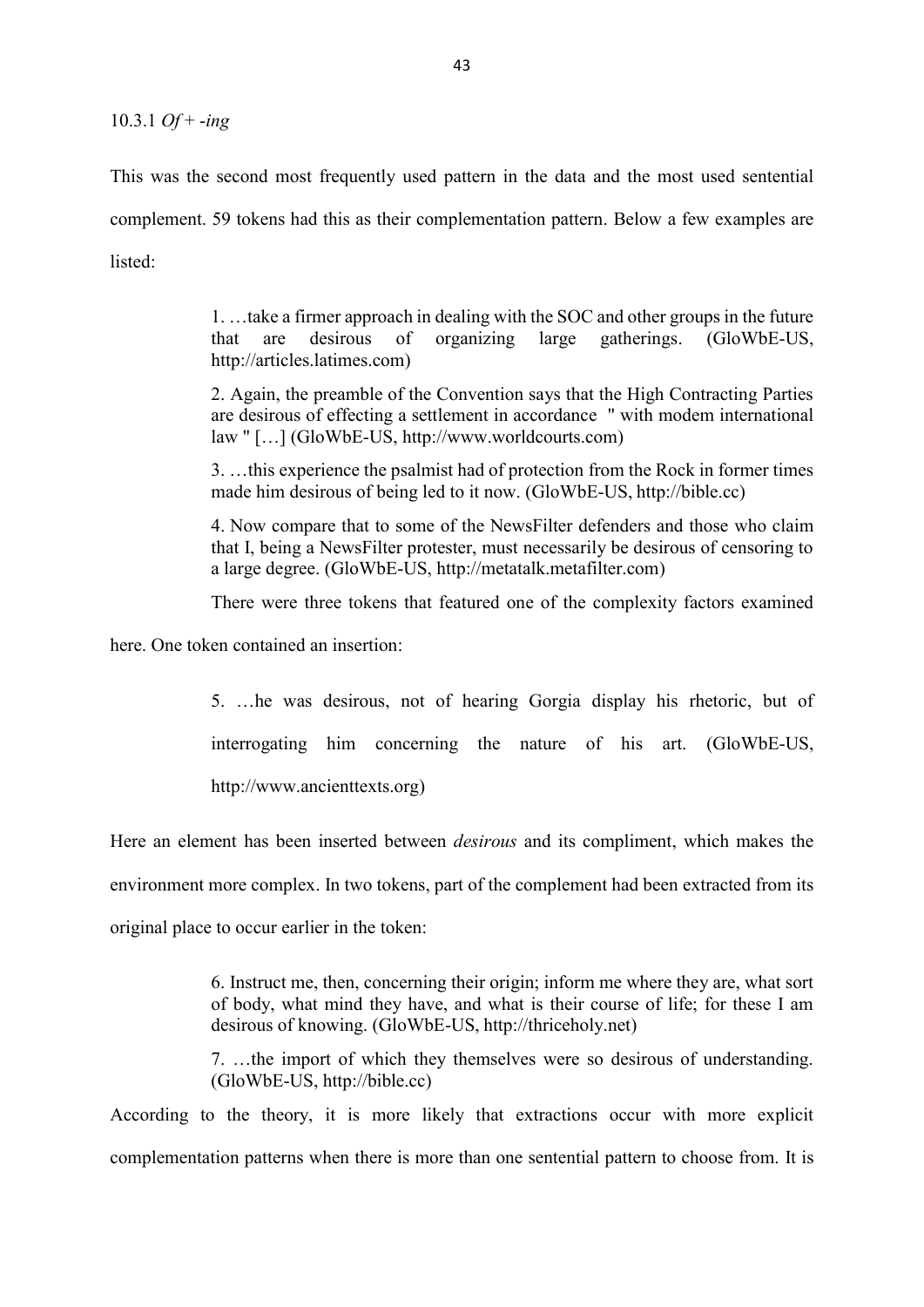### 10.3.1 *Of* + *-ing*

This was the second most frequently used pattern in the data and the most used sentential complement. 59 tokens had this as their complementation pattern. Below a few examples are listed:

> 1. …take a firmer approach in dealing with the SOC and other groups in the future that are desirous of organizing large gatherings. (GloWbE-US, http://articles.latimes.com)
>
> 2. Again, the preamble of the Convention says that the High Contracting Parties are desirous of effecting a settlement in accordance " with modem international law " […] (GloWbE-US, http://www.worldcourts.com)
>
> 3. …this experience the psalmist had of protection from the Rock in former times made him desirous of being led to it now. (GloWbE-US, http://bible.cc)
>
> 4. Now compare that to some of the NewsFilter defenders and those who claim that I, being a NewsFilter protester, must necessarily be desirous of censoring to a large degree. (GloWbE-US, http://metatalk.metafilter.com)

There were three tokens that featured one of the complexity factors examined here. One token contained an insertion:

> 5. …he was desirous, not of hearing Gorgia display his rhetoric, but of interrogating him concerning the nature of his art. (GloWbE-US, http://www.ancienttexts.org)

Here an element has been inserted between *desirous* and its compliment, which makes the environment more complex. In two tokens, part of the complement had been extracted from its original place to occur earlier in the token:

> 6. Instruct me, then, concerning their origin; inform me where they are, what sort of body, what mind they have, and what is their course of life; for these I am desirous of knowing. (GloWbE-US, http://thriceholy.net)
>
> 7. …the import of which they themselves were so desirous of understanding. (GloWbE-US, http://bible.cc)

According to the theory, it is more likely that extractions occur with more explicit complementation patterns when there is more than one sentential pattern to choose from. It is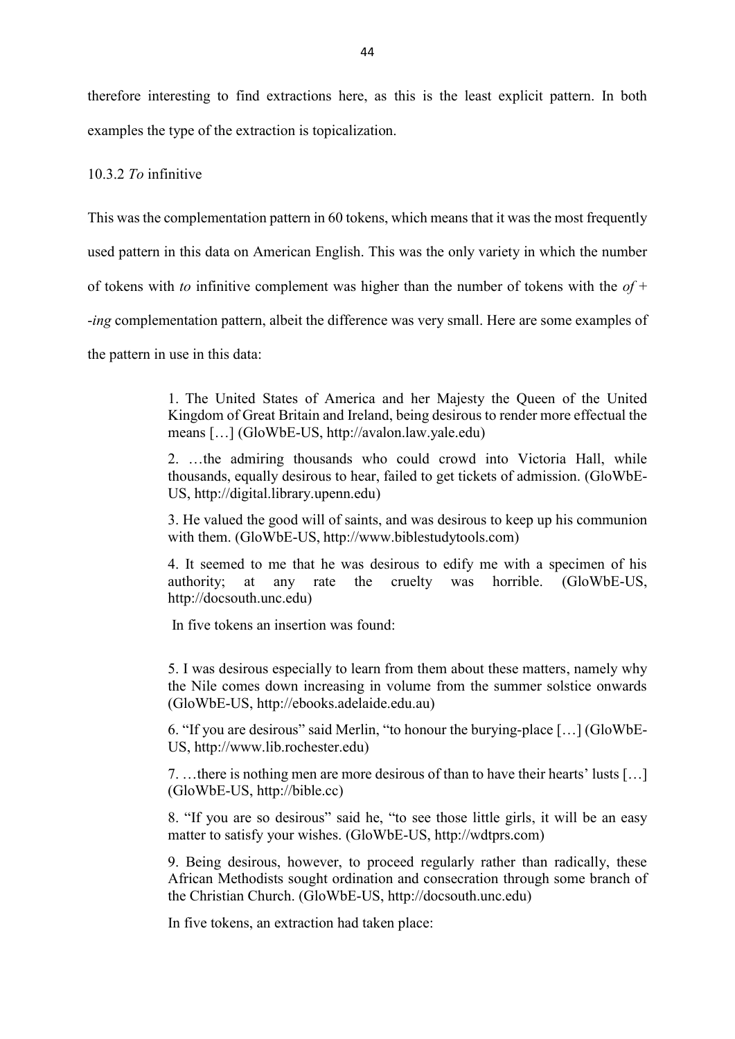therefore interesting to find extractions here, as this is the least explicit pattern. In both examples the type of the extraction is topicalization.

### 10.3.2 *To* infinitive

This was the complementation pattern in 60 tokens, which means that it was the most frequently used pattern in this data on American English. This was the only variety in which the number of tokens with *to* infinitive complement was higher than the number of tokens with the *of* + -*ing* complementation pattern, albeit the difference was very small. Here are some examples of the pattern in use in this data:

> 1. The United States of America and her Majesty the Queen of the United Kingdom of Great Britain and Ireland, being desirous to render more effectual the means […] (GloWbE-US, http://avalon.law.yale.edu)
>
> 2. …the admiring thousands who could crowd into Victoria Hall, while thousands, equally desirous to hear, failed to get tickets of admission. (GloWbE-US, http://digital.library.upenn.edu)
>
> 3. He valued the good will of saints, and was desirous to keep up his communion with them. (GloWbE-US, http://www.biblestudytools.com)
>
> 4. It seemed to me that he was desirous to edify me with a specimen of his authority; at any rate the cruelty was horrible. (GloWbE-US, http://docsouth.unc.edu)
>
> In five tokens an insertion was found:
>
> 5. I was desirous especially to learn from them about these matters, namely why the Nile comes down increasing in volume from the summer solstice onwards (GloWbE-US, http://ebooks.adelaide.edu.au)
>
> 6. "If you are desirous" said Merlin, "to honour the burying-place […] (GloWbE-US, http://www.lib.rochester.edu)
>
> 7. …there is nothing men are more desirous of than to have their hearts' lusts […] (GloWbE-US, http://bible.cc)
>
> 8. "If you are so desirous" said he, "to see those little girls, it will be an easy matter to satisfy your wishes. (GloWbE-US, http://wdtprs.com)
>
> 9. Being desirous, however, to proceed regularly rather than radically, these African Methodists sought ordination and consecration through some branch of the Christian Church. (GloWbE-US, http://docsouth.unc.edu)
>
> In five tokens, an extraction had taken place: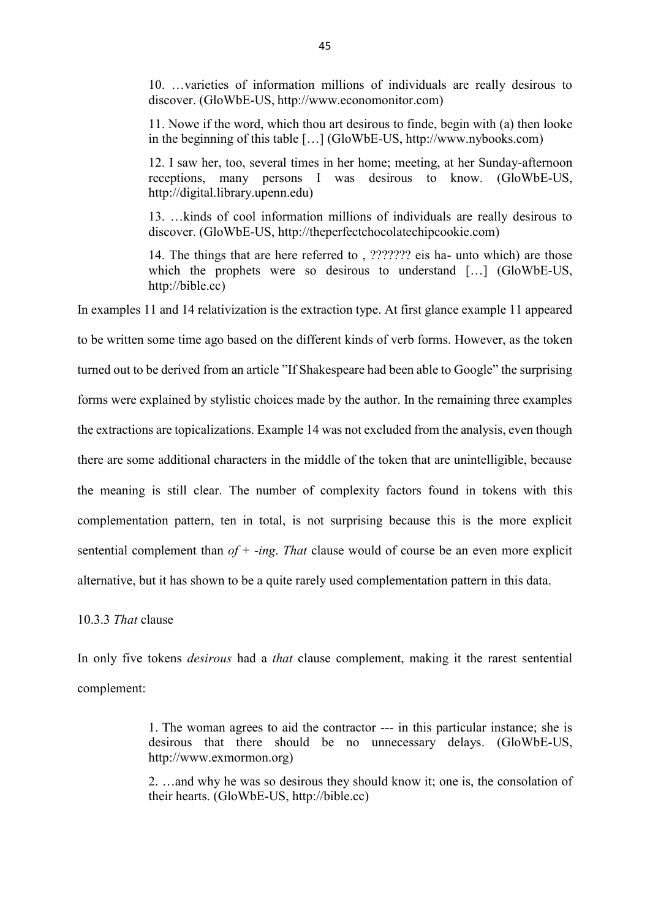> 10. …varieties of information millions of individuals are really desirous to discover. (GloWbE-US, http://www.economonitor.com)
>
> 11. Nowe if the word, which thou art desirous to finde, begin with (a) then looke in the beginning of this table […] (GloWbE-US, http://www.nybooks.com)
>
> 12. I saw her, too, several times in her home; meeting, at her Sunday-afternoon receptions, many persons I was desirous to know. (GloWbE-US, http://digital.library.upenn.edu)
>
> 13. …kinds of cool information millions of individuals are really desirous to discover. (GloWbE-US, http://theperfectchocolatechipcookie.com)
>
> 14. The things that are here referred to , ??????? eis ha- unto which) are those which the prophets were so desirous to understand […] (GloWbE-US, http://bible.cc)

In examples 11 and 14 relativization is the extraction type. At first glance example 11 appeared to be written some time ago based on the different kinds of verb forms. However, as the token turned out to be derived from an article "If Shakespeare had been able to Google" the surprising forms were explained by stylistic choices made by the author. In the remaining three examples the extractions are topicalizations. Example 14 was not excluded from the analysis, even though there are some additional characters in the middle of the token that are unintelligible, because the meaning is still clear. The number of complexity factors found in tokens with this complementation pattern, ten in total, is not surprising because this is the more explicit sentential complement than *of* + *-ing*. *That* clause would of course be an even more explicit alternative, but it has shown to be a quite rarely used complementation pattern in this data.

### 10.3.3 *That* clause

In only five tokens *desirous* had a *that* clause complement, making it the rarest sentential complement:

> 1. The woman agrees to aid the contractor --- in this particular instance; she is desirous that there should be no unnecessary delays. (GloWbE-US, http://www.exmormon.org)
>
> 2. …and why he was so desirous they should know it; one is, the consolation of their hearts. (GloWbE-US, http://bible.cc)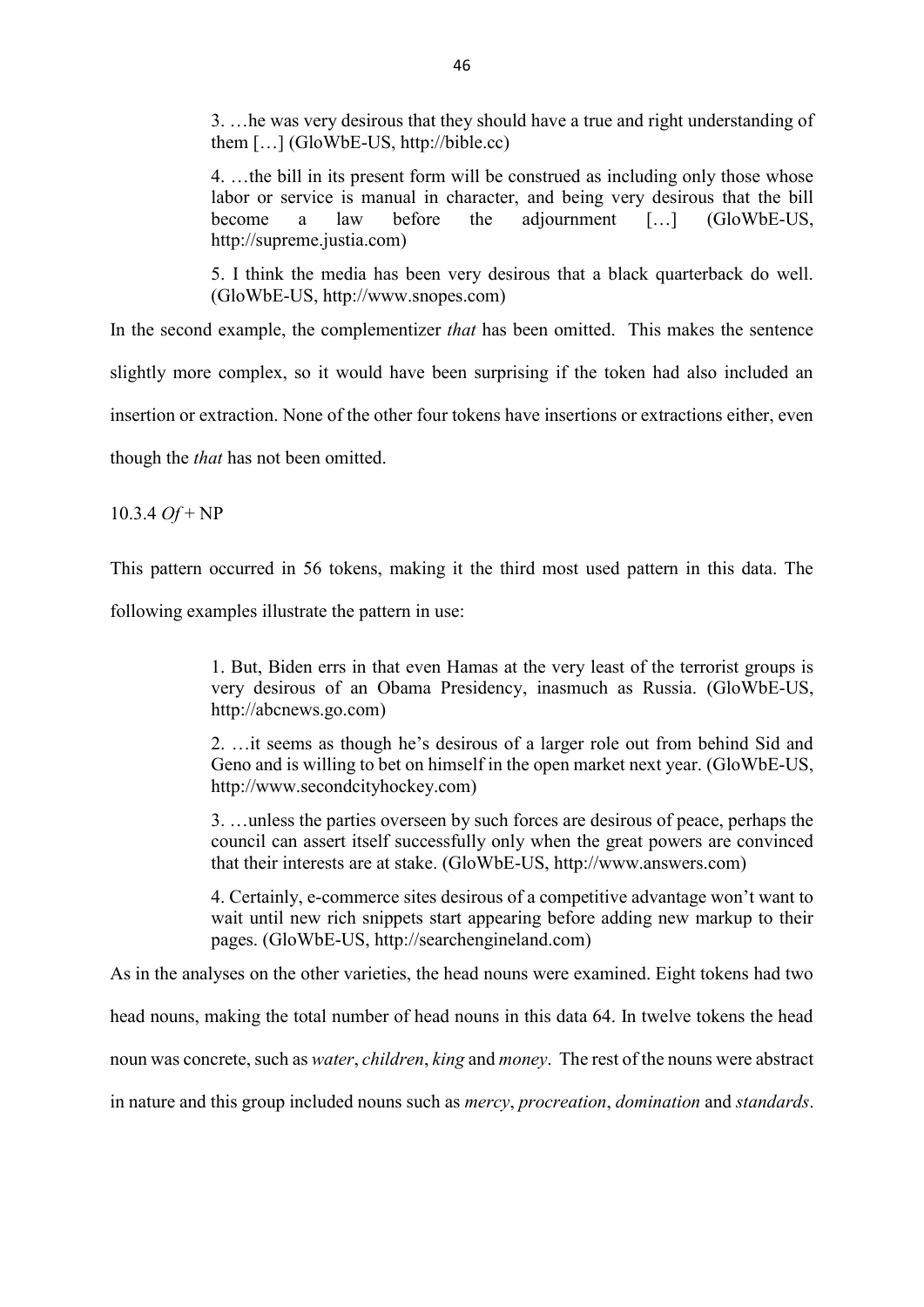> 3. …he was very desirous that they should have a true and right understanding of them […] (GloWbE-US, http://bible.cc)
>
> 4. …the bill in its present form will be construed as including only those whose labor or service is manual in character, and being very desirous that the bill become a law before the adjournment […] (GloWbE-US, http://supreme.justia.com)
>
> 5. I think the media has been very desirous that a black quarterback do well. (GloWbE-US, http://www.snopes.com)

In the second example, the complementizer *that* has been omitted. This makes the sentence slightly more complex, so it would have been surprising if the token had also included an insertion or extraction. None of the other four tokens have insertions or extractions either, even though the *that* has not been omitted.

10.3.4 *Of* + NP

This pattern occurred in 56 tokens, making it the third most used pattern in this data. The following examples illustrate the pattern in use:

> 1. But, Biden errs in that even Hamas at the very least of the terrorist groups is very desirous of an Obama Presidency, inasmuch as Russia. (GloWbE-US, http://abcnews.go.com)
>
> 2. …it seems as though he's desirous of a larger role out from behind Sid and Geno and is willing to bet on himself in the open market next year. (GloWbE-US, http://www.secondcityhockey.com)
>
> 3. …unless the parties overseen by such forces are desirous of peace, perhaps the council can assert itself successfully only when the great powers are convinced that their interests are at stake. (GloWbE-US, http://www.answers.com)
>
> 4. Certainly, e-commerce sites desirous of a competitive advantage won't want to wait until new rich snippets start appearing before adding new markup to their pages. (GloWbE-US, http://searchengineland.com)

As in the analyses on the other varieties, the head nouns were examined. Eight tokens had two head nouns, making the total number of head nouns in this data 64. In twelve tokens the head noun was concrete, such as *water*, *children*, *king* and *money*. The rest of the nouns were abstract in nature and this group included nouns such as *mercy*, *procreation*, *domination* and *standards*.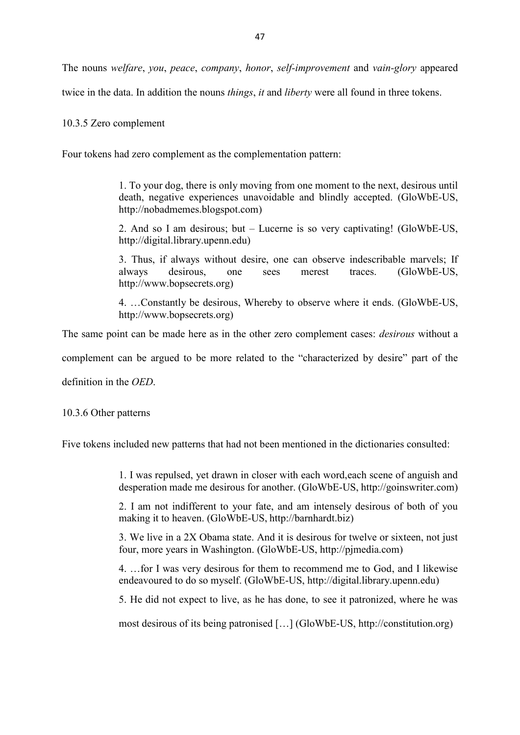The nouns *welfare*, *you*, *peace*, *company*, *honor*, *self-improvement* and *vain-glory* appeared twice in the data. In addition the nouns *things*, *it* and *liberty* were all found in three tokens.

### 10.3.5 Zero complement

Four tokens had zero complement as the complementation pattern:

> 1. To your dog, there is only moving from one moment to the next, desirous until death, negative experiences unavoidable and blindly accepted. (GloWbE-US, http://nobadmemes.blogspot.com)
>
> 2. And so I am desirous; but – Lucerne is so very captivating! (GloWbE-US, http://digital.library.upenn.edu)
>
> 3. Thus, if always without desire, one can observe indescribable marvels; If always desirous, one sees merest traces. (GloWbE-US, http://www.bopsecrets.org)
>
> 4. …Constantly be desirous, Whereby to observe where it ends. (GloWbE-US, http://www.bopsecrets.org)

The same point can be made here as in the other zero complement cases: *desirous* without a complement can be argued to be more related to the "characterized by desire" part of the definition in the *OED*.

### 10.3.6 Other patterns

Five tokens included new patterns that had not been mentioned in the dictionaries consulted:

> 1. I was repulsed, yet drawn in closer with each word,each scene of anguish and desperation made me desirous for another. (GloWbE-US, http://goinswriter.com)
>
> 2. I am not indifferent to your fate, and am intensely desirous of both of you making it to heaven. (GloWbE-US, http://barnhardt.biz)
>
> 3. We live in a 2X Obama state. And it is desirous for twelve or sixteen, not just four, more years in Washington. (GloWbE-US, http://pjmedia.com)
>
> 4. …for I was very desirous for them to recommend me to God, and I likewise endeavoured to do so myself. (GloWbE-US, http://digital.library.upenn.edu)
>
> 5. He did not expect to live, as he has done, to see it patronized, where he was most desirous of its being patronised […] (GloWbE-US, http://constitution.org)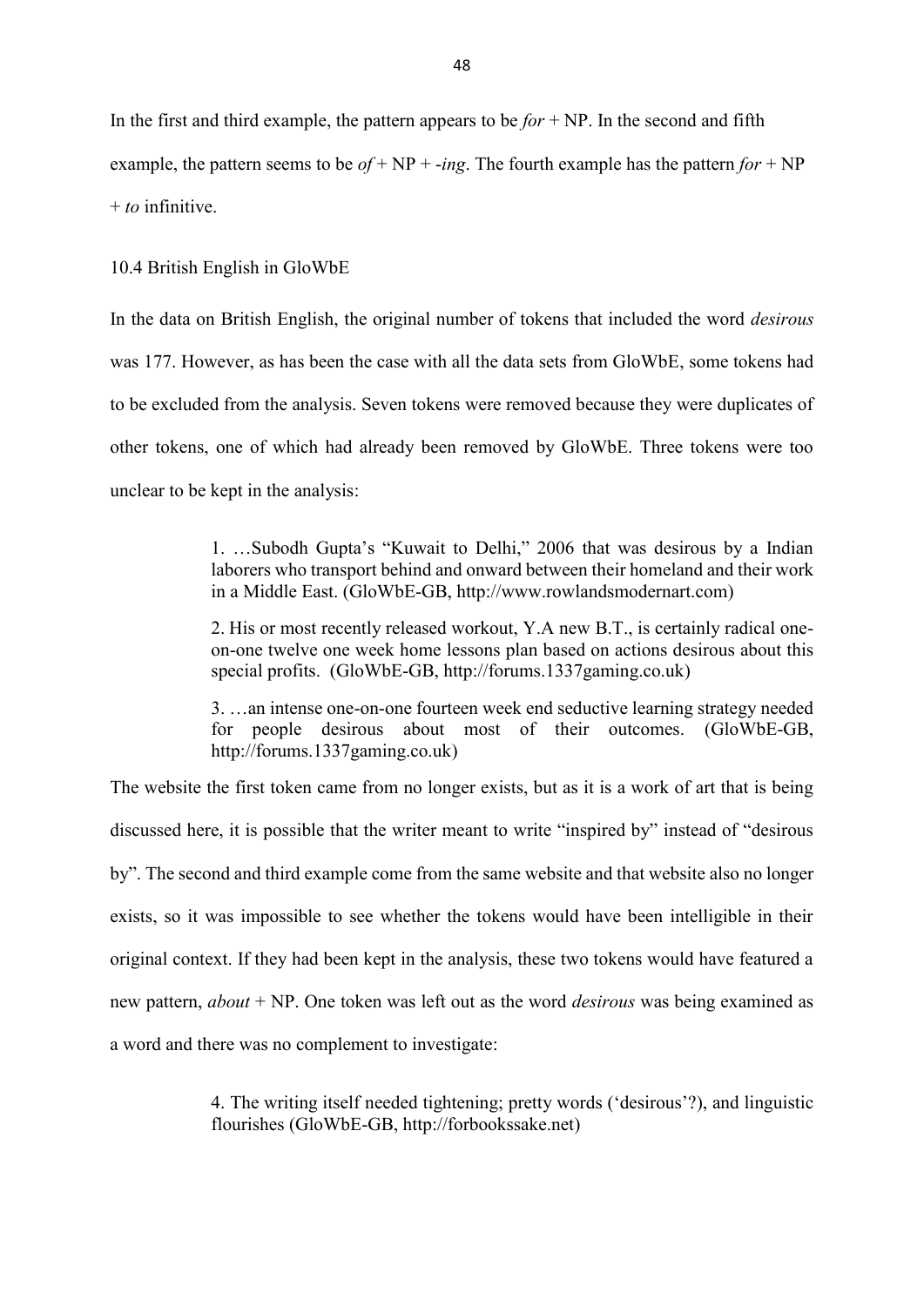In the first and third example, the pattern appears to be *for* + NP. In the second and fifth example, the pattern seems to be *of* + NP + *-ing*. The fourth example has the pattern *for* + NP + *to* infinitive.

## 10.4 British English in GloWbE

In the data on British English, the original number of tokens that included the word *desirous* was 177. However, as has been the case with all the data sets from GloWbE, some tokens had to be excluded from the analysis. Seven tokens were removed because they were duplicates of other tokens, one of which had already been removed by GloWbE. Three tokens were too unclear to be kept in the analysis:

> 1. …Subodh Gupta's "Kuwait to Delhi," 2006 that was desirous by a Indian laborers who transport behind and onward between their homeland and their work in a Middle East. (GloWbE-GB, http://www.rowlandsmodernart.com)
>
> 2. His or most recently released workout, Y.A new B.T., is certainly radical one-on-one twelve one week home lessons plan based on actions desirous about this special profits. (GloWbE-GB, http://forums.1337gaming.co.uk)
>
> 3. …an intense one-on-one fourteen week end seductive learning strategy needed for people desirous about most of their outcomes. (GloWbE-GB, http://forums.1337gaming.co.uk)

The website the first token came from no longer exists, but as it is a work of art that is being discussed here, it is possible that the writer meant to write "inspired by" instead of "desirous by". The second and third example come from the same website and that website also no longer exists, so it was impossible to see whether the tokens would have been intelligible in their original context. If they had been kept in the analysis, these two tokens would have featured a new pattern, *about* + NP. One token was left out as the word *desirous* was being examined as a word and there was no complement to investigate:

> 4. The writing itself needed tightening; pretty words ('desirous'?), and linguistic flourishes (GloWbE-GB, http://forbookssake.net)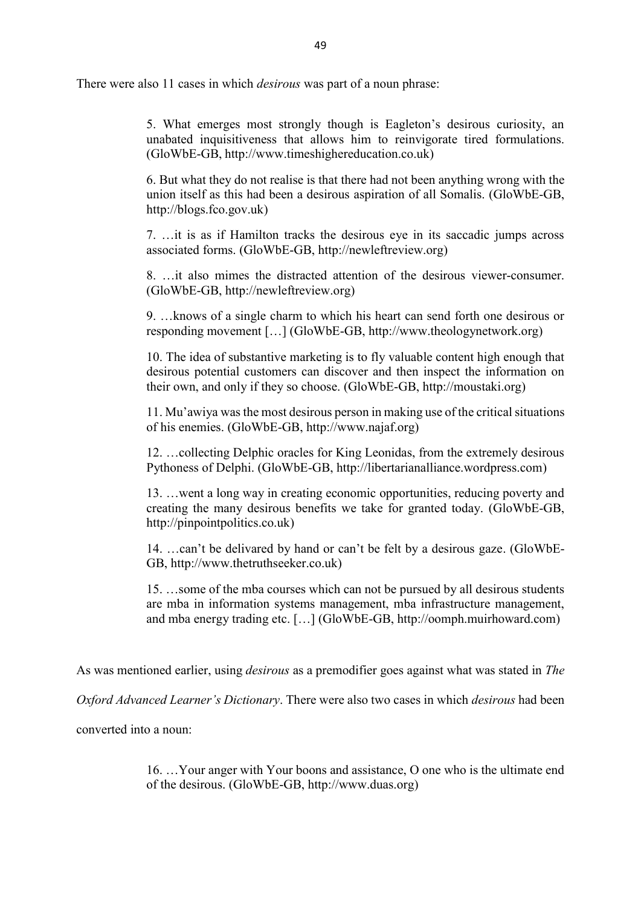There were also 11 cases in which *desirous* was part of a noun phrase:

> 5. What emerges most strongly though is Eagleton's desirous curiosity, an unabated inquisitiveness that allows him to reinvigorate tired formulations. (GloWbE-GB, http://www.timeshighereducation.co.uk)
>
> 6. But what they do not realise is that there had not been anything wrong with the union itself as this had been a desirous aspiration of all Somalis. (GloWbE-GB, http://blogs.fco.gov.uk)
>
> 7. …it is as if Hamilton tracks the desirous eye in its saccadic jumps across associated forms. (GloWbE-GB, http://newleftreview.org)
>
> 8. …it also mimes the distracted attention of the desirous viewer-consumer. (GloWbE-GB, http://newleftreview.org)
>
> 9. …knows of a single charm to which his heart can send forth one desirous or responding movement […] (GloWbE-GB, http://www.theologynetwork.org)
>
> 10. The idea of substantive marketing is to fly valuable content high enough that desirous potential customers can discover and then inspect the information on their own, and only if they so choose. (GloWbE-GB, http://moustaki.org)
>
> 11. Mu'awiya was the most desirous person in making use of the critical situations of his enemies. (GloWbE-GB, http://www.najaf.org)
>
> 12. …collecting Delphic oracles for King Leonidas, from the extremely desirous Pythoness of Delphi. (GloWbE-GB, http://libertarianalliance.wordpress.com)
>
> 13. …went a long way in creating economic opportunities, reducing poverty and creating the many desirous benefits we take for granted today. (GloWbE-GB, http://pinpointpolitics.co.uk)
>
> 14. …can't be delivared by hand or can't be felt by a desirous gaze. (GloWbE-GB, http://www.thetruthseeker.co.uk)
>
> 15. …some of the mba courses which can not be pursued by all desirous students are mba in information systems management, mba infrastructure management, and mba energy trading etc. […] (GloWbE-GB, http://oomph.muirhoward.com)

As was mentioned earlier, using *desirous* as a premodifier goes against what was stated in *The Oxford Advanced Learner's Dictionary*. There were also two cases in which *desirous* had been converted into a noun:

> 16. …Your anger with Your boons and assistance, O one who is the ultimate end of the desirous. (GloWbE-GB, http://www.duas.org)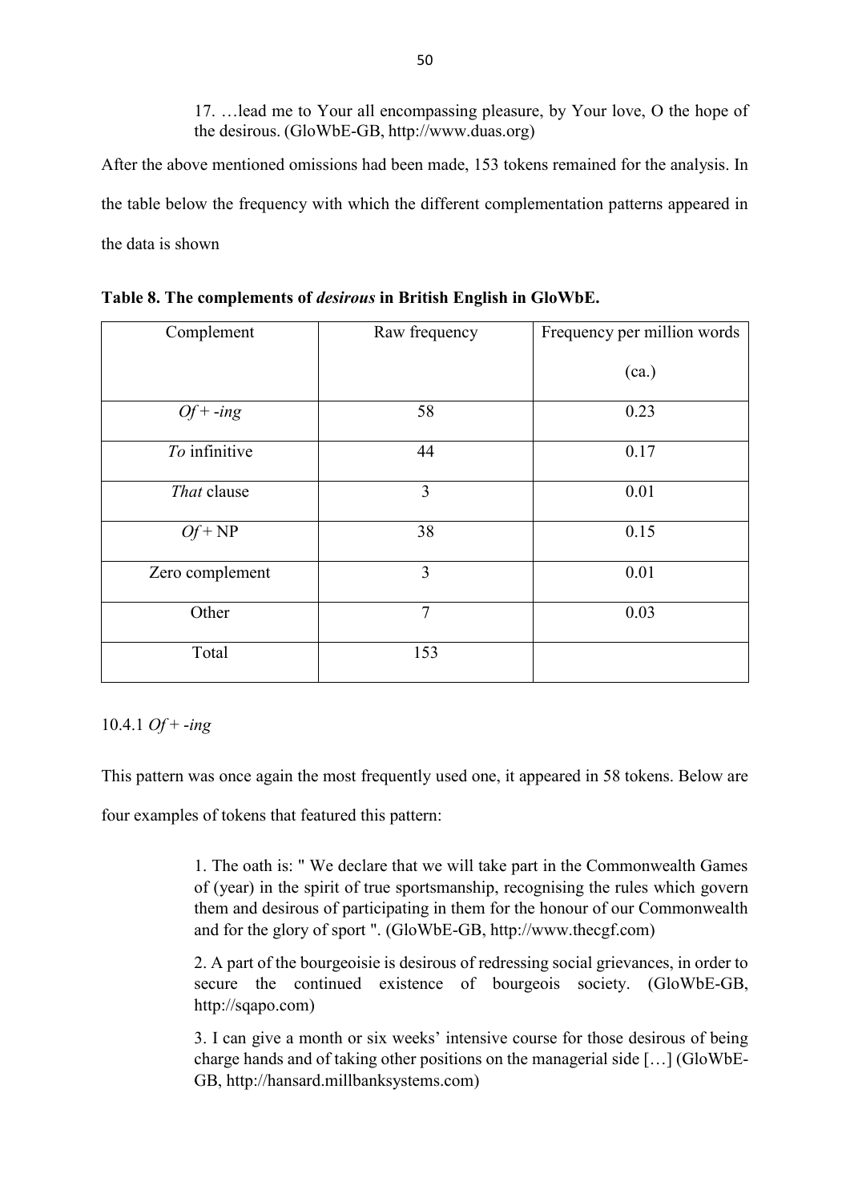17. …lead me to Your all encompassing pleasure, by Your love, O the hope of the desirous. (GloWbE-GB, http://www.duas.org)

After the above mentioned omissions had been made, 153 tokens remained for the analysis. In the table below the frequency with which the different complementation patterns appeared in the data is shown

**Table 8. The complements of *desirous* in British English in GloWbE.**

| Complement | Raw frequency | Frequency per million words (ca.) |
|---|---|---|
| *Of* + *-ing* | 58 | 0.23 |
| *To* infinitive | 44 | 0.17 |
| *That* clause | 3 | 0.01 |
| *Of* + NP | 38 | 0.15 |
| Zero complement | 3 | 0.01 |
| Other | 7 | 0.03 |
| Total | 153 | |

### 10.4.1 *Of* + *-ing*

This pattern was once again the most frequently used one, it appeared in 58 tokens. Below are four examples of tokens that featured this pattern:

1. The oath is: " We declare that we will take part in the Commonwealth Games of (year) in the spirit of true sportsmanship, recognising the rules which govern them and desirous of participating in them for the honour of our Commonwealth and for the glory of sport ". (GloWbE-GB, http://www.thecgf.com)

2. A part of the bourgeoisie is desirous of redressing social grievances, in order to secure the continued existence of bourgeois society. (GloWbE-GB, http://sqapo.com)

3. I can give a month or six weeks' intensive course for those desirous of being charge hands and of taking other positions on the managerial side […] (GloWbE-GB, http://hansard.millbanksystems.com)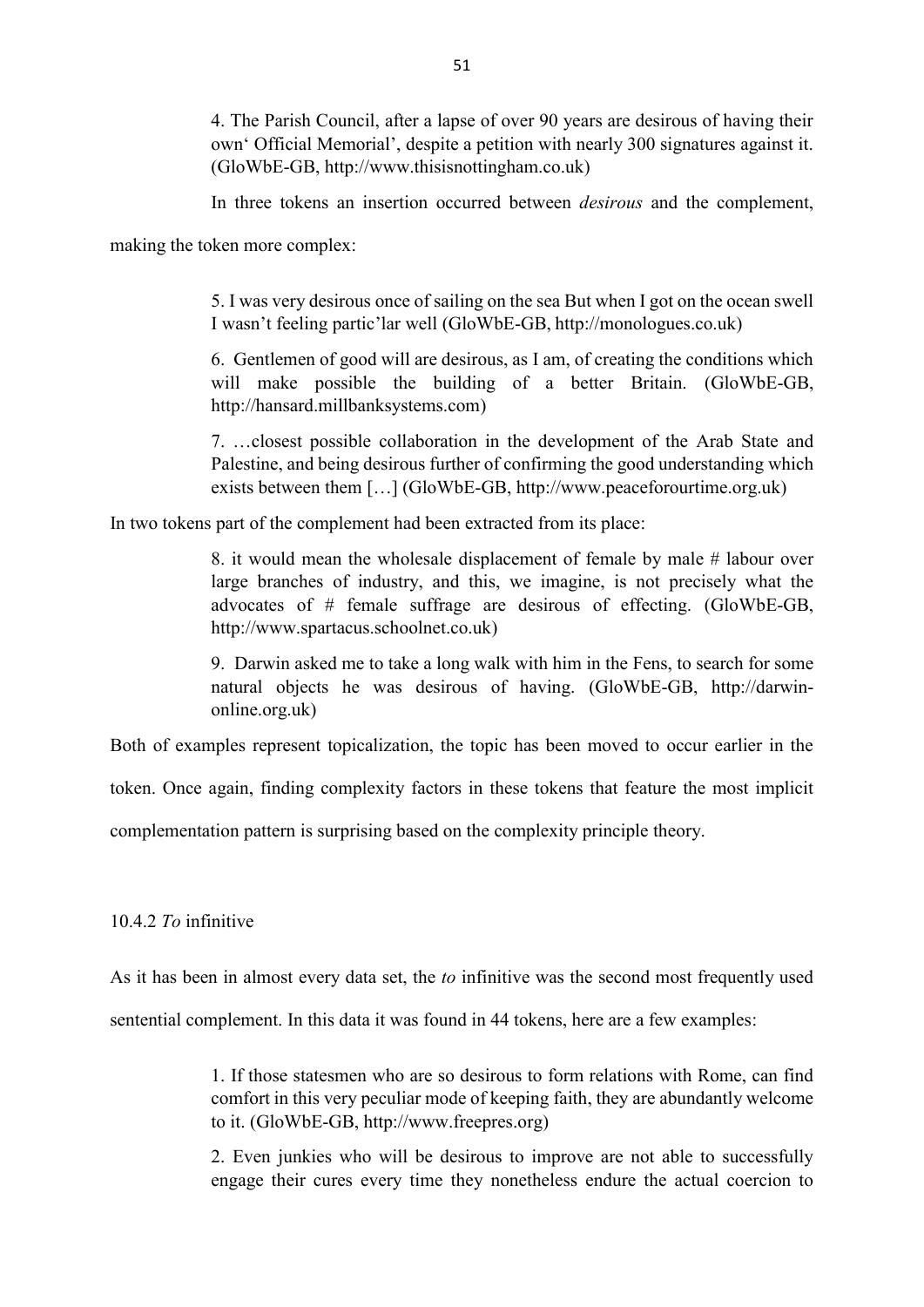> 4. The Parish Council, after a lapse of over 90 years are desirous of having their own' Official Memorial', despite a petition with nearly 300 signatures against it. (GloWbE-GB, http://www.thisisnottingham.co.uk)

In three tokens an insertion occurred between *desirous* and the complement, making the token more complex:

> 5. I was very desirous once of sailing on the sea But when I got on the ocean swell I wasn't feeling partic'lar well (GloWbE-GB, http://monologues.co.uk)
>
> 6. Gentlemen of good will are desirous, as I am, of creating the conditions which will make possible the building of a better Britain. (GloWbE-GB, http://hansard.millbanksystems.com)
>
> 7. …closest possible collaboration in the development of the Arab State and Palestine, and being desirous further of confirming the good understanding which exists between them […] (GloWbE-GB, http://www.peaceforourtime.org.uk)

In two tokens part of the complement had been extracted from its place:

> 8. it would mean the wholesale displacement of female by male # labour over large branches of industry, and this, we imagine, is not precisely what the advocates of # female suffrage are desirous of effecting. (GloWbE-GB, http://www.spartacus.schoolnet.co.uk)
>
> 9. Darwin asked me to take a long walk with him in the Fens, to search for some natural objects he was desirous of having. (GloWbE-GB, http://darwin-online.org.uk)

Both of examples represent topicalization, the topic has been moved to occur earlier in the token. Once again, finding complexity factors in these tokens that feature the most implicit complementation pattern is surprising based on the complexity principle theory.

### 10.4.2 *To* infinitive

As it has been in almost every data set, the *to* infinitive was the second most frequently used sentential complement. In this data it was found in 44 tokens, here are a few examples:

> 1. If those statesmen who are so desirous to form relations with Rome, can find comfort in this very peculiar mode of keeping faith, they are abundantly welcome to it. (GloWbE-GB, http://www.freepres.org)
>
> 2. Even junkies who will be desirous to improve are not able to successfully engage their cures every time they nonetheless endure the actual coercion to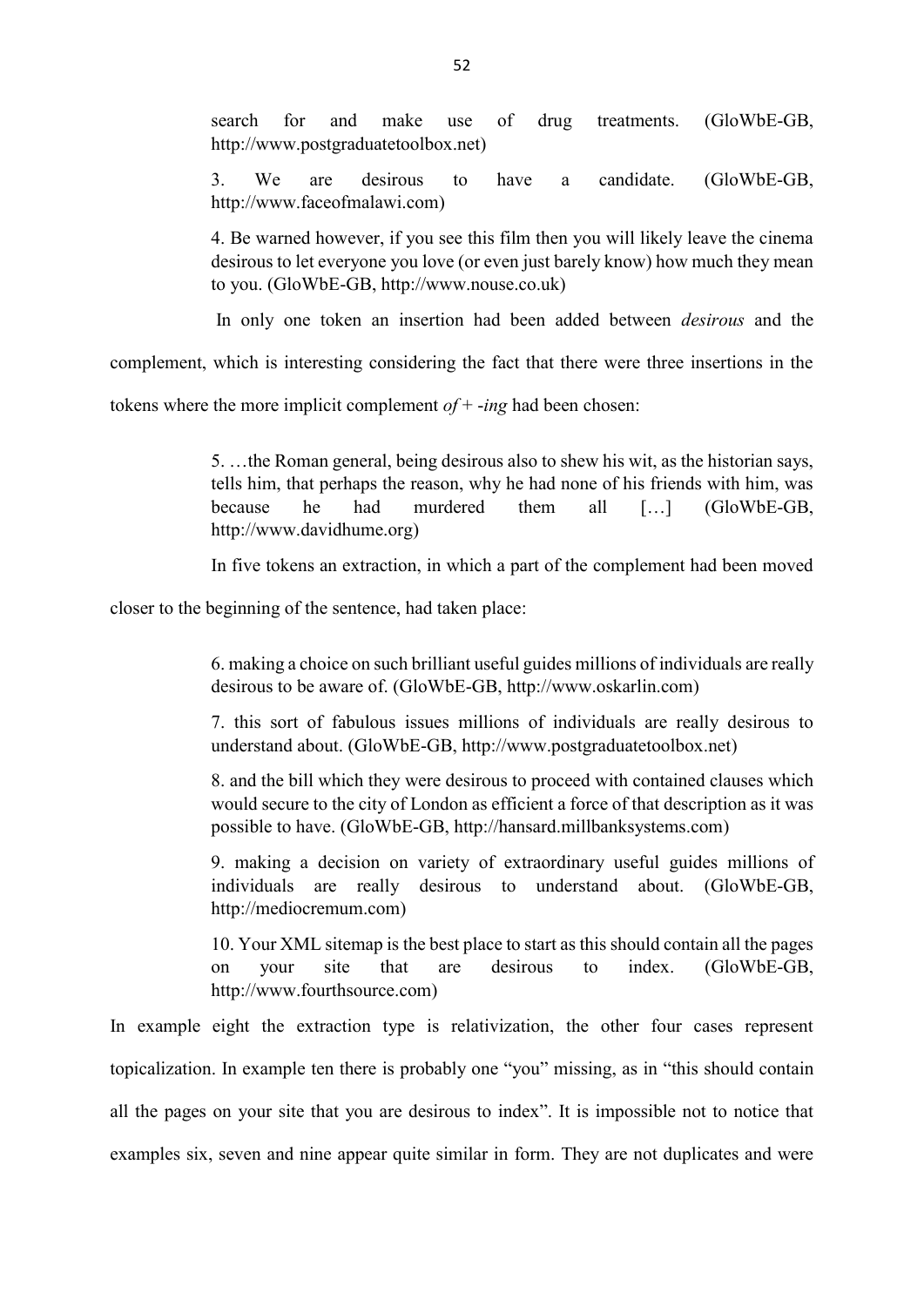search for and make use of drug treatments. (GloWbE-GB, http://www.postgraduatetoolbox.net)

3. We are desirous to have a candidate. (GloWbE-GB, http://www.faceofmalawi.com)

4. Be warned however, if you see this film then you will likely leave the cinema desirous to let everyone you love (or even just barely know) how much they mean to you. (GloWbE-GB, http://www.nouse.co.uk)

In only one token an insertion had been added between *desirous* and the complement, which is interesting considering the fact that there were three insertions in the tokens where the more implicit complement *of* + *-ing* had been chosen:

5. …the Roman general, being desirous also to shew his wit, as the historian says, tells him, that perhaps the reason, why he had none of his friends with him, was because he had murdered them all […] (GloWbE-GB, http://www.davidhume.org)

In five tokens an extraction, in which a part of the complement had been moved closer to the beginning of the sentence, had taken place:

6. making a choice on such brilliant useful guides millions of individuals are really desirous to be aware of. (GloWbE-GB, http://www.oskarlin.com)

7. this sort of fabulous issues millions of individuals are really desirous to understand about. (GloWbE-GB, http://www.postgraduatetoolbox.net)

8. and the bill which they were desirous to proceed with contained clauses which would secure to the city of London as efficient a force of that description as it was possible to have. (GloWbE-GB, http://hansard.millbanksystems.com)

9. making a decision on variety of extraordinary useful guides millions of individuals are really desirous to understand about. (GloWbE-GB, http://mediocremum.com)

10. Your XML sitemap is the best place to start as this should contain all the pages on your site that are desirous to index. (GloWbE-GB, http://www.fourthsource.com)

In example eight the extraction type is relativization, the other four cases represent topicalization. In example ten there is probably one "you" missing, as in "this should contain all the pages on your site that you are desirous to index". It is impossible not to notice that examples six, seven and nine appear quite similar in form. They are not duplicates and were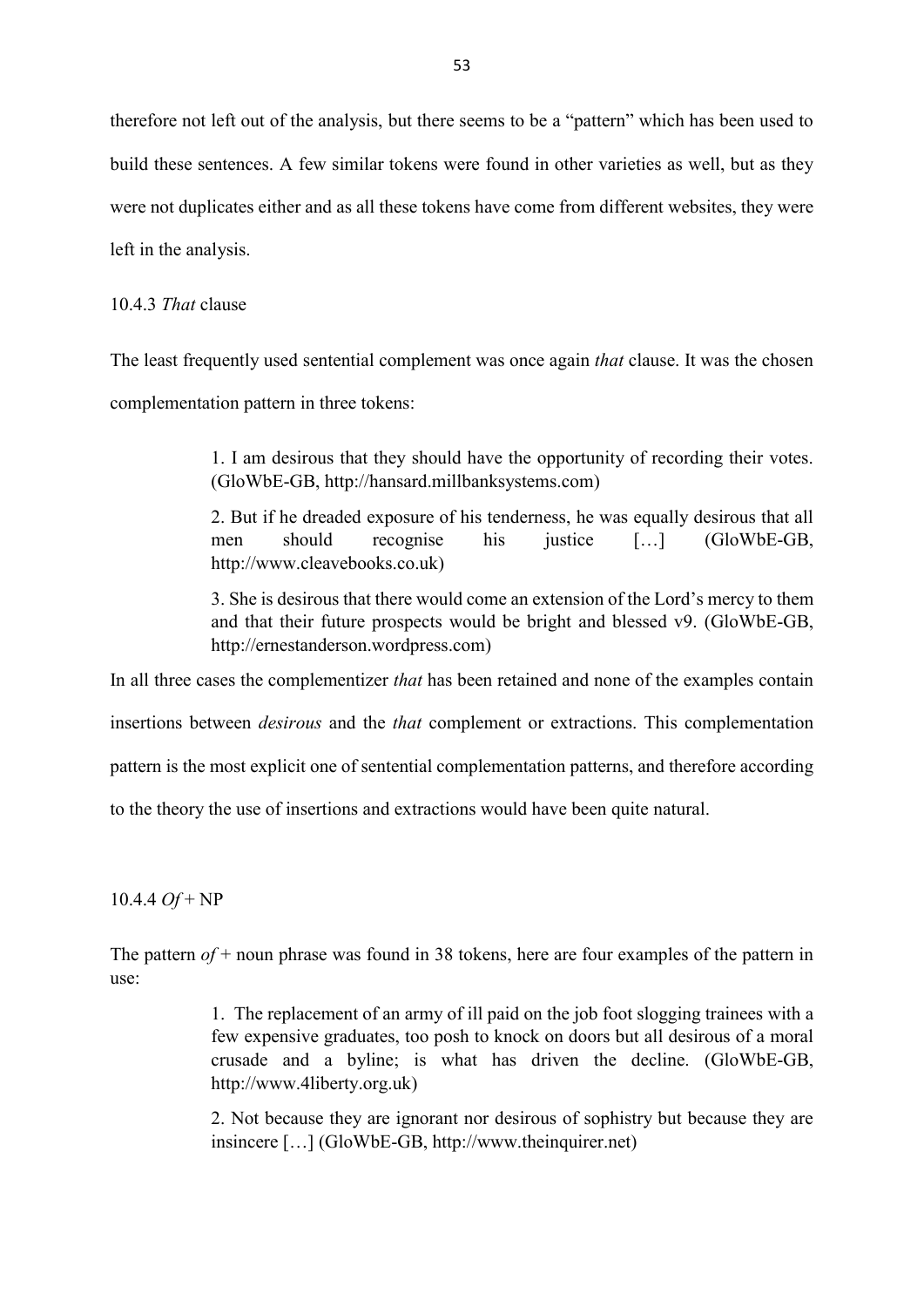therefore not left out of the analysis, but there seems to be a "pattern" which has been used to build these sentences. A few similar tokens were found in other varieties as well, but as they were not duplicates either and as all these tokens have come from different websites, they were left in the analysis.

### 10.4.3 *That* clause

The least frequently used sentential complement was once again *that* clause. It was the chosen complementation pattern in three tokens:

> 1. I am desirous that they should have the opportunity of recording their votes. (GloWbE-GB, http://hansard.millbanksystems.com)
>
> 2. But if he dreaded exposure of his tenderness, he was equally desirous that all men should recognise his justice […] (GloWbE-GB, http://www.cleavebooks.co.uk)
>
> 3. She is desirous that there would come an extension of the Lord's mercy to them and that their future prospects would be bright and blessed v9. (GloWbE-GB, http://ernestanderson.wordpress.com)

In all three cases the complementizer *that* has been retained and none of the examples contain insertions between *desirous* and the *that* complement or extractions. This complementation pattern is the most explicit one of sentential complementation patterns, and therefore according to the theory the use of insertions and extractions would have been quite natural.

### 10.4.4 *Of* + NP

The pattern *of* + noun phrase was found in 38 tokens, here are four examples of the pattern in use:

> 1. The replacement of an army of ill paid on the job foot slogging trainees with a few expensive graduates, too posh to knock on doors but all desirous of a moral crusade and a byline; is what has driven the decline. (GloWbE-GB, http://www.4liberty.org.uk)
>
> 2. Not because they are ignorant nor desirous of sophistry but because they are insincere […] (GloWbE-GB, http://www.theinquirer.net)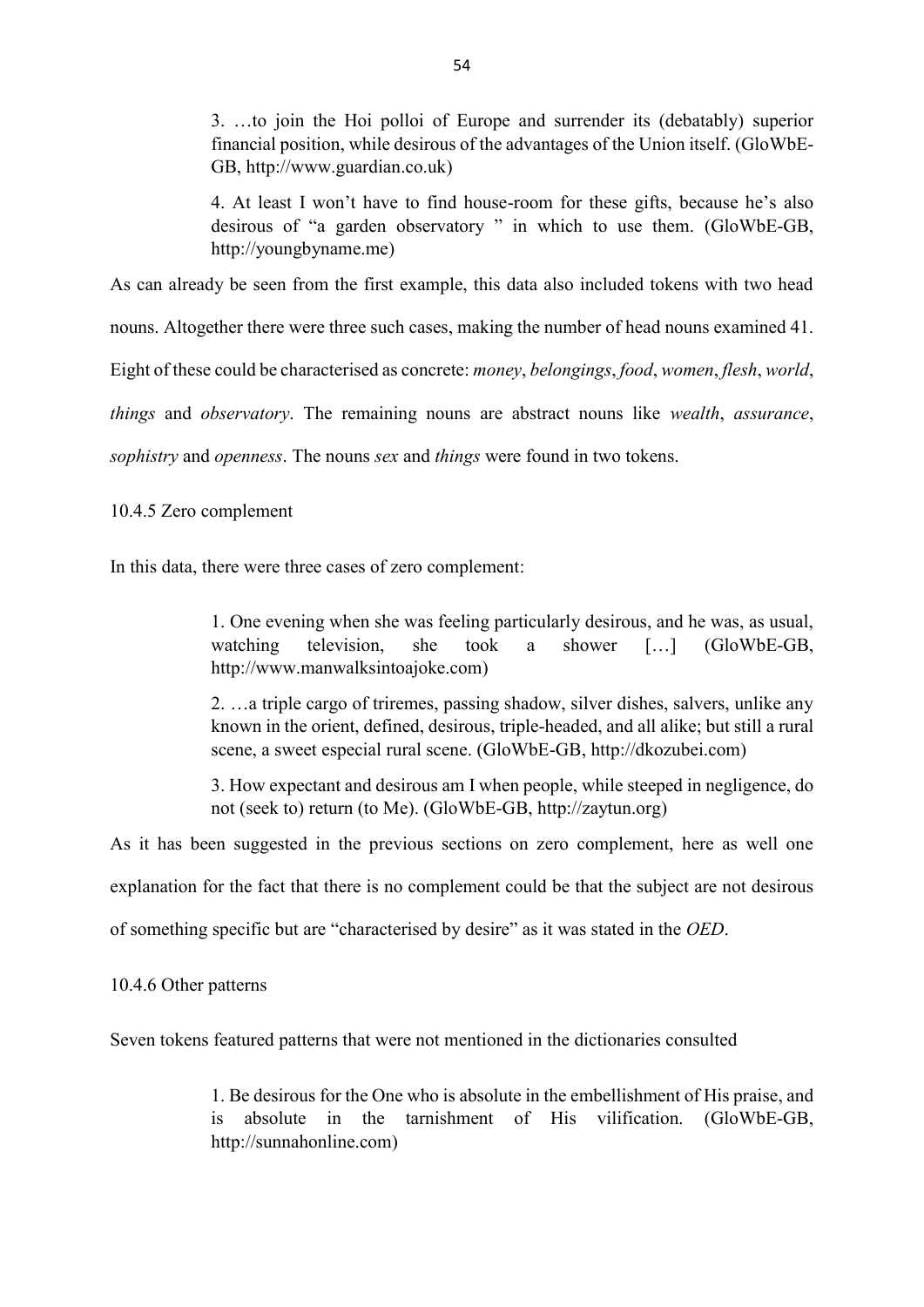> 3. …to join the Hoi polloi of Europe and surrender its (debatably) superior financial position, while desirous of the advantages of the Union itself. (GloWbE-GB, http://www.guardian.co.uk)
>
> 4. At least I won't have to find house-room for these gifts, because he's also desirous of "a garden observatory " in which to use them. (GloWbE-GB, http://youngbyname.me)

As can already be seen from the first example, this data also included tokens with two head nouns. Altogether there were three such cases, making the number of head nouns examined 41. Eight of these could be characterised as concrete: *money*, *belongings*, *food*, *women*, *flesh*, *world*, *things* and *observatory*. The remaining nouns are abstract nouns like *wealth*, *assurance*, *sophistry* and *openness*. The nouns *sex* and *things* were found in two tokens.

### 10.4.5 Zero complement

In this data, there were three cases of zero complement:

> 1. One evening when she was feeling particularly desirous, and he was, as usual, watching television, she took a shower […] (GloWbE-GB, http://www.manwalksintoajoke.com)
>
> 2. …a triple cargo of triremes, passing shadow, silver dishes, salvers, unlike any known in the orient, defined, desirous, triple-headed, and all alike; but still a rural scene, a sweet especial rural scene. (GloWbE-GB, http://dkozubei.com)
>
> 3. How expectant and desirous am I when people, while steeped in negligence, do not (seek to) return (to Me). (GloWbE-GB, http://zaytun.org)

As it has been suggested in the previous sections on zero complement, here as well one explanation for the fact that there is no complement could be that the subject are not desirous of something specific but are "characterised by desire" as it was stated in the *OED*.

### 10.4.6 Other patterns

Seven tokens featured patterns that were not mentioned in the dictionaries consulted

> 1. Be desirous for the One who is absolute in the embellishment of His praise, and is absolute in the tarnishment of His vilification. (GloWbE-GB, http://sunnahonline.com)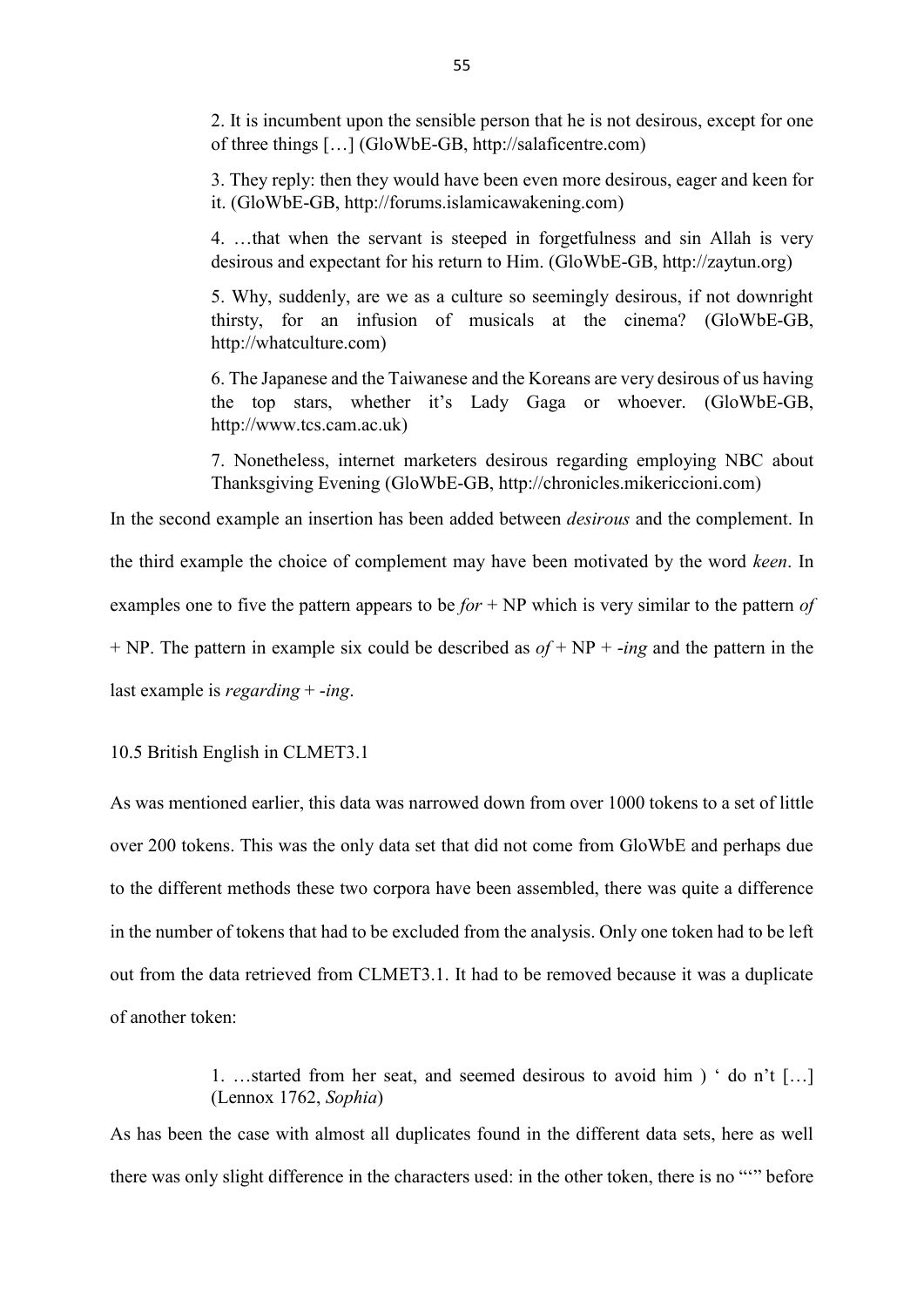2. It is incumbent upon the sensible person that he is not desirous, except for one of three things […] (GloWbE-GB, http://salaficentre.com)

3. They reply: then they would have been even more desirous, eager and keen for it. (GloWbE-GB, http://forums.islamicawakening.com)

4. …that when the servant is steeped in forgetfulness and sin Allah is very desirous and expectant for his return to Him. (GloWbE-GB, http://zaytun.org)

5. Why, suddenly, are we as a culture so seemingly desirous, if not downright thirsty, for an infusion of musicals at the cinema? (GloWbE-GB, http://whatculture.com)

6. The Japanese and the Taiwanese and the Koreans are very desirous of us having the top stars, whether it's Lady Gaga or whoever. (GloWbE-GB, http://www.tcs.cam.ac.uk)

7. Nonetheless, internet marketers desirous regarding employing NBC about Thanksgiving Evening (GloWbE-GB, http://chronicles.mikericcioni.com)

In the second example an insertion has been added between *desirous* and the complement. In the third example the choice of complement may have been motivated by the word *keen*. In examples one to five the pattern appears to be *for* + NP which is very similar to the pattern *of* + NP. The pattern in example six could be described as *of* + NP + -*ing* and the pattern in the last example is *regarding* + -*ing*.

### 10.5 British English in CLMET3.1

As was mentioned earlier, this data was narrowed down from over 1000 tokens to a set of little over 200 tokens. This was the only data set that did not come from GloWbE and perhaps due to the different methods these two corpora have been assembled, there was quite a difference in the number of tokens that had to be excluded from the analysis. Only one token had to be left out from the data retrieved from CLMET3.1. It had to be removed because it was a duplicate of another token:

1. …started from her seat, and seemed desirous to avoid him ) ' do n't […] (Lennox 1762, *Sophia*)

As has been the case with almost all duplicates found in the different data sets, here as well there was only slight difference in the characters used: in the other token, there is no "'" before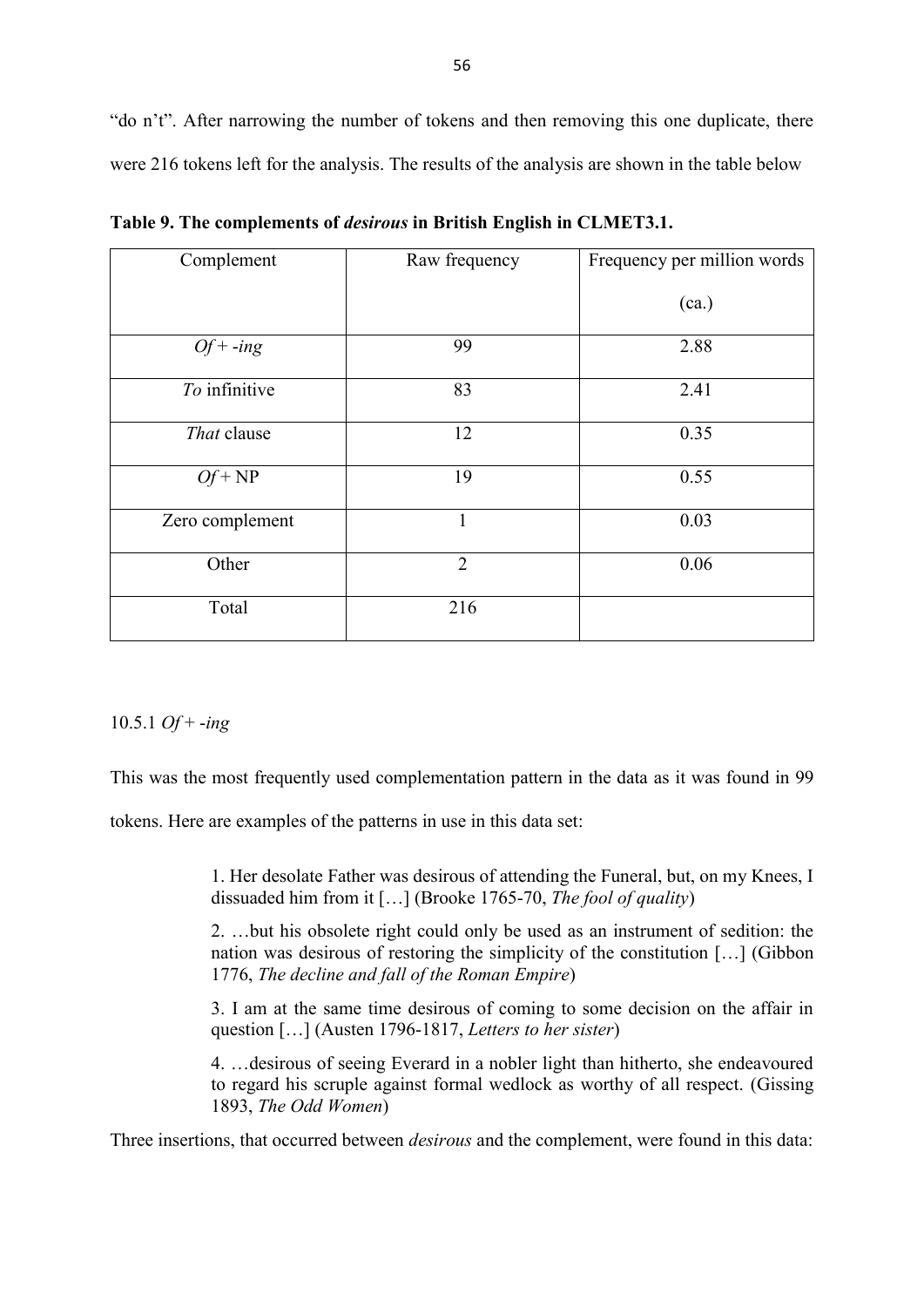"do n't". After narrowing the number of tokens and then removing this one duplicate, there were 216 tokens left for the analysis. The results of the analysis are shown in the table below

**Table 9. The complements of *desirous* in British English in CLMET3.1.**

| Complement | Raw frequency | Frequency per million words (ca.) |
|---|---|---|
| *Of* + -*ing* | 99 | 2.88 |
| *To* infinitive | 83 | 2.41 |
| *That* clause | 12 | 0.35 |
| *Of* + NP | 19 | 0.55 |
| Zero complement | 1 | 0.03 |
| Other | 2 | 0.06 |
| Total | 216 | |

10.5.1 *Of* + -*ing*

This was the most frequently used complementation pattern in the data as it was found in 99 tokens. Here are examples of the patterns in use in this data set:

> 1. Her desolate Father was desirous of attending the Funeral, but, on my Knees, I dissuaded him from it […] (Brooke 1765-70, *The fool of quality*)
>
> 2. …but his obsolete right could only be used as an instrument of sedition: the nation was desirous of restoring the simplicity of the constitution […] (Gibbon 1776, *The decline and fall of the Roman Empire*)
>
> 3. I am at the same time desirous of coming to some decision on the affair in question […] (Austen 1796-1817, *Letters to her sister*)
>
> 4. …desirous of seeing Everard in a nobler light than hitherto, she endeavoured to regard his scruple against formal wedlock as worthy of all respect. (Gissing 1893, *The Odd Women*)

Three insertions, that occurred between *desirous* and the complement, were found in this data: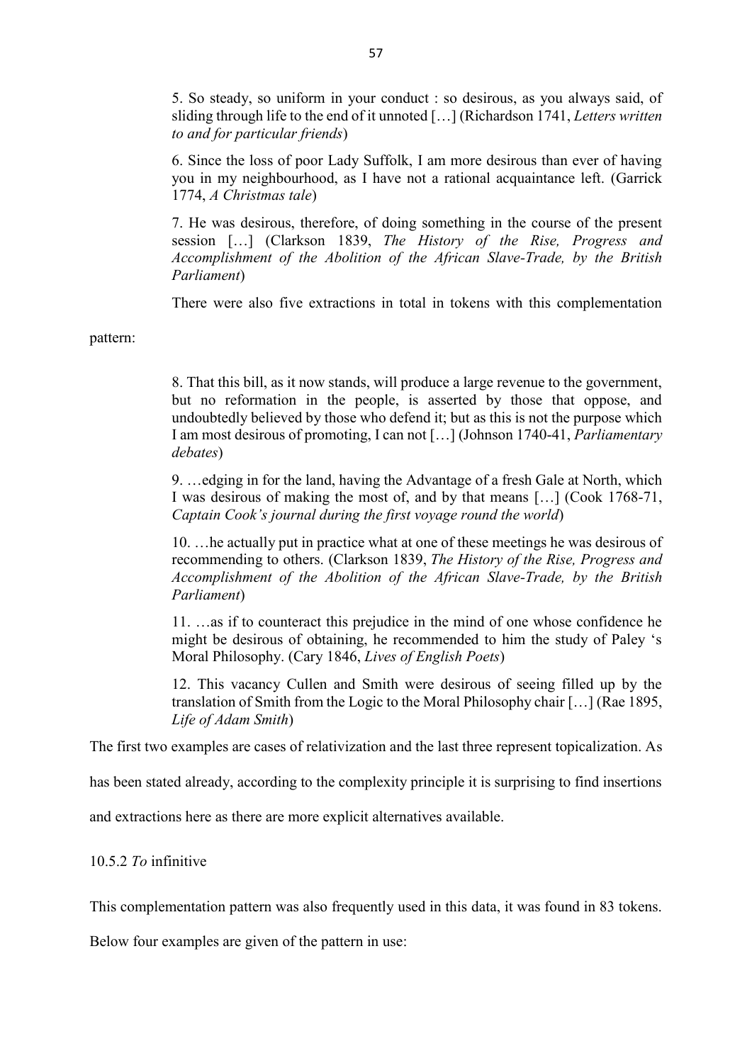> 5. So steady, so uniform in your conduct : so desirous, as you always said, of sliding through life to the end of it unnoted […] (Richardson 1741, *Letters written to and for particular friends*)
>
> 6. Since the loss of poor Lady Suffolk, I am more desirous than ever of having you in my neighbourhood, as I have not a rational acquaintance left. (Garrick 1774, *A Christmas tale*)
>
> 7. He was desirous, therefore, of doing something in the course of the present session […] (Clarkson 1839, *The History of the Rise, Progress and Accomplishment of the Abolition of the African Slave-Trade, by the British Parliament*)

There were also five extractions in total in tokens with this complementation pattern:

> 8. That this bill, as it now stands, will produce a large revenue to the government, but no reformation in the people, is asserted by those that oppose, and undoubtedly believed by those who defend it; but as this is not the purpose which I am most desirous of promoting, I can not […] (Johnson 1740-41, *Parliamentary debates*)
>
> 9. …edging in for the land, having the Advantage of a fresh Gale at North, which I was desirous of making the most of, and by that means […] (Cook 1768-71, *Captain Cook's journal during the first voyage round the world*)
>
> 10. …he actually put in practice what at one of these meetings he was desirous of recommending to others. (Clarkson 1839, *The History of the Rise, Progress and Accomplishment of the Abolition of the African Slave-Trade, by the British Parliament*)
>
> 11. …as if to counteract this prejudice in the mind of one whose confidence he might be desirous of obtaining, he recommended to him the study of Paley 's Moral Philosophy. (Cary 1846, *Lives of English Poets*)
>
> 12. This vacancy Cullen and Smith were desirous of seeing filled up by the translation of Smith from the Logic to the Moral Philosophy chair […] (Rae 1895, *Life of Adam Smith*)

The first two examples are cases of relativization and the last three represent topicalization. As has been stated already, according to the complexity principle it is surprising to find insertions and extractions here as there are more explicit alternatives available.

### 10.5.2 *To* infinitive

This complementation pattern was also frequently used in this data, it was found in 83 tokens. Below four examples are given of the pattern in use: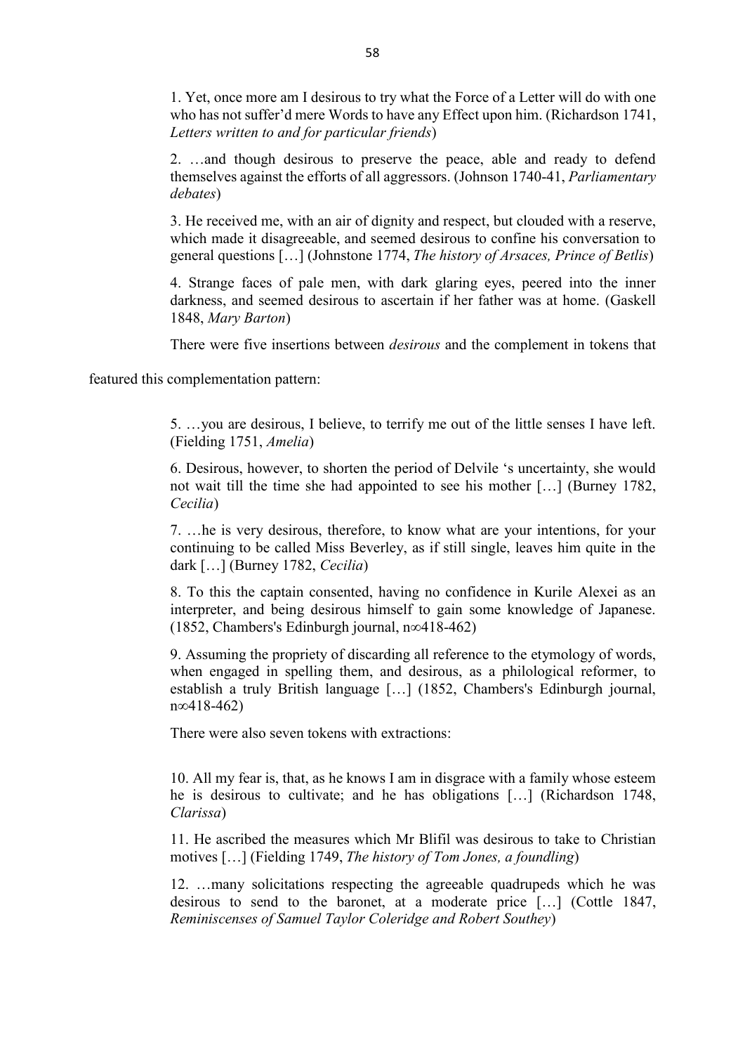1. Yet, once more am I desirous to try what the Force of a Letter will do with one who has not suffer'd mere Words to have any Effect upon him. (Richardson 1741, *Letters written to and for particular friends*)

2. …and though desirous to preserve the peace, able and ready to defend themselves against the efforts of all aggressors. (Johnson 1740-41, *Parliamentary debates*)

3. He received me, with an air of dignity and respect, but clouded with a reserve, which made it disagreeable, and seemed desirous to confine his conversation to general questions […] (Johnstone 1774, *The history of Arsaces, Prince of Betlis*)

4. Strange faces of pale men, with dark glaring eyes, peered into the inner darkness, and seemed desirous to ascertain if her father was at home. (Gaskell 1848, *Mary Barton*)

There were five insertions between *desirous* and the complement in tokens that featured this complementation pattern:

5. …you are desirous, I believe, to terrify me out of the little senses I have left. (Fielding 1751, *Amelia*)

6. Desirous, however, to shorten the period of Delvile 's uncertainty, she would not wait till the time she had appointed to see his mother […] (Burney 1782, *Cecilia*)

7. …he is very desirous, therefore, to know what are your intentions, for your continuing to be called Miss Beverley, as if still single, leaves him quite in the dark […] (Burney 1782, *Cecilia*)

8. To this the captain consented, having no confidence in Kurile Alexei as an interpreter, and being desirous himself to gain some knowledge of Japanese. (1852, Chambers's Edinburgh journal, n∞418-462)

9. Assuming the propriety of discarding all reference to the etymology of words, when engaged in spelling them, and desirous, as a philological reformer, to establish a truly British language […] (1852, Chambers's Edinburgh journal, n∞418-462)

There were also seven tokens with extractions:

10. All my fear is, that, as he knows I am in disgrace with a family whose esteem he is desirous to cultivate; and he has obligations […] (Richardson 1748, *Clarissa*)

11. He ascribed the measures which Mr Blifil was desirous to take to Christian motives […] (Fielding 1749, *The history of Tom Jones, a foundling*)

12. …many solicitations respecting the agreeable quadrupeds which he was desirous to send to the baronet, at a moderate price […] (Cottle 1847, *Reminiscenses of Samuel Taylor Coleridge and Robert Southey*)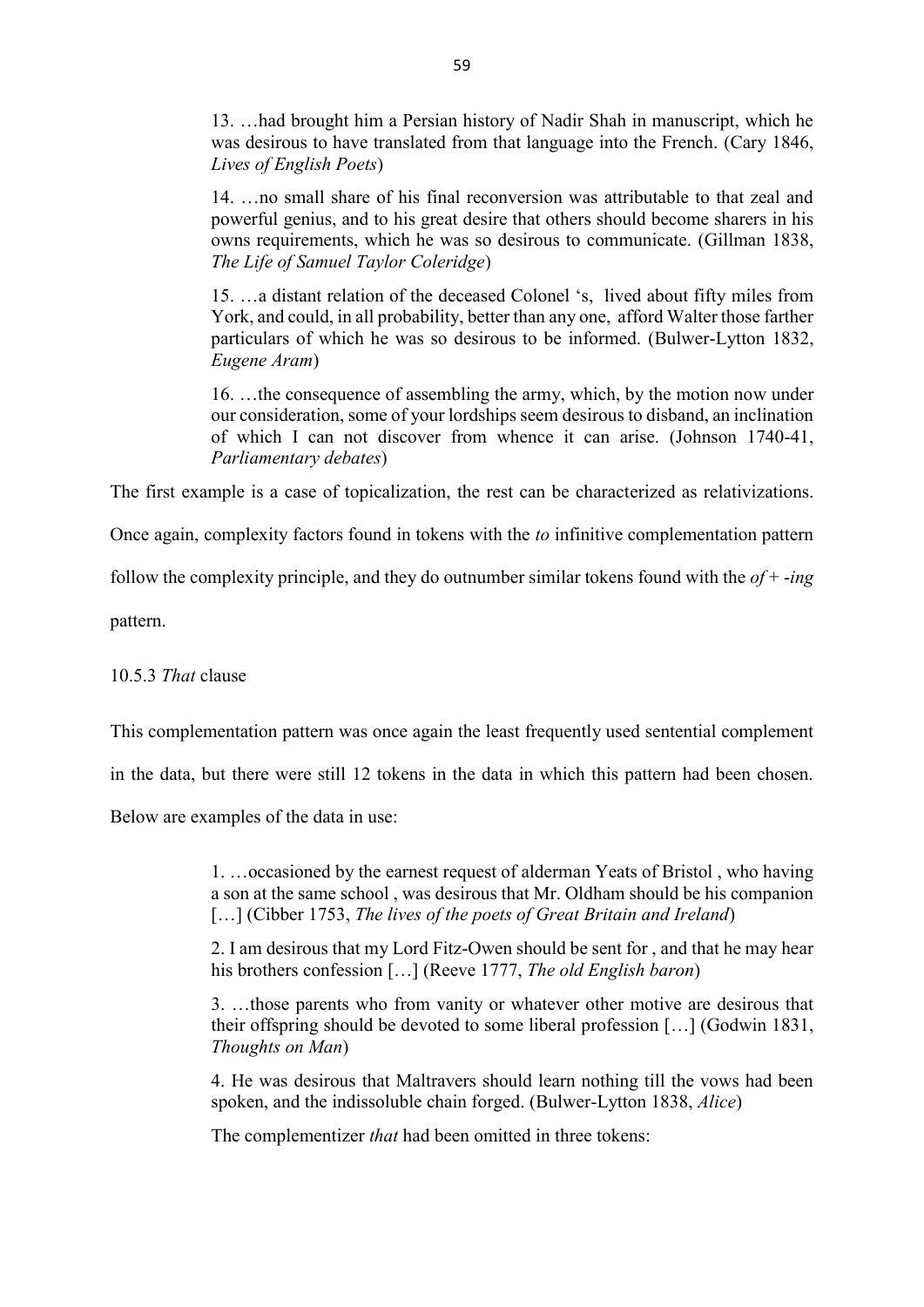13. …had brought him a Persian history of Nadir Shah in manuscript, which he was desirous to have translated from that language into the French. (Cary 1846, *Lives of English Poets*)

14. …no small share of his final reconversion was attributable to that zeal and powerful genius, and to his great desire that others should become sharers in his owns requirements, which he was so desirous to communicate. (Gillman 1838, *The Life of Samuel Taylor Coleridge*)

15. …a distant relation of the deceased Colonel 's, lived about fifty miles from York, and could, in all probability, better than any one, afford Walter those farther particulars of which he was so desirous to be informed. (Bulwer-Lytton 1832, *Eugene Aram*)

16. …the consequence of assembling the army, which, by the motion now under our consideration, some of your lordships seem desirous to disband, an inclination of which I can not discover from whence it can arise. (Johnson 1740-41, *Parliamentary debates*)

The first example is a case of topicalization, the rest can be characterized as relativizations. Once again, complexity factors found in tokens with the *to* infinitive complementation pattern follow the complexity principle, and they do outnumber similar tokens found with the *of* + *-ing* pattern.

### 10.5.3 *That* clause

This complementation pattern was once again the least frequently used sentential complement in the data, but there were still 12 tokens in the data in which this pattern had been chosen. Below are examples of the data in use:

1. …occasioned by the earnest request of alderman Yeats of Bristol , who having a son at the same school , was desirous that Mr. Oldham should be his companion […] (Cibber 1753, *The lives of the poets of Great Britain and Ireland*)

2. I am desirous that my Lord Fitz-Owen should be sent for , and that he may hear his brothers confession […] (Reeve 1777, *The old English baron*)

3. …those parents who from vanity or whatever other motive are desirous that their offspring should be devoted to some liberal profession […] (Godwin 1831, *Thoughts on Man*)

4. He was desirous that Maltravers should learn nothing till the vows had been spoken, and the indissoluble chain forged. (Bulwer-Lytton 1838, *Alice*)

The complementizer *that* had been omitted in three tokens: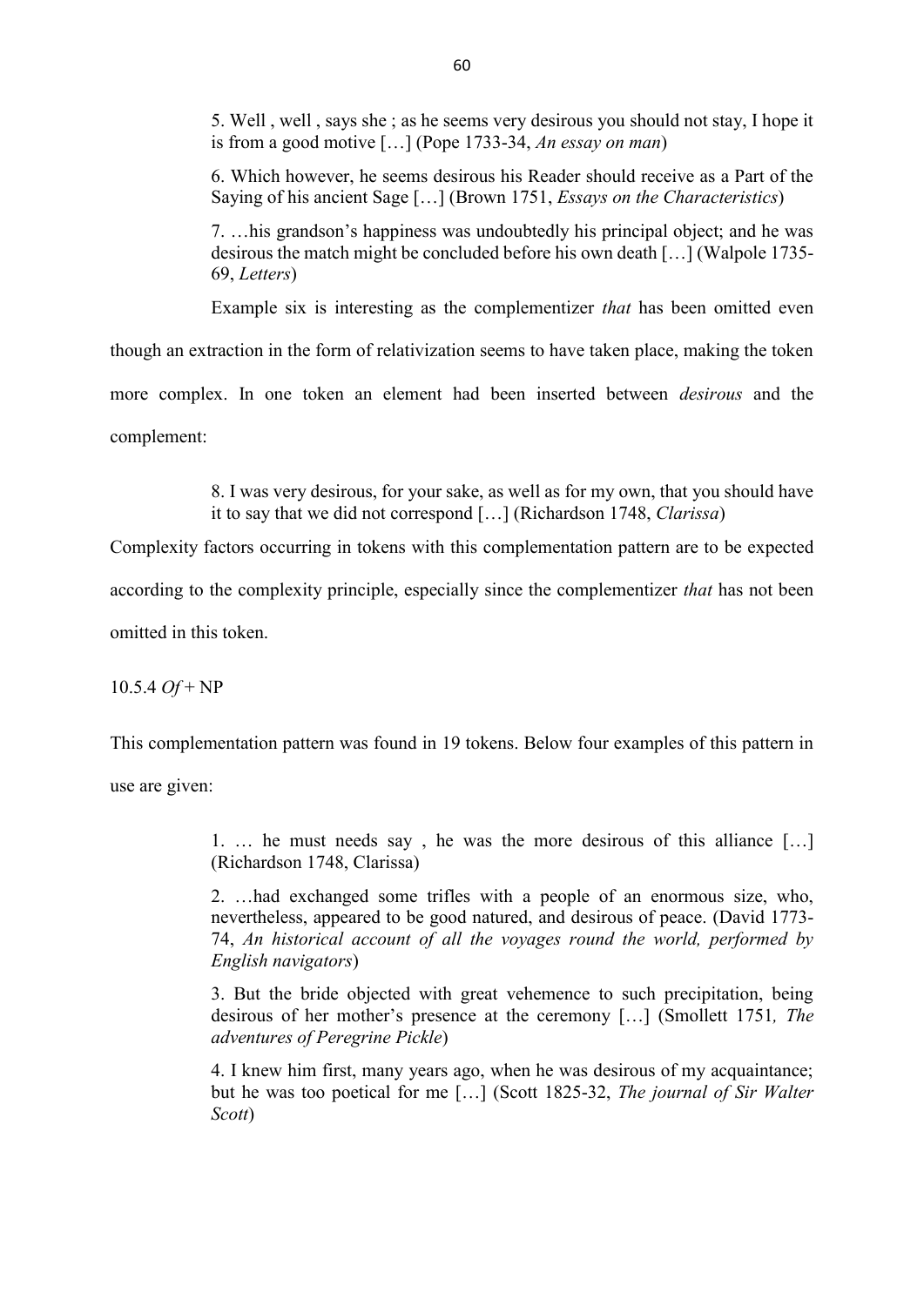> 5. Well , well , says she ; as he seems very desirous you should not stay, I hope it is from a good motive […] (Pope 1733-34, *An essay on man*)
>
> 6. Which however, he seems desirous his Reader should receive as a Part of the Saying of his ancient Sage […] (Brown 1751, *Essays on the Characteristics*)
>
> 7. …his grandson's happiness was undoubtedly his principal object; and he was desirous the match might be concluded before his own death […] (Walpole 1735-69, *Letters*)

Example six is interesting as the complementizer *that* has been omitted even though an extraction in the form of relativization seems to have taken place, making the token more complex. In one token an element had been inserted between *desirous* and the complement:

> 8. I was very desirous, for your sake, as well as for my own, that you should have it to say that we did not correspond […] (Richardson 1748, *Clarissa*)

Complexity factors occurring in tokens with this complementation pattern are to be expected according to the complexity principle, especially since the complementizer *that* has not been omitted in this token.

### 10.5.4 *Of* + NP

This complementation pattern was found in 19 tokens. Below four examples of this pattern in use are given:

> 1. … he must needs say , he was the more desirous of this alliance […] (Richardson 1748, Clarissa)
>
> 2. …had exchanged some trifles with a people of an enormous size, who, nevertheless, appeared to be good natured, and desirous of peace. (David 1773-74, *An historical account of all the voyages round the world, performed by English navigators*)
>
> 3. But the bride objected with great vehemence to such precipitation, being desirous of her mother's presence at the ceremony […] (Smollett 1751*, The adventures of Peregrine Pickle*)
>
> 4. I knew him first, many years ago, when he was desirous of my acquaintance; but he was too poetical for me […] (Scott 1825-32, *The journal of Sir Walter Scott*)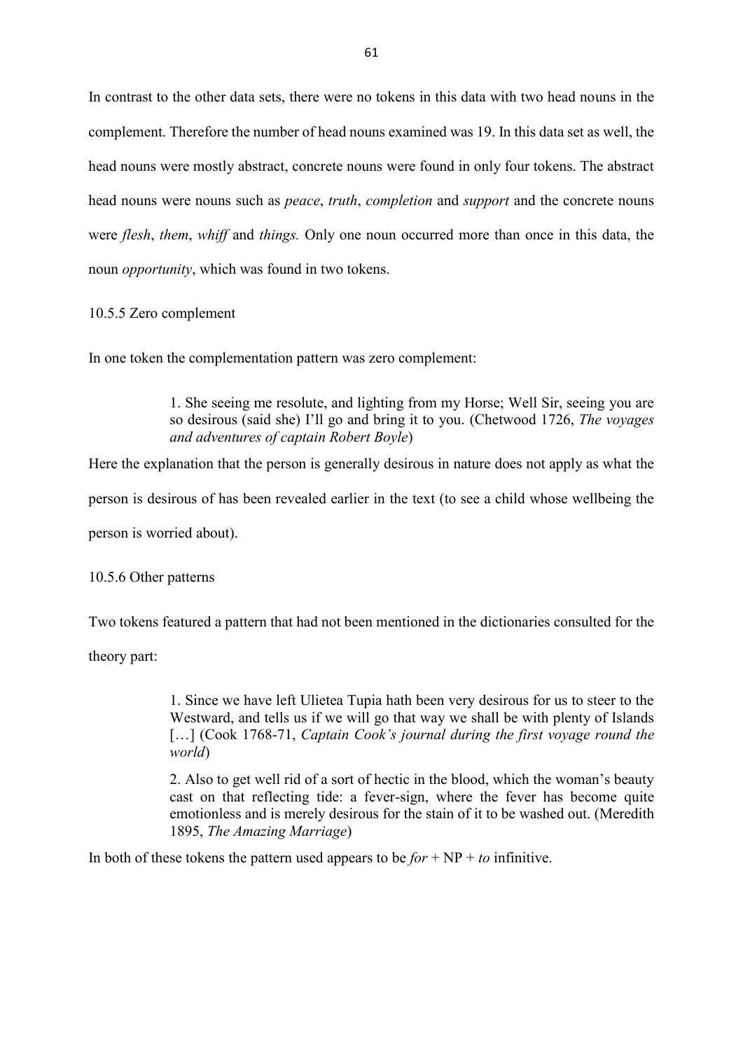In contrast to the other data sets, there were no tokens in this data with two head nouns in the complement. Therefore the number of head nouns examined was 19. In this data set as well, the head nouns were mostly abstract, concrete nouns were found in only four tokens. The abstract head nouns were nouns such as *peace*, *truth*, *completion* and *support* and the concrete nouns were *flesh*, *them*, *whiff* and *things.* Only one noun occurred more than once in this data, the noun *opportunity*, which was found in two tokens.

### 10.5.5 Zero complement

In one token the complementation pattern was zero complement:

> 1. She seeing me resolute, and lighting from my Horse; Well Sir, seeing you are so desirous (said she) I'll go and bring it to you. (Chetwood 1726, *The voyages and adventures of captain Robert Boyle*)

Here the explanation that the person is generally desirous in nature does not apply as what the person is desirous of has been revealed earlier in the text (to see a child whose wellbeing the person is worried about).

### 10.5.6 Other patterns

Two tokens featured a pattern that had not been mentioned in the dictionaries consulted for the theory part:

> 1. Since we have left Ulietea Tupia hath been very desirous for us to steer to the Westward, and tells us if we will go that way we shall be with plenty of Islands […] (Cook 1768-71, *Captain Cook's journal during the first voyage round the world*)
>
> 2. Also to get well rid of a sort of hectic in the blood, which the woman's beauty cast on that reflecting tide: a fever-sign, where the fever has become quite emotionless and is merely desirous for the stain of it to be washed out. (Meredith 1895, *The Amazing Marriage*)

In both of these tokens the pattern used appears to be *for* + NP + *to* infinitive.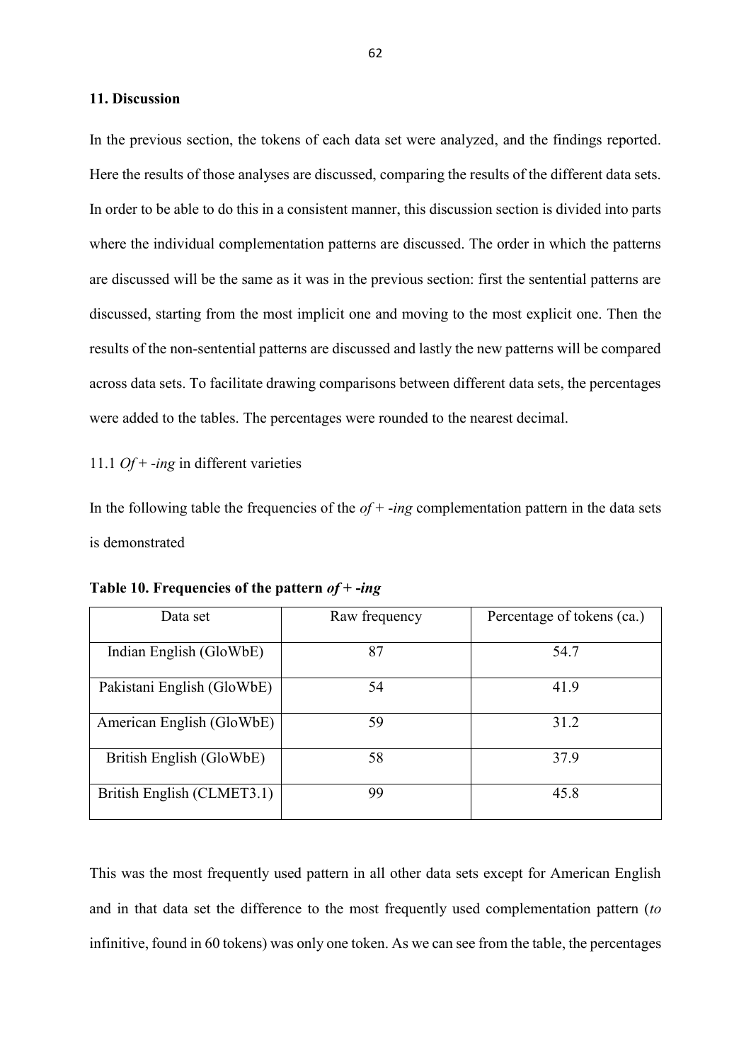## 11. Discussion

In the previous section, the tokens of each data set were analyzed, and the findings reported. Here the results of those analyses are discussed, comparing the results of the different data sets. In order to be able to do this in a consistent manner, this discussion section is divided into parts where the individual complementation patterns are discussed. The order in which the patterns are discussed will be the same as it was in the previous section: first the sentential patterns are discussed, starting from the most implicit one and moving to the most explicit one. Then the results of the non-sentential patterns are discussed and lastly the new patterns will be compared across data sets. To facilitate drawing comparisons between different data sets, the percentages were added to the tables. The percentages were rounded to the nearest decimal.

### 11.1 *Of* + *-ing* in different varieties

In the following table the frequencies of the *of* + *-ing* complementation pattern in the data sets is demonstrated

**Table 10. Frequencies of the pattern *of* + *-ing***

| Data set | Raw frequency | Percentage of tokens (ca.) |
|---|---|---|
| Indian English (GloWbE) | 87 | 54.7 |
| Pakistani English (GloWbE) | 54 | 41.9 |
| American English (GloWbE) | 59 | 31.2 |
| British English (GloWbE) | 58 | 37.9 |
| British English (CLMET3.1) | 99 | 45.8 |

This was the most frequently used pattern in all other data sets except for American English and in that data set the difference to the most frequently used complementation pattern (*to* infinitive, found in 60 tokens) was only one token. As we can see from the table, the percentages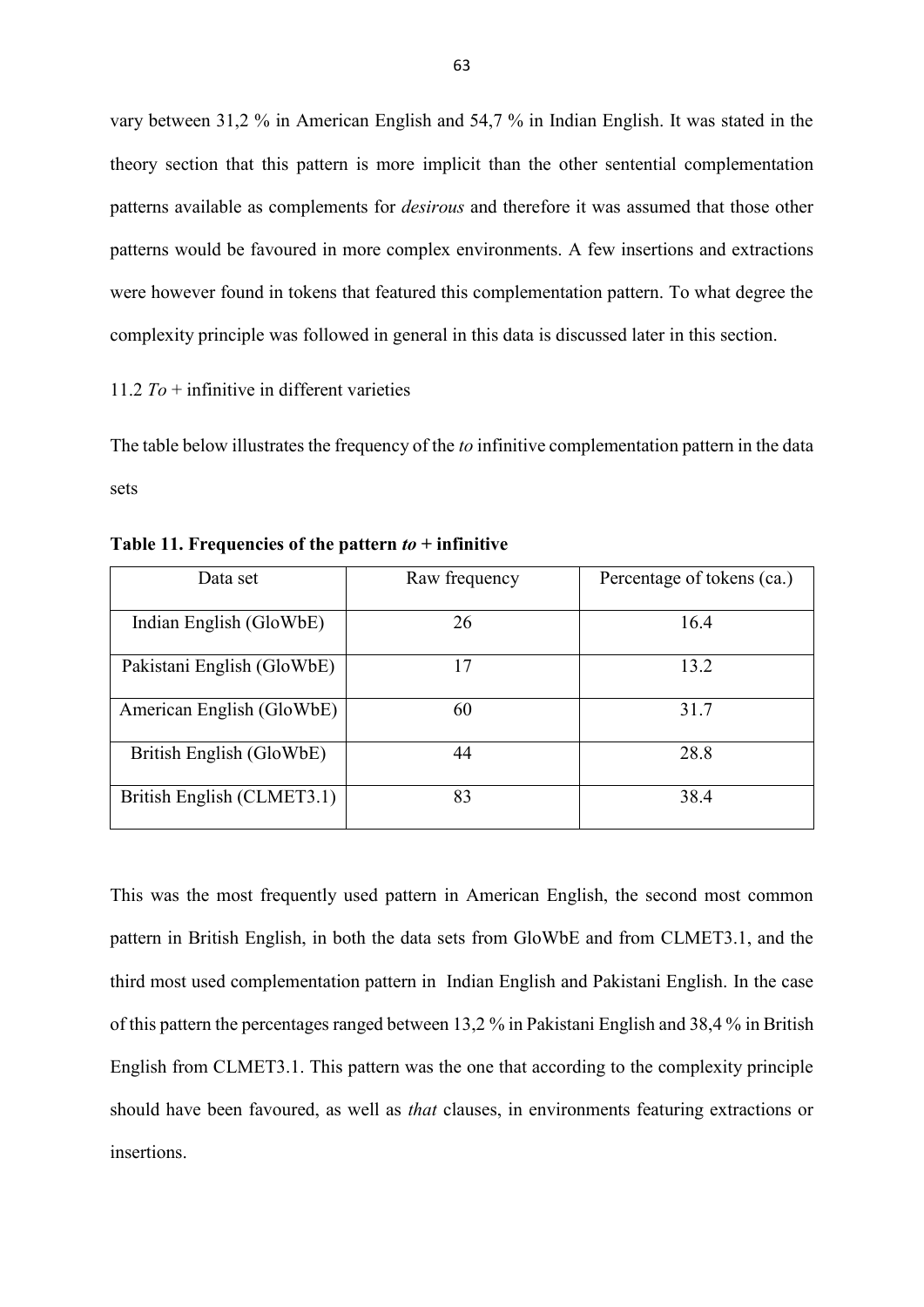vary between 31,2 % in American English and 54,7 % in Indian English. It was stated in the theory section that this pattern is more implicit than the other sentential complementation patterns available as complements for *desirous* and therefore it was assumed that those other patterns would be favoured in more complex environments. A few insertions and extractions were however found in tokens that featured this complementation pattern. To what degree the complexity principle was followed in general in this data is discussed later in this section.

## 11.2 *To* + infinitive in different varieties

The table below illustrates the frequency of the *to* infinitive complementation pattern in the data sets

**Table 11. Frequencies of the pattern *to* + infinitive**

| Data set | Raw frequency | Percentage of tokens (ca.) |
|---|---|---|
| Indian English (GloWbE) | 26 | 16.4 |
| Pakistani English (GloWbE) | 17 | 13.2 |
| American English (GloWbE) | 60 | 31.7 |
| British English (GloWbE) | 44 | 28.8 |
| British English (CLMET3.1) | 83 | 38.4 |

This was the most frequently used pattern in American English, the second most common pattern in British English, in both the data sets from GloWbE and from CLMET3.1, and the third most used complementation pattern in Indian English and Pakistani English. In the case of this pattern the percentages ranged between 13,2 % in Pakistani English and 38,4 % in British English from CLMET3.1. This pattern was the one that according to the complexity principle should have been favoured, as well as *that* clauses, in environments featuring extractions or insertions.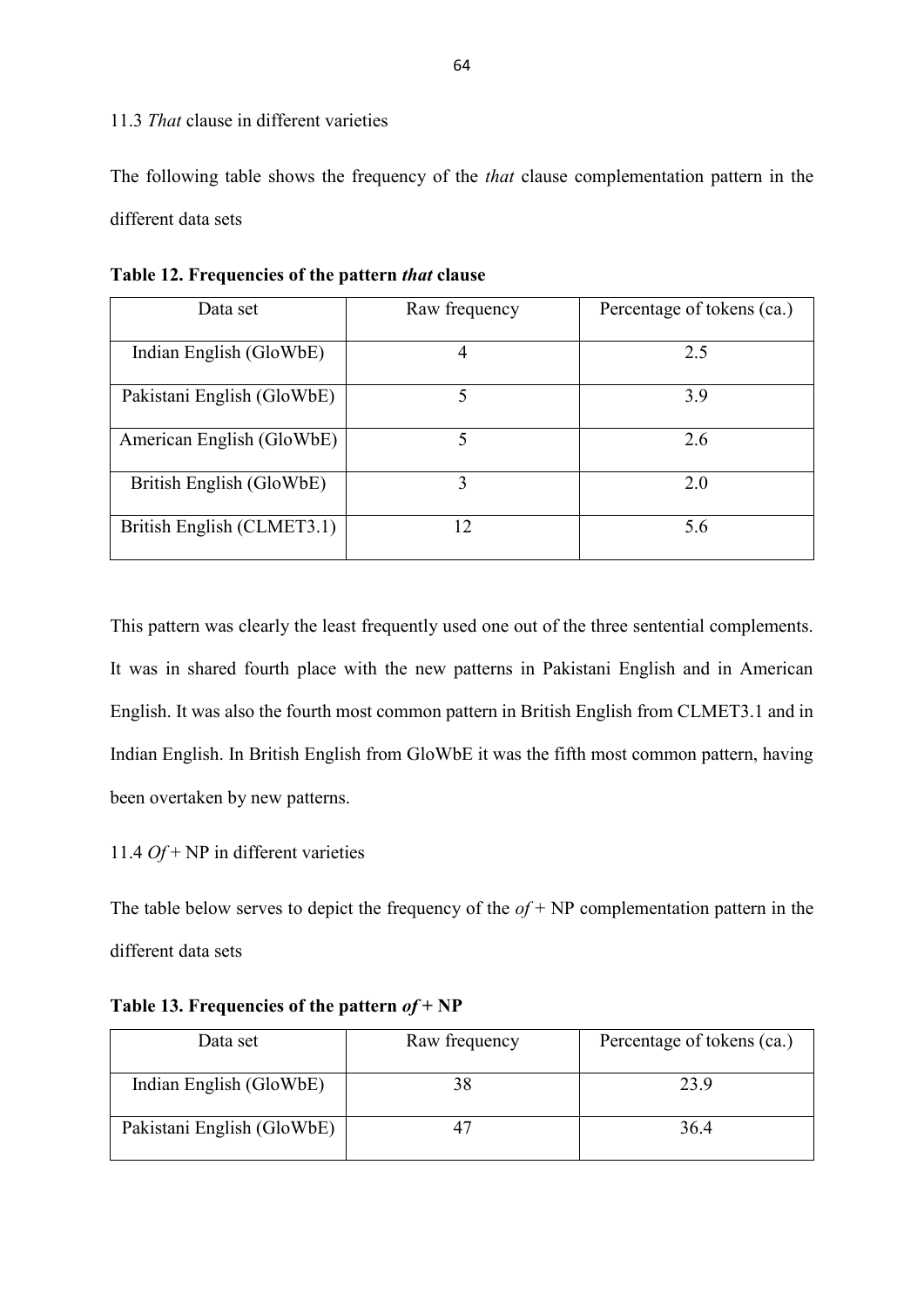### 11.3 *That* clause in different varieties

The following table shows the frequency of the *that* clause complementation pattern in the different data sets

**Table 12. Frequencies of the pattern *that* clause**

| Data set | Raw frequency | Percentage of tokens (ca.) |
|---|---|---|
| Indian English (GloWbE) | 4 | 2.5 |
| Pakistani English (GloWbE) | 5 | 3.9 |
| American English (GloWbE) | 5 | 2.6 |
| British English (GloWbE) | 3 | 2.0 |
| British English (CLMET3.1) | 12 | 5.6 |

This pattern was clearly the least frequently used one out of the three sentential complements. It was in shared fourth place with the new patterns in Pakistani English and in American English. It was also the fourth most common pattern in British English from CLMET3.1 and in Indian English. In British English from GloWbE it was the fifth most common pattern, having been overtaken by new patterns.

### 11.4 *Of* + NP in different varieties

The table below serves to depict the frequency of the *of* + NP complementation pattern in the different data sets

**Table 13. Frequencies of the pattern *of* + NP**

| Data set | Raw frequency | Percentage of tokens (ca.) |
|---|---|---|
| Indian English (GloWbE) | 38 | 23.9 |
| Pakistani English (GloWbE) | 47 | 36.4 |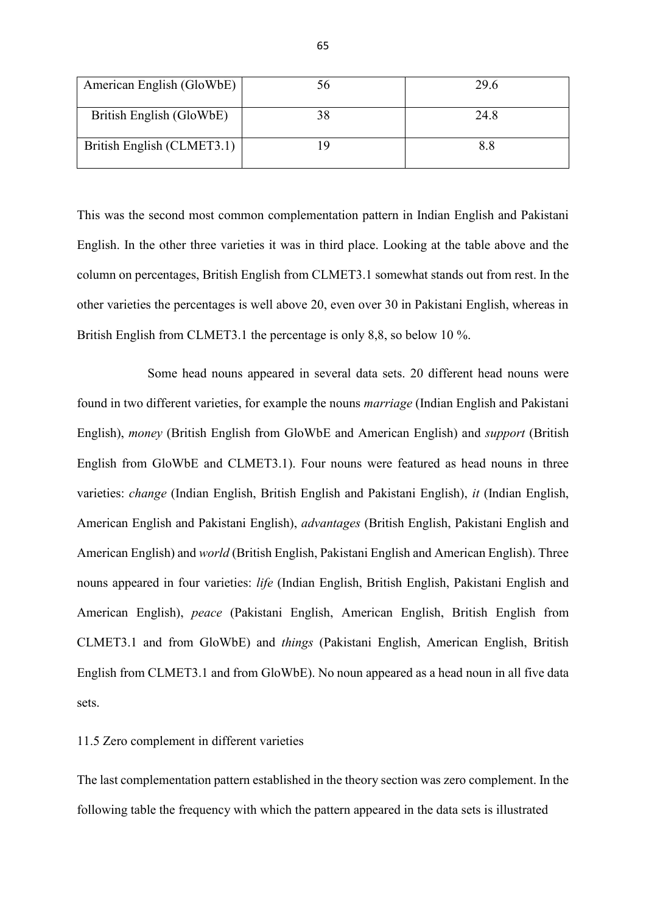| American English (GloWbE) | 56 | 29.6 |
|---|---|---|
| British English (GloWbE) | 38 | 24.8 |
| British English (CLMET3.1) | 19 | 8.8 |

This was the second most common complementation pattern in Indian English and Pakistani English. In the other three varieties it was in third place. Looking at the table above and the column on percentages, British English from CLMET3.1 somewhat stands out from rest. In the other varieties the percentages is well above 20, even over 30 in Pakistani English, whereas in British English from CLMET3.1 the percentage is only 8,8, so below 10 %.

Some head nouns appeared in several data sets. 20 different head nouns were found in two different varieties, for example the nouns *marriage* (Indian English and Pakistani English), *money* (British English from GloWbE and American English) and *support* (British English from GloWbE and CLMET3.1). Four nouns were featured as head nouns in three varieties: *change* (Indian English, British English and Pakistani English), *it* (Indian English, American English and Pakistani English), *advantages* (British English, Pakistani English and American English) and *world* (British English, Pakistani English and American English). Three nouns appeared in four varieties: *life* (Indian English, British English, Pakistani English and American English), *peace* (Pakistani English, American English, British English from CLMET3.1 and from GloWbE) and *things* (Pakistani English, American English, British English from CLMET3.1 and from GloWbE). No noun appeared as a head noun in all five data sets.

11.5 Zero complement in different varieties

The last complementation pattern established in the theory section was zero complement. In the following table the frequency with which the pattern appeared in the data sets is illustrated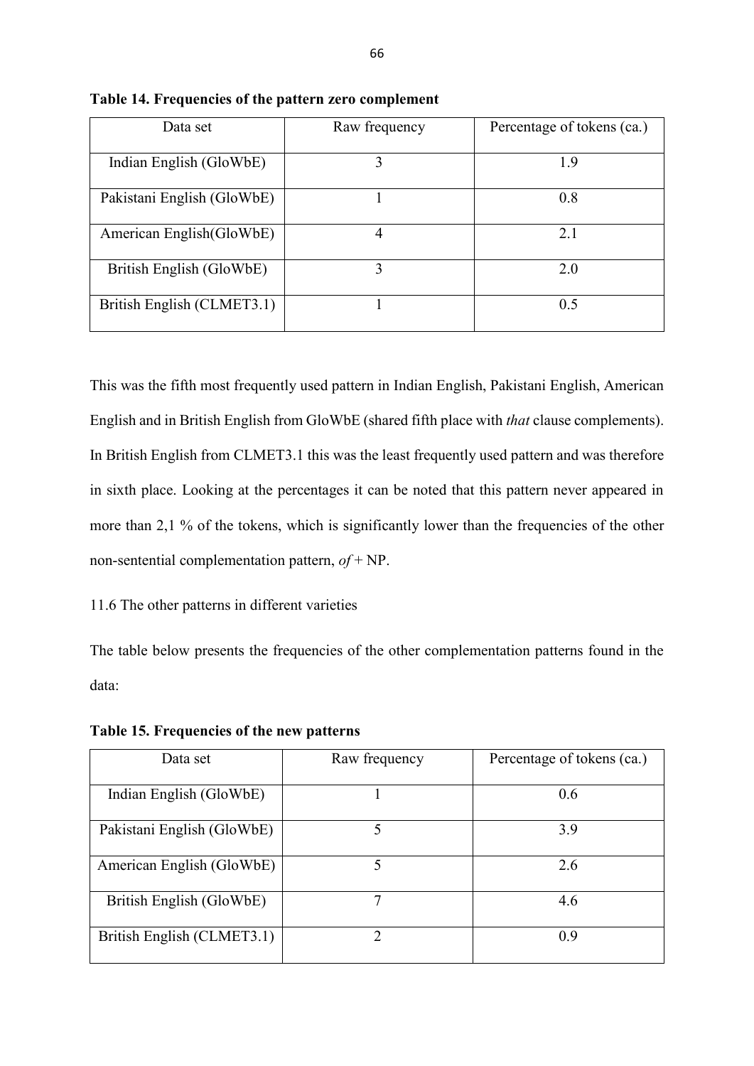**Table 14. Frequencies of the pattern zero complement**

| Data set | Raw frequency | Percentage of tokens (ca.) |
| --- | --- | --- |
| Indian English (GloWbE) | 3 | 1.9 |
| Pakistani English (GloWbE) | 1 | 0.8 |
| American English(GloWbE) | 4 | 2.1 |
| British English (GloWbE) | 3 | 2.0 |
| British English (CLMET3.1) | 1 | 0.5 |

This was the fifth most frequently used pattern in Indian English, Pakistani English, American English and in British English from GloWbE (shared fifth place with *that* clause complements). In British English from CLMET3.1 this was the least frequently used pattern and was therefore in sixth place. Looking at the percentages it can be noted that this pattern never appeared in more than 2,1 % of the tokens, which is significantly lower than the frequencies of the other non-sentential complementation pattern, *of* + NP.

11.6 The other patterns in different varieties

The table below presents the frequencies of the other complementation patterns found in the data:

**Table 15. Frequencies of the new patterns**

| Data set | Raw frequency | Percentage of tokens (ca.) |
| --- | --- | --- |
| Indian English (GloWbE) | 1 | 0.6 |
| Pakistani English (GloWbE) | 5 | 3.9 |
| American English (GloWbE) | 5 | 2.6 |
| British English (GloWbE) | 7 | 4.6 |
| British English (CLMET3.1) | 2 | 0.9 |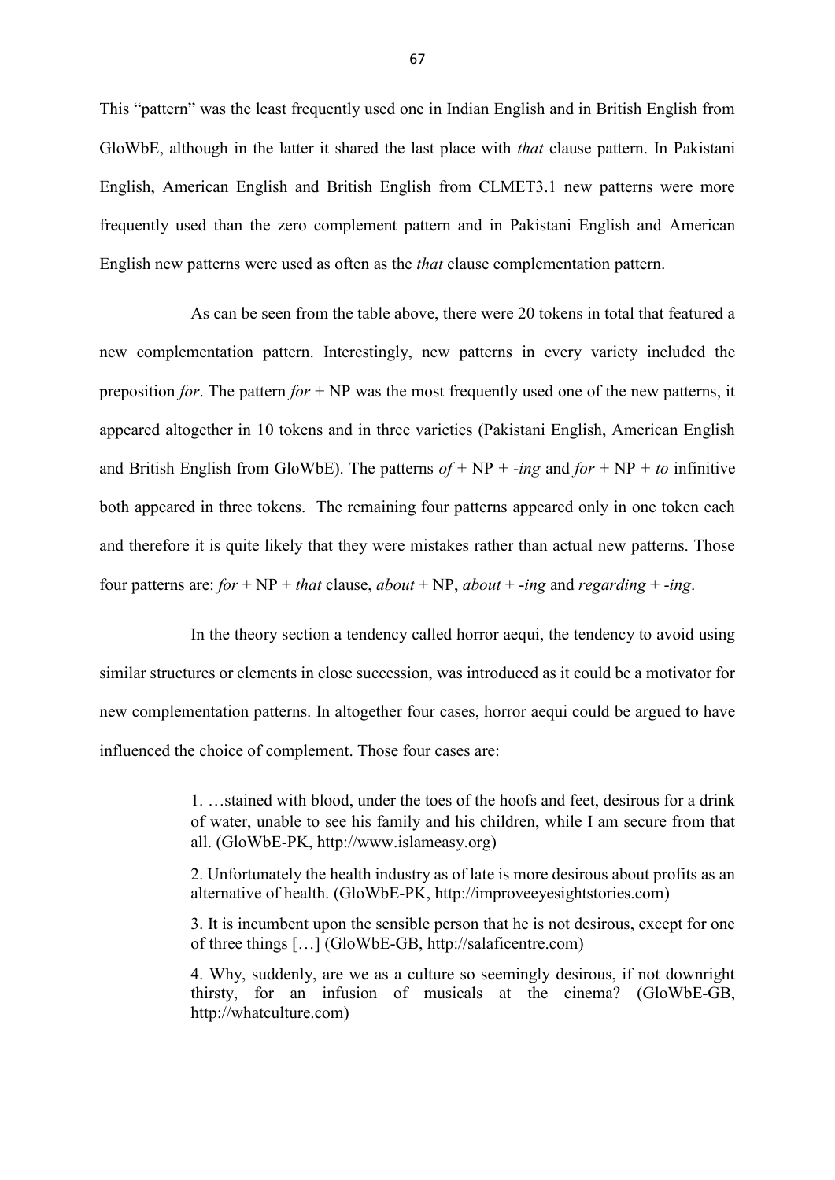This "pattern" was the least frequently used one in Indian English and in British English from GloWbE, although in the latter it shared the last place with *that* clause pattern. In Pakistani English, American English and British English from CLMET3.1 new patterns were more frequently used than the zero complement pattern and in Pakistani English and American English new patterns were used as often as the *that* clause complementation pattern.

As can be seen from the table above, there were 20 tokens in total that featured a new complementation pattern. Interestingly, new patterns in every variety included the preposition *for*. The pattern *for* + NP was the most frequently used one of the new patterns, it appeared altogether in 10 tokens and in three varieties (Pakistani English, American English and British English from GloWbE). The patterns *of* + NP + *-ing* and *for* + NP + *to* infinitive both appeared in three tokens. The remaining four patterns appeared only in one token each and therefore it is quite likely that they were mistakes rather than actual new patterns. Those four patterns are: *for* + NP + *that* clause, *about* + NP, *about* + *-ing* and *regarding* + *-ing*.

In the theory section a tendency called horror aequi, the tendency to avoid using similar structures or elements in close succession, was introduced as it could be a motivator for new complementation patterns. In altogether four cases, horror aequi could be argued to have influenced the choice of complement. Those four cases are:

> 1. …stained with blood, under the toes of the hoofs and feet, desirous for a drink of water, unable to see his family and his children, while I am secure from that all. (GloWbE-PK, http://www.islameasy.org)
>
> 2. Unfortunately the health industry as of late is more desirous about profits as an alternative of health. (GloWbE-PK, http://improveeyesightstories.com)
>
> 3. It is incumbent upon the sensible person that he is not desirous, except for one of three things […] (GloWbE-GB, http://salaficentre.com)
>
> 4. Why, suddenly, are we as a culture so seemingly desirous, if not downright thirsty, for an infusion of musicals at the cinema? (GloWbE-GB, http://whatculture.com)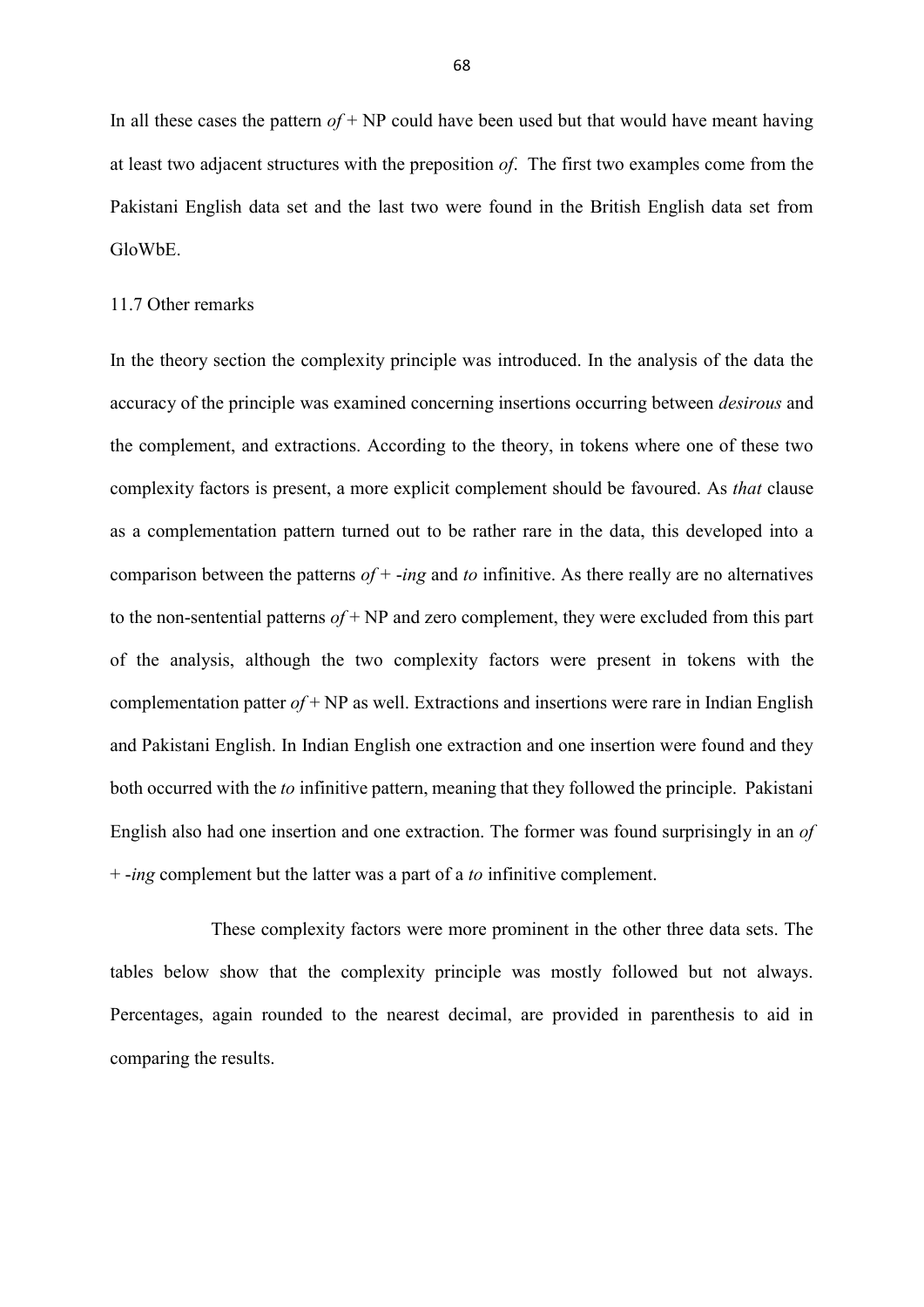In all these cases the pattern *of* + NP could have been used but that would have meant having at least two adjacent structures with the preposition *of*. The first two examples come from the Pakistani English data set and the last two were found in the British English data set from GloWbE.

### 11.7 Other remarks

In the theory section the complexity principle was introduced. In the analysis of the data the accuracy of the principle was examined concerning insertions occurring between *desirous* and the complement, and extractions. According to the theory, in tokens where one of these two complexity factors is present, a more explicit complement should be favoured. As *that* clause as a complementation pattern turned out to be rather rare in the data, this developed into a comparison between the patterns *of* + *-ing* and *to* infinitive. As there really are no alternatives to the non-sentential patterns *of* + NP and zero complement, they were excluded from this part of the analysis, although the two complexity factors were present in tokens with the complementation patter *of* + NP as well. Extractions and insertions were rare in Indian English and Pakistani English. In Indian English one extraction and one insertion were found and they both occurred with the *to* infinitive pattern, meaning that they followed the principle. Pakistani English also had one insertion and one extraction. The former was found surprisingly in an *of* + *-ing* complement but the latter was a part of a *to* infinitive complement.

These complexity factors were more prominent in the other three data sets. The tables below show that the complexity principle was mostly followed but not always. Percentages, again rounded to the nearest decimal, are provided in parenthesis to aid in comparing the results.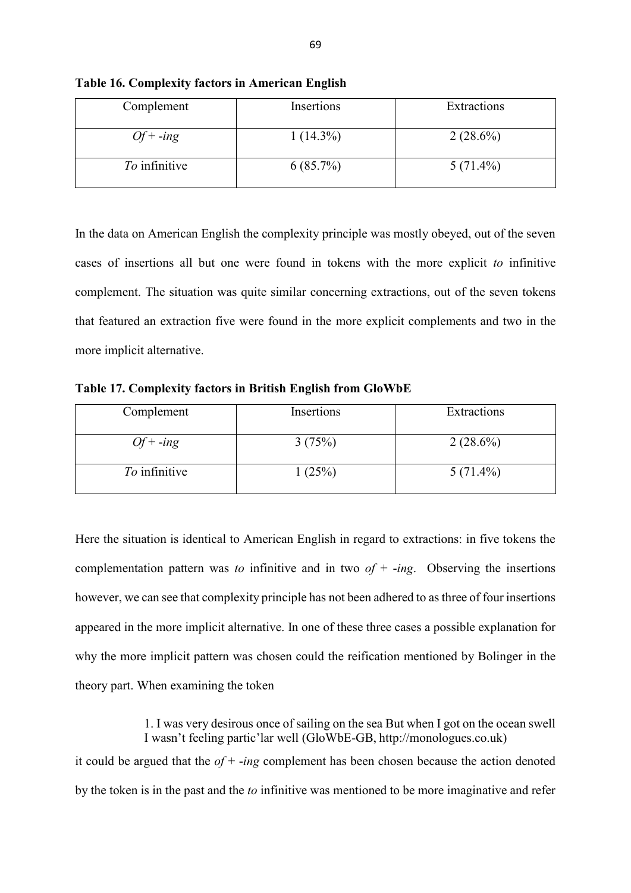**Table 16. Complexity factors in American English**

| Complement | Insertions | Extractions |
|---|---|---|
| *Of* + *-ing* | 1 (14.3%) | 2 (28.6%) |
| *To* infinitive | 6 (85.7%) | 5 (71.4%) |

In the data on American English the complexity principle was mostly obeyed, out of the seven cases of insertions all but one were found in tokens with the more explicit *to* infinitive complement. The situation was quite similar concerning extractions, out of the seven tokens that featured an extraction five were found in the more explicit complements and two in the more implicit alternative.

**Table 17. Complexity factors in British English from GloWbE**

| Complement | Insertions | Extractions |
|---|---|---|
| *Of* + *-ing* | 3 (75%) | 2 (28.6%) |
| *To* infinitive | 1 (25%) | 5 (71.4%) |

Here the situation is identical to American English in regard to extractions: in five tokens the complementation pattern was *to* infinitive and in two *of* + *-ing*. Observing the insertions however, we can see that complexity principle has not been adhered to as three of four insertions appeared in the more implicit alternative. In one of these three cases a possible explanation for why the more implicit pattern was chosen could the reification mentioned by Bolinger in the theory part. When examining the token

> 1. I was very desirous once of sailing on the sea But when I got on the ocean swell I wasn't feeling partic'lar well (GloWbE-GB, http://monologues.co.uk)

it could be argued that the *of* + *-ing* complement has been chosen because the action denoted by the token is in the past and the *to* infinitive was mentioned to be more imaginative and refer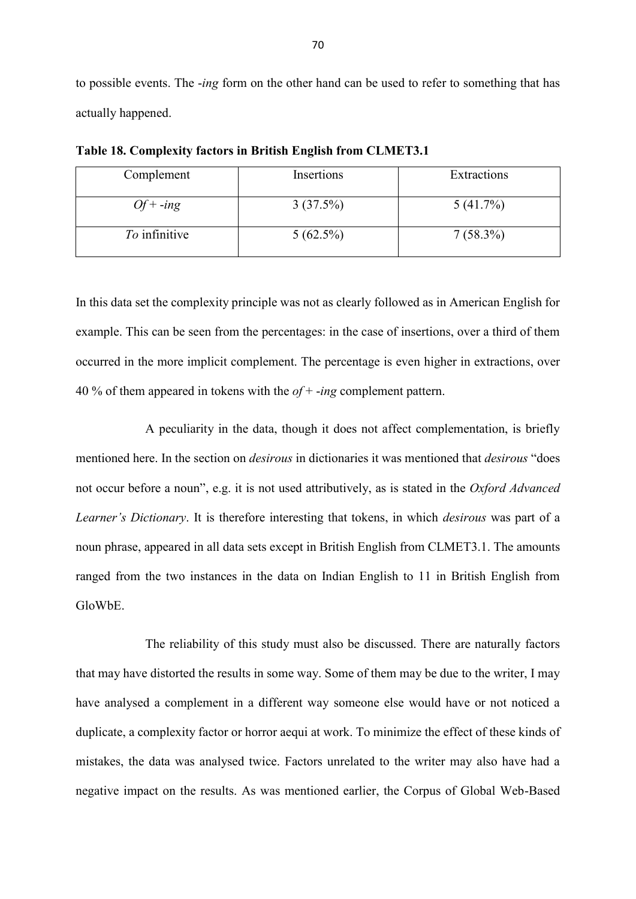to possible events. The *-ing* form on the other hand can be used to refer to something that has actually happened.

**Table 18. Complexity factors in British English from CLMET3.1**

| Complement | Insertions | Extractions |
|---|---|---|
| *Of* + *-ing* | 3 (37.5%) | 5 (41.7%) |
| *To* infinitive | 5 (62.5%) | 7 (58.3%) |

In this data set the complexity principle was not as clearly followed as in American English for example. This can be seen from the percentages: in the case of insertions, over a third of them occurred in the more implicit complement. The percentage is even higher in extractions, over 40 % of them appeared in tokens with the *of* + *-ing* complement pattern.

A peculiarity in the data, though it does not affect complementation, is briefly mentioned here. In the section on *desirous* in dictionaries it was mentioned that *desirous* "does not occur before a noun", e.g. it is not used attributively, as is stated in the *Oxford Advanced Learner's Dictionary*. It is therefore interesting that tokens, in which *desirous* was part of a noun phrase, appeared in all data sets except in British English from CLMET3.1. The amounts ranged from the two instances in the data on Indian English to 11 in British English from GloWbE.

The reliability of this study must also be discussed. There are naturally factors that may have distorted the results in some way. Some of them may be due to the writer, I may have analysed a complement in a different way someone else would have or not noticed a duplicate, a complexity factor or horror aequi at work. To minimize the effect of these kinds of mistakes, the data was analysed twice. Factors unrelated to the writer may also have had a negative impact on the results. As was mentioned earlier, the Corpus of Global Web-Based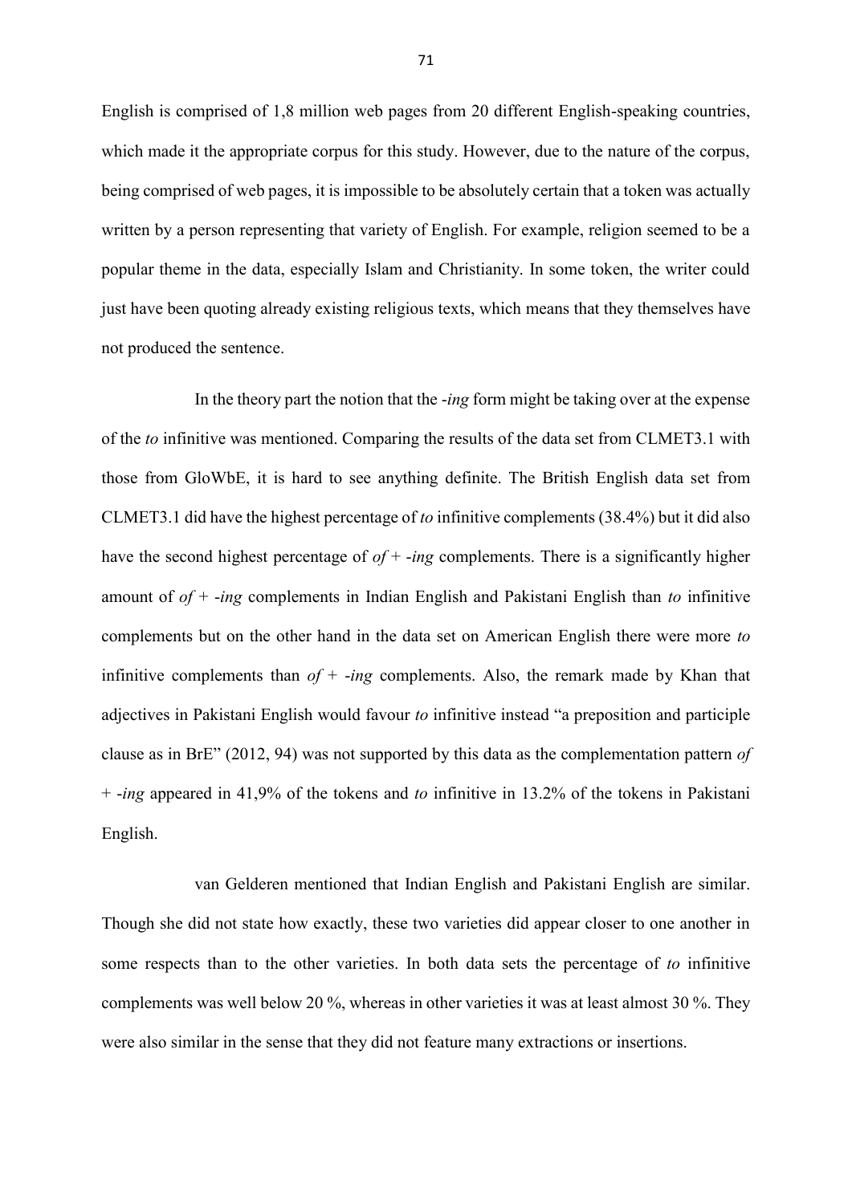English is comprised of 1,8 million web pages from 20 different English-speaking countries, which made it the appropriate corpus for this study. However, due to the nature of the corpus, being comprised of web pages, it is impossible to be absolutely certain that a token was actually written by a person representing that variety of English. For example, religion seemed to be a popular theme in the data, especially Islam and Christianity. In some token, the writer could just have been quoting already existing religious texts, which means that they themselves have not produced the sentence.

In the theory part the notion that the *-ing* form might be taking over at the expense of the *to* infinitive was mentioned. Comparing the results of the data set from CLMET3.1 with those from GloWbE, it is hard to see anything definite. The British English data set from CLMET3.1 did have the highest percentage of *to* infinitive complements (38.4%) but it did also have the second highest percentage of *of* + *-ing* complements. There is a significantly higher amount of *of* + *-ing* complements in Indian English and Pakistani English than *to* infinitive complements but on the other hand in the data set on American English there were more *to* infinitive complements than *of* + *-ing* complements. Also, the remark made by Khan that adjectives in Pakistani English would favour *to* infinitive instead "a preposition and participle clause as in BrE" (2012, 94) was not supported by this data as the complementation pattern *of* + *-ing* appeared in 41,9% of the tokens and *to* infinitive in 13.2% of the tokens in Pakistani English.

van Gelderen mentioned that Indian English and Pakistani English are similar. Though she did not state how exactly, these two varieties did appear closer to one another in some respects than to the other varieties. In both data sets the percentage of *to* infinitive complements was well below 20 %, whereas in other varieties it was at least almost 30 %. They were also similar in the sense that they did not feature many extractions or insertions.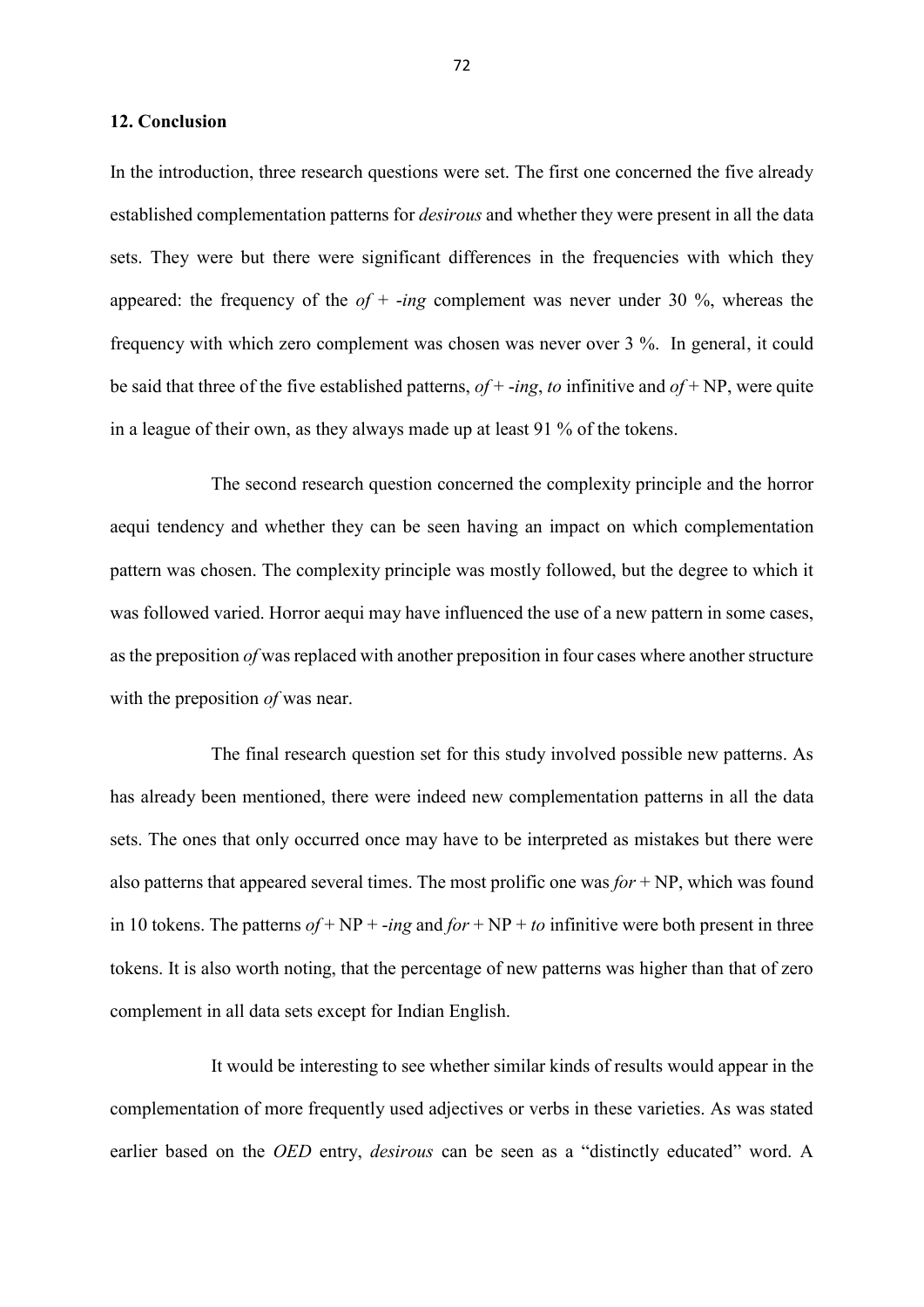## 12. Conclusion

In the introduction, three research questions were set. The first one concerned the five already established complementation patterns for *desirous* and whether they were present in all the data sets. They were but there were significant differences in the frequencies with which they appeared: the frequency of the *of* + *-ing* complement was never under 30 %, whereas the frequency with which zero complement was chosen was never over 3 %. In general, it could be said that three of the five established patterns, *of* + *-ing*, *to* infinitive and *of* + NP, were quite in a league of their own, as they always made up at least 91 % of the tokens.

The second research question concerned the complexity principle and the horror aequi tendency and whether they can be seen having an impact on which complementation pattern was chosen. The complexity principle was mostly followed, but the degree to which it was followed varied. Horror aequi may have influenced the use of a new pattern in some cases, as the preposition *of* was replaced with another preposition in four cases where another structure with the preposition *of* was near.

The final research question set for this study involved possible new patterns. As has already been mentioned, there were indeed new complementation patterns in all the data sets. The ones that only occurred once may have to be interpreted as mistakes but there were also patterns that appeared several times. The most prolific one was *for* + NP, which was found in 10 tokens. The patterns *of* + NP + *-ing* and *for* + NP + *to* infinitive were both present in three tokens. It is also worth noting, that the percentage of new patterns was higher than that of zero complement in all data sets except for Indian English.

It would be interesting to see whether similar kinds of results would appear in the complementation of more frequently used adjectives or verbs in these varieties. As was stated earlier based on the *OED* entry, *desirous* can be seen as a "distinctly educated" word. A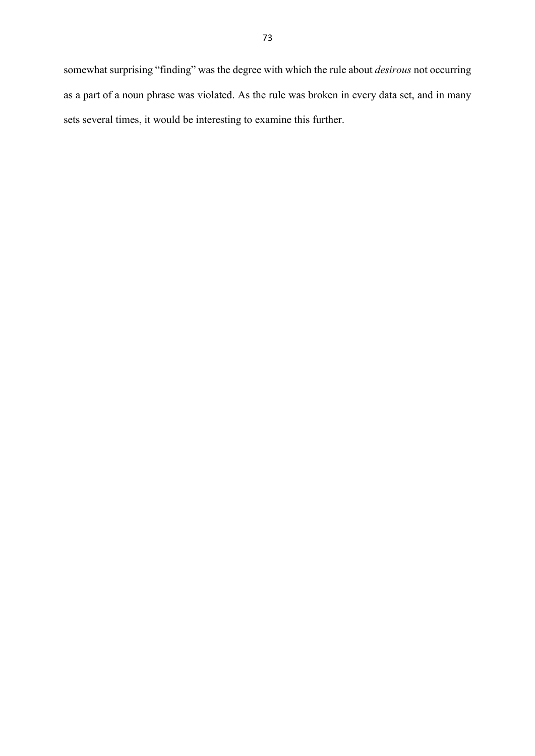somewhat surprising "finding" was the degree with which the rule about *desirous* not occurring as a part of a noun phrase was violated. As the rule was broken in every data set, and in many sets several times, it would be interesting to examine this further.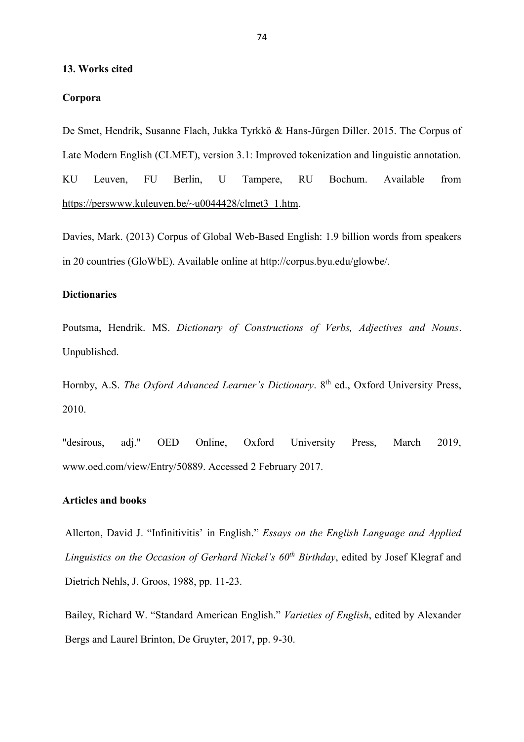## 13. Works cited

### Corpora

De Smet, Hendrik, Susanne Flach, Jukka Tyrkkö & Hans-Jürgen Diller. 2015. The Corpus of Late Modern English (CLMET), version 3.1: Improved tokenization and linguistic annotation. KU Leuven, FU Berlin, U Tampere, RU Bochum. Available from https://perswww.kuleuven.be/~u0044428/clmet3_1.htm.

Davies, Mark. (2013) Corpus of Global Web-Based English: 1.9 billion words from speakers in 20 countries (GloWbE). Available online at http://corpus.byu.edu/glowbe/.

### Dictionaries

Poutsma, Hendrik. MS. *Dictionary of Constructions of Verbs, Adjectives and Nouns*. Unpublished.

Hornby, A.S. *The Oxford Advanced Learner's Dictionary*. 8th ed., Oxford University Press, 2010.

"desirous, adj." OED Online, Oxford University Press, March 2019, www.oed.com/view/Entry/50889. Accessed 2 February 2017.

### Articles and books

Allerton, David J. "Infinitivitis' in English." *Essays on the English Language and Applied Linguistics on the Occasion of Gerhard Nickel's 60th Birthday*, edited by Josef Klegraf and Dietrich Nehls, J. Groos, 1988, pp. 11-23.

Bailey, Richard W. "Standard American English." *Varieties of English*, edited by Alexander Bergs and Laurel Brinton, De Gruyter, 2017, pp. 9-30.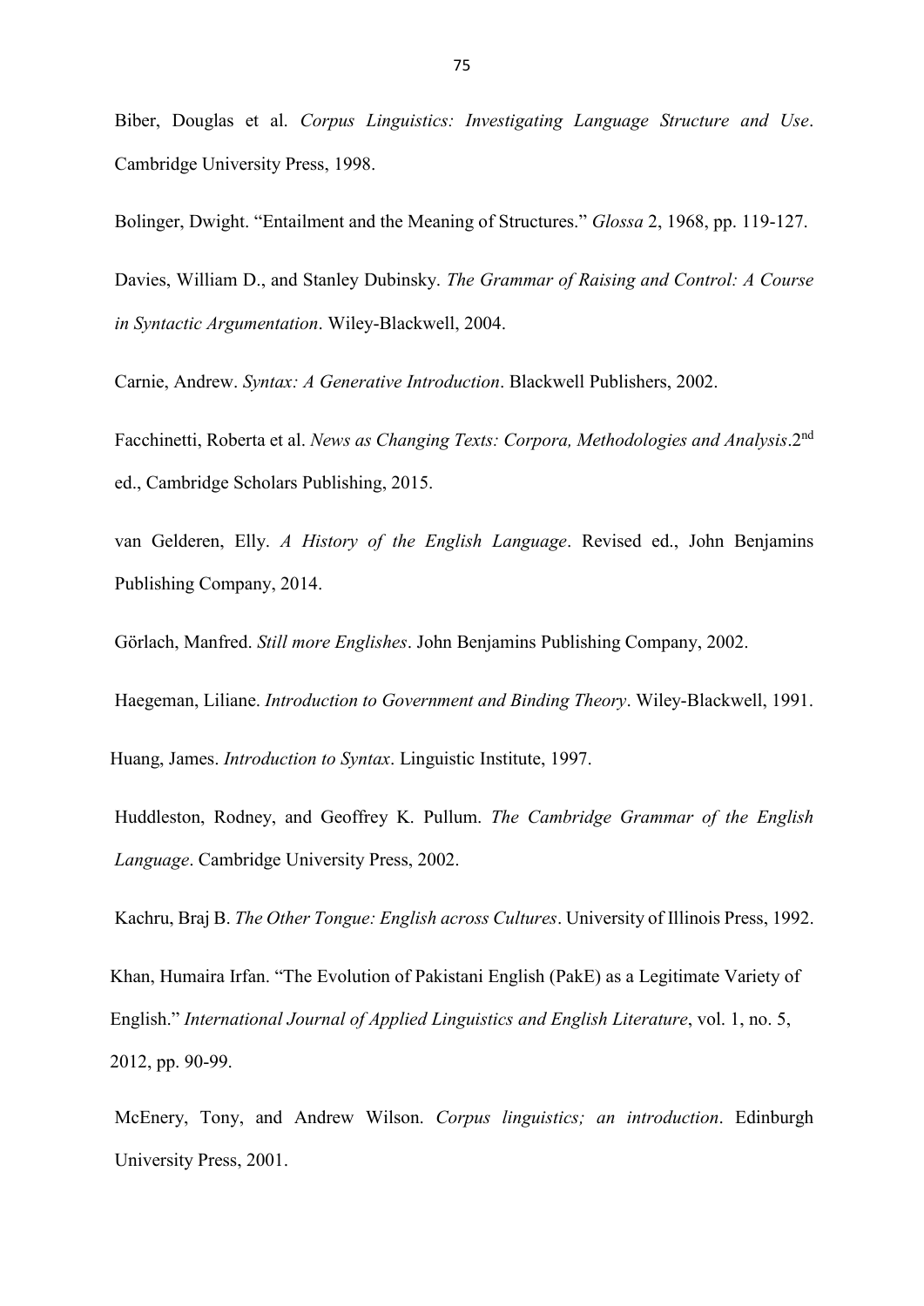Biber, Douglas et al. *Corpus Linguistics: Investigating Language Structure and Use*. Cambridge University Press, 1998.

Bolinger, Dwight. "Entailment and the Meaning of Structures." *Glossa* 2, 1968, pp. 119-127.

Davies, William D., and Stanley Dubinsky. *The Grammar of Raising and Control: A Course in Syntactic Argumentation*. Wiley-Blackwell, 2004.

Carnie, Andrew. *Syntax: A Generative Introduction*. Blackwell Publishers, 2002.

Facchinetti, Roberta et al. *News as Changing Texts: Corpora, Methodologies and Analysis*.2nd ed., Cambridge Scholars Publishing, 2015.

van Gelderen, Elly. *A History of the English Language*. Revised ed., John Benjamins Publishing Company, 2014.

Görlach, Manfred. *Still more Englishes*. John Benjamins Publishing Company, 2002.

Haegeman, Liliane. *Introduction to Government and Binding Theory*. Wiley-Blackwell, 1991.

Huang, James. *Introduction to Syntax*. Linguistic Institute, 1997.

Huddleston, Rodney, and Geoffrey K. Pullum. *The Cambridge Grammar of the English Language*. Cambridge University Press, 2002.

Kachru, Braj B. *The Other Tongue: English across Cultures*. University of Illinois Press, 1992.

Khan, Humaira Irfan. "The Evolution of Pakistani English (PakE) as a Legitimate Variety of English." *International Journal of Applied Linguistics and English Literature*, vol. 1, no. 5, 2012, pp. 90-99.

McEnery, Tony, and Andrew Wilson. *Corpus linguistics; an introduction*. Edinburgh University Press, 2001.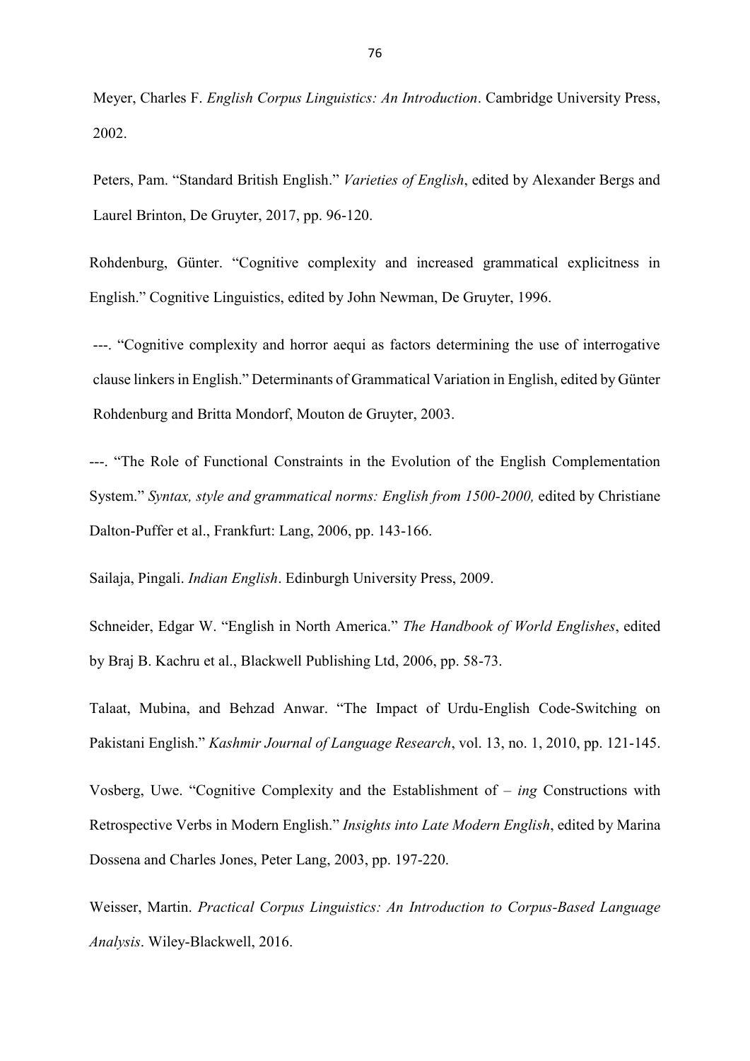Meyer, Charles F. *English Corpus Linguistics: An Introduction*. Cambridge University Press, 2002.

Peters, Pam. "Standard British English." *Varieties of English*, edited by Alexander Bergs and Laurel Brinton, De Gruyter, 2017, pp. 96-120.

Rohdenburg, Günter. "Cognitive complexity and increased grammatical explicitness in English." Cognitive Linguistics, edited by John Newman, De Gruyter, 1996.

---. "Cognitive complexity and horror aequi as factors determining the use of interrogative clause linkers in English." Determinants of Grammatical Variation in English, edited by Günter Rohdenburg and Britta Mondorf, Mouton de Gruyter, 2003.

---. "The Role of Functional Constraints in the Evolution of the English Complementation System." *Syntax, style and grammatical norms: English from 1500-2000,* edited by Christiane Dalton-Puffer et al., Frankfurt: Lang, 2006, pp. 143-166.

Sailaja, Pingali. *Indian English*. Edinburgh University Press, 2009.

Schneider, Edgar W. "English in North America." *The Handbook of World Englishes*, edited by Braj B. Kachru et al., Blackwell Publishing Ltd, 2006, pp. 58-73.

Talaat, Mubina, and Behzad Anwar. "The Impact of Urdu-English Code-Switching on Pakistani English." *Kashmir Journal of Language Research*, vol. 13, no. 1, 2010, pp. 121-145.

Vosberg, Uwe. "Cognitive Complexity and the Establishment of – *ing* Constructions with Retrospective Verbs in Modern English." *Insights into Late Modern English*, edited by Marina Dossena and Charles Jones, Peter Lang, 2003, pp. 197-220.

Weisser, Martin. *Practical Corpus Linguistics: An Introduction to Corpus-Based Language Analysis*. Wiley-Blackwell, 2016.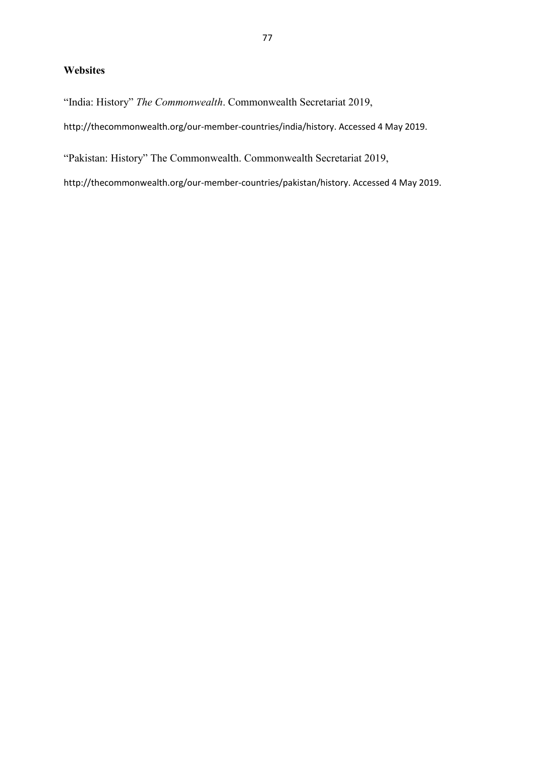## Websites

"India: History" *The Commonwealth*. Commonwealth Secretariat 2019,

http://thecommonwealth.org/our-member-countries/india/history. Accessed 4 May 2019.

"Pakistan: History" The Commonwealth. Commonwealth Secretariat 2019,

http://thecommonwealth.org/our-member-countries/pakistan/history. Accessed 4 May 2019.